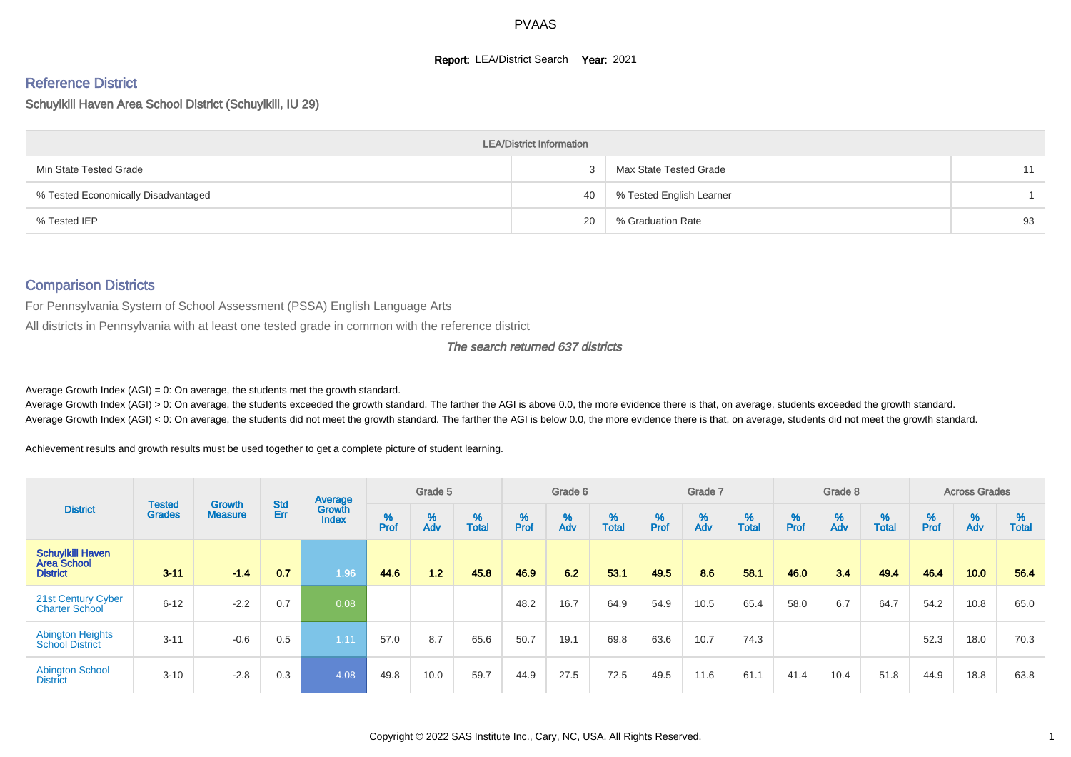PVAAS

**Report:** LEA/District Search **Year:** 2021

## Reference District

Schuylkill Haven Area School District (Schuylkill, IU 29)

| LEA/District Information | | | |
|---|---|---|---|
| Min State Tested Grade | 3 | Max State Tested Grade | 11 |
| % Tested Economically Disadvantaged | 40 | % Tested English Learner | 1 |
| % Tested IEP | 20 | % Graduation Rate | 93 |

## Comparison Districts

For Pennsylvania System of School Assessment (PSSA) English Language Arts

All districts in Pennsylvania with at least one tested grade in common with the reference district

*The search returned 637 districts*

Average Growth Index (AGI) = 0: On average, the students met the growth standard.

Average Growth Index (AGI) > 0: On average, the students exceeded the growth standard. The farther the AGI is above 0.0, the more evidence there is that, on average, students exceeded the growth standard.

Average Growth Index (AGI) < 0: On average, the students did not meet the growth standard. The farther the AGI is below 0.0, the more evidence there is that, on average, students did not meet the growth standard.

Achievement results and growth results must be used together to get a complete picture of student learning.

| District | Tested Grades | Growth Measure | Std Err | Average Growth Index | Grade 5 | | | Grade 6 | | | Grade 7 | | | Grade 8 | | | Across Grades | | |
|---|---|---|---|---|---|---|---|---|---|---|---|---|---|---|---|---|---|---|---|
| | | | | | % Prof | % Adv | % Total | % Prof | % Adv | % Total | % Prof | % Adv | % Total | % Prof | % Adv | % Total | % Prof | % Adv | % Total |
| **Schuylkill Haven Area School District** | **3-11** | **-1.4** | **0.7** | **1.96** | **44.6** | **1.2** | **45.8** | **46.9** | **6.2** | **53.1** | **49.5** | **8.6** | **58.1** | **46.0** | **3.4** | **49.4** | **46.4** | **10.0** | **56.4** |
| 21st Century Cyber Charter School | 6-12 | -2.2 | 0.7 | 0.08 | | | | 48.2 | 16.7 | 64.9 | 54.9 | 10.5 | 65.4 | 58.0 | 6.7 | 64.7 | 54.2 | 10.8 | 65.0 |
| Abington Heights School District | 3-11 | -0.6 | 0.5 | 1.11 | 57.0 | 8.7 | 65.6 | 50.7 | 19.1 | 69.8 | 63.6 | 10.7 | 74.3 | | | | 52.3 | 18.0 | 70.3 |
| Abington School District | 3-10 | -2.8 | 0.3 | 4.08 | 49.8 | 10.0 | 59.7 | 44.9 | 27.5 | 72.5 | 49.5 | 11.6 | 61.1 | 41.4 | 10.4 | 51.8 | 44.9 | 18.8 | 63.8 |

Copyright © 2022 SAS Institute Inc., Cary, NC, USA. All Rights Reserved.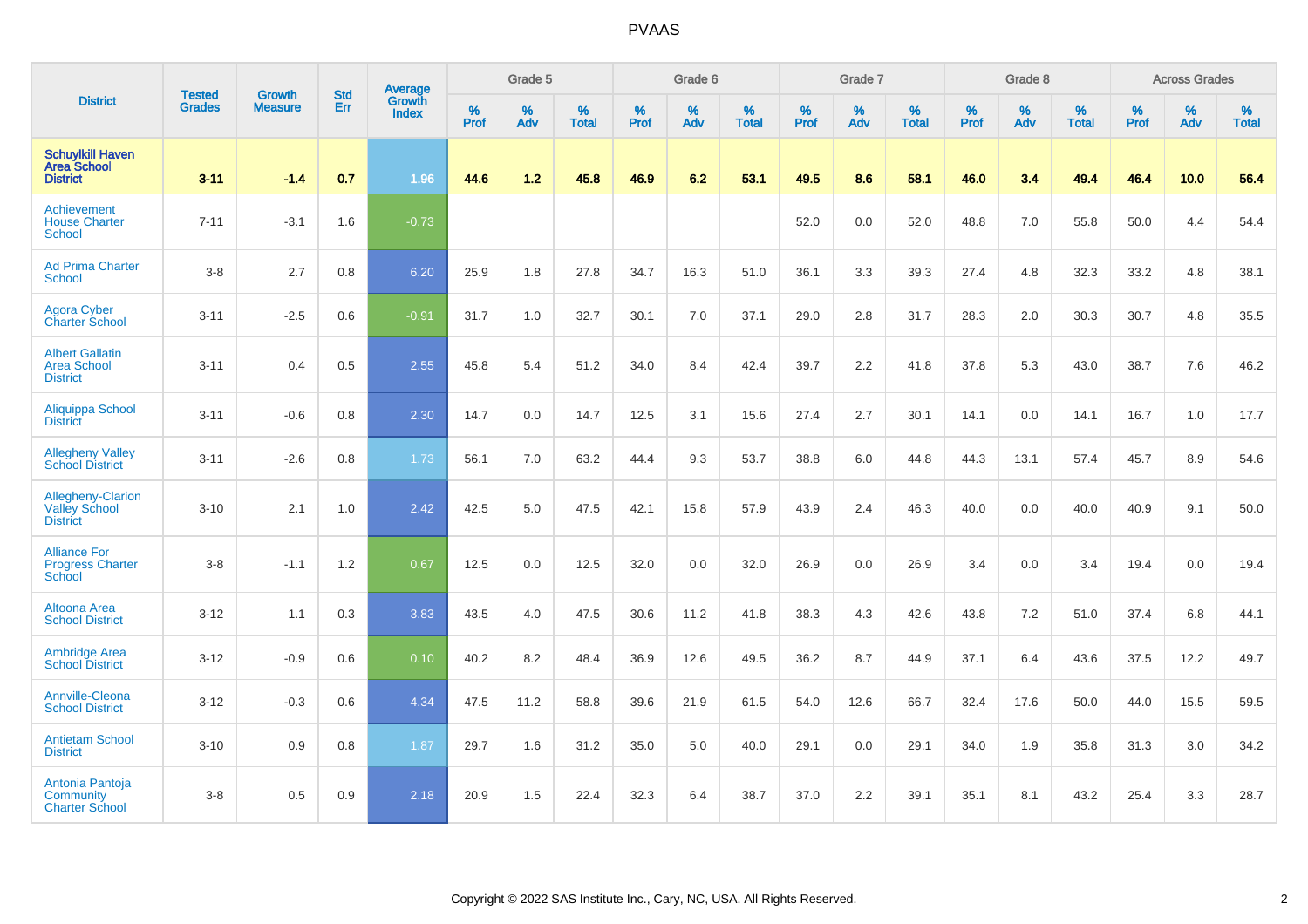| District | Tested Grades | Growth Measure | Std Err | Average Growth Index | Grade 5 | | | Grade 6 | | | Grade 7 | | | Grade 8 | | | Across Grades | | |
|---|---|---|---|---|---|---|---|---|---|---|---|---|---|---|---|---|---|---|---|
| | | | | | % Prof | % Adv | % Total | % Prof | % Adv | % Total | % Prof | % Adv | % Total | % Prof | % Adv | % Total | % Prof | % Adv | % Total |
| **Schuylkill Haven Area School District** | **3-11** | **-1.4** | **0.7** | **1.96** | **44.6** | **1.2** | **45.8** | **46.9** | **6.2** | **53.1** | **49.5** | **8.6** | **58.1** | **46.0** | **3.4** | **49.4** | **46.4** | **10.0** | **56.4** |
| Achievement House Charter School | 7-11 | -3.1 | 1.6 | -0.73 | | | | | | | 52.0 | 0.0 | 52.0 | 48.8 | 7.0 | 55.8 | 50.0 | 4.4 | 54.4 |
| Ad Prima Charter School | 3-8 | 2.7 | 0.8 | 6.20 | 25.9 | 1.8 | 27.8 | 34.7 | 16.3 | 51.0 | 36.1 | 3.3 | 39.3 | 27.4 | 4.8 | 32.3 | 33.2 | 4.8 | 38.1 |
| Agora Cyber Charter School | 3-11 | -2.5 | 0.6 | -0.91 | 31.7 | 1.0 | 32.7 | 30.1 | 7.0 | 37.1 | 29.0 | 2.8 | 31.7 | 28.3 | 2.0 | 30.3 | 30.7 | 4.8 | 35.5 |
| Albert Gallatin Area School District | 3-11 | 0.4 | 0.5 | 2.55 | 45.8 | 5.4 | 51.2 | 34.0 | 8.4 | 42.4 | 39.7 | 2.2 | 41.8 | 37.8 | 5.3 | 43.0 | 38.7 | 7.6 | 46.2 |
| Aliquippa School District | 3-11 | -0.6 | 0.8 | 2.30 | 14.7 | 0.0 | 14.7 | 12.5 | 3.1 | 15.6 | 27.4 | 2.7 | 30.1 | 14.1 | 0.0 | 14.1 | 16.7 | 1.0 | 17.7 |
| Allegheny Valley School District | 3-11 | -2.6 | 0.8 | 1.73 | 56.1 | 7.0 | 63.2 | 44.4 | 9.3 | 53.7 | 38.8 | 6.0 | 44.8 | 44.3 | 13.1 | 57.4 | 45.7 | 8.9 | 54.6 |
| Allegheny-Clarion Valley School District | 3-10 | 2.1 | 1.0 | 2.42 | 42.5 | 5.0 | 47.5 | 42.1 | 15.8 | 57.9 | 43.9 | 2.4 | 46.3 | 40.0 | 0.0 | 40.0 | 40.9 | 9.1 | 50.0 |
| Alliance For Progress Charter School | 3-8 | -1.1 | 1.2 | 0.67 | 12.5 | 0.0 | 12.5 | 32.0 | 0.0 | 32.0 | 26.9 | 0.0 | 26.9 | 3.4 | 0.0 | 3.4 | 19.4 | 0.0 | 19.4 |
| Altoona Area School District | 3-12 | 1.1 | 0.3 | 3.83 | 43.5 | 4.0 | 47.5 | 30.6 | 11.2 | 41.8 | 38.3 | 4.3 | 42.6 | 43.8 | 7.2 | 51.0 | 37.4 | 6.8 | 44.1 |
| Ambridge Area School District | 3-12 | -0.9 | 0.6 | 0.10 | 40.2 | 8.2 | 48.4 | 36.9 | 12.6 | 49.5 | 36.2 | 8.7 | 44.9 | 37.1 | 6.4 | 43.6 | 37.5 | 12.2 | 49.7 |
| Annville-Cleona School District | 3-12 | -0.3 | 0.6 | 4.34 | 47.5 | 11.2 | 58.8 | 39.6 | 21.9 | 61.5 | 54.0 | 12.6 | 66.7 | 32.4 | 17.6 | 50.0 | 44.0 | 15.5 | 59.5 |
| Antietam School District | 3-10 | 0.9 | 0.8 | 1.87 | 29.7 | 1.6 | 31.2 | 35.0 | 5.0 | 40.0 | 29.1 | 0.0 | 29.1 | 34.0 | 1.9 | 35.8 | 31.3 | 3.0 | 34.2 |
| Antonia Pantoja Community Charter School | 3-8 | 0.5 | 0.9 | 2.18 | 20.9 | 1.5 | 22.4 | 32.3 | 6.4 | 38.7 | 37.0 | 2.2 | 39.1 | 35.1 | 8.1 | 43.2 | 25.4 | 3.3 | 28.7 |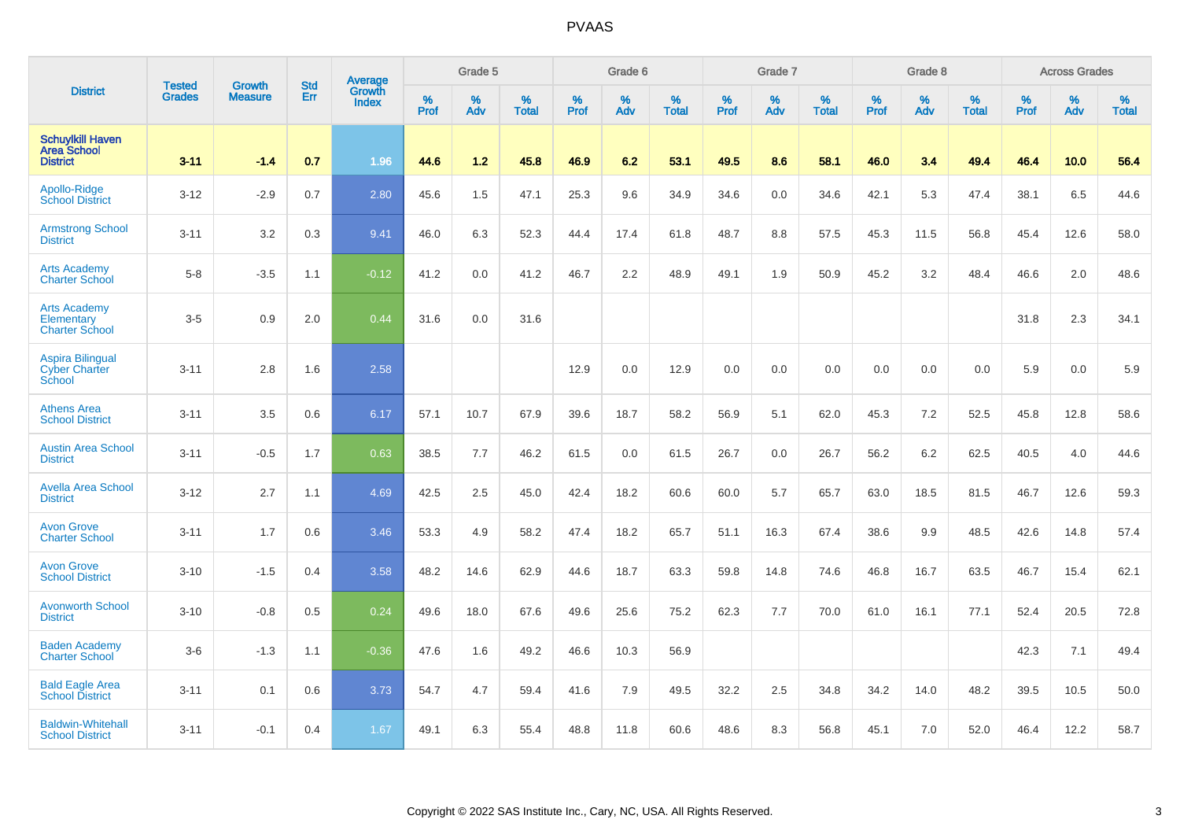# PVAAS

| District | Tested Grades | Growth Measure | Std Err | Average Growth Index | Grade 5 | | | Grade 6 | | | Grade 7 | | | Grade 8 | | | Across Grades | | |
|---|---|---|---|---|---|---|---|---|---|---|---|---|---|---|---|---|---|---|---|
| | | | | | % Prof | % Adv | % Total | % Prof | % Adv | % Total | % Prof | % Adv | % Total | % Prof | % Adv | % Total | % Prof | % Adv | % Total |
| **Schuylkill Haven Area School District** | **3-11** | **-1.4** | **0.7** | **1.96** | **44.6** | **1.2** | **45.8** | **46.9** | **6.2** | **53.1** | **49.5** | **8.6** | **58.1** | **46.0** | **3.4** | **49.4** | **46.4** | **10.0** | **56.4** |
| Apollo-Ridge School District | 3-12 | -2.9 | 0.7 | 2.80 | 45.6 | 1.5 | 47.1 | 25.3 | 9.6 | 34.9 | 34.6 | 0.0 | 34.6 | 42.1 | 5.3 | 47.4 | 38.1 | 6.5 | 44.6 |
| Armstrong School District | 3-11 | 3.2 | 0.3 | 9.41 | 46.0 | 6.3 | 52.3 | 44.4 | 17.4 | 61.8 | 48.7 | 8.8 | 57.5 | 45.3 | 11.5 | 56.8 | 45.4 | 12.6 | 58.0 |
| Arts Academy Charter School | 5-8 | -3.5 | 1.1 | -0.12 | 41.2 | 0.0 | 41.2 | 46.7 | 2.2 | 48.9 | 49.1 | 1.9 | 50.9 | 45.2 | 3.2 | 48.4 | 46.6 | 2.0 | 48.6 |
| Arts Academy Elementary Charter School | 3-5 | 0.9 | 2.0 | 0.44 | 31.6 | 0.0 | 31.6 | | | | | | | | | | 31.8 | 2.3 | 34.1 |
| Aspira Bilingual Cyber Charter School | 3-11 | 2.8 | 1.6 | 2.58 | | | | 12.9 | 0.0 | 12.9 | 0.0 | 0.0 | 0.0 | 0.0 | 0.0 | 0.0 | 5.9 | 0.0 | 5.9 |
| Athens Area School District | 3-11 | 3.5 | 0.6 | 6.17 | 57.1 | 10.7 | 67.9 | 39.6 | 18.7 | 58.2 | 56.9 | 5.1 | 62.0 | 45.3 | 7.2 | 52.5 | 45.8 | 12.8 | 58.6 |
| Austin Area School District | 3-11 | -0.5 | 1.7 | 0.63 | 38.5 | 7.7 | 46.2 | 61.5 | 0.0 | 61.5 | 26.7 | 0.0 | 26.7 | 56.2 | 6.2 | 62.5 | 40.5 | 4.0 | 44.6 |
| Avella Area School District | 3-12 | 2.7 | 1.1 | 4.69 | 42.5 | 2.5 | 45.0 | 42.4 | 18.2 | 60.6 | 60.0 | 5.7 | 65.7 | 63.0 | 18.5 | 81.5 | 46.7 | 12.6 | 59.3 |
| Avon Grove Charter School | 3-11 | 1.7 | 0.6 | 3.46 | 53.3 | 4.9 | 58.2 | 47.4 | 18.2 | 65.7 | 51.1 | 16.3 | 67.4 | 38.6 | 9.9 | 48.5 | 42.6 | 14.8 | 57.4 |
| Avon Grove School District | 3-10 | -1.5 | 0.4 | 3.58 | 48.2 | 14.6 | 62.9 | 44.6 | 18.7 | 63.3 | 59.8 | 14.8 | 74.6 | 46.8 | 16.7 | 63.5 | 46.7 | 15.4 | 62.1 |
| Avonworth School District | 3-10 | -0.8 | 0.5 | 0.24 | 49.6 | 18.0 | 67.6 | 49.6 | 25.6 | 75.2 | 62.3 | 7.7 | 70.0 | 61.0 | 16.1 | 77.1 | 52.4 | 20.5 | 72.8 |
| Baden Academy Charter School | 3-6 | -1.3 | 1.1 | -0.36 | 47.6 | 1.6 | 49.2 | 46.6 | 10.3 | 56.9 | | | | | | | 42.3 | 7.1 | 49.4 |
| Bald Eagle Area School District | 3-11 | 0.1 | 0.6 | 3.73 | 54.7 | 4.7 | 59.4 | 41.6 | 7.9 | 49.5 | 32.2 | 2.5 | 34.8 | 34.2 | 14.0 | 48.2 | 39.5 | 10.5 | 50.0 |
| Baldwin-Whitehall School District | 3-11 | -0.1 | 0.4 | 1.67 | 49.1 | 6.3 | 55.4 | 48.8 | 11.8 | 60.6 | 48.6 | 8.3 | 56.8 | 45.1 | 7.0 | 52.0 | 46.4 | 12.2 | 58.7 |

Copyright © 2022 SAS Institute Inc., Cary, NC, USA. All Rights Reserved.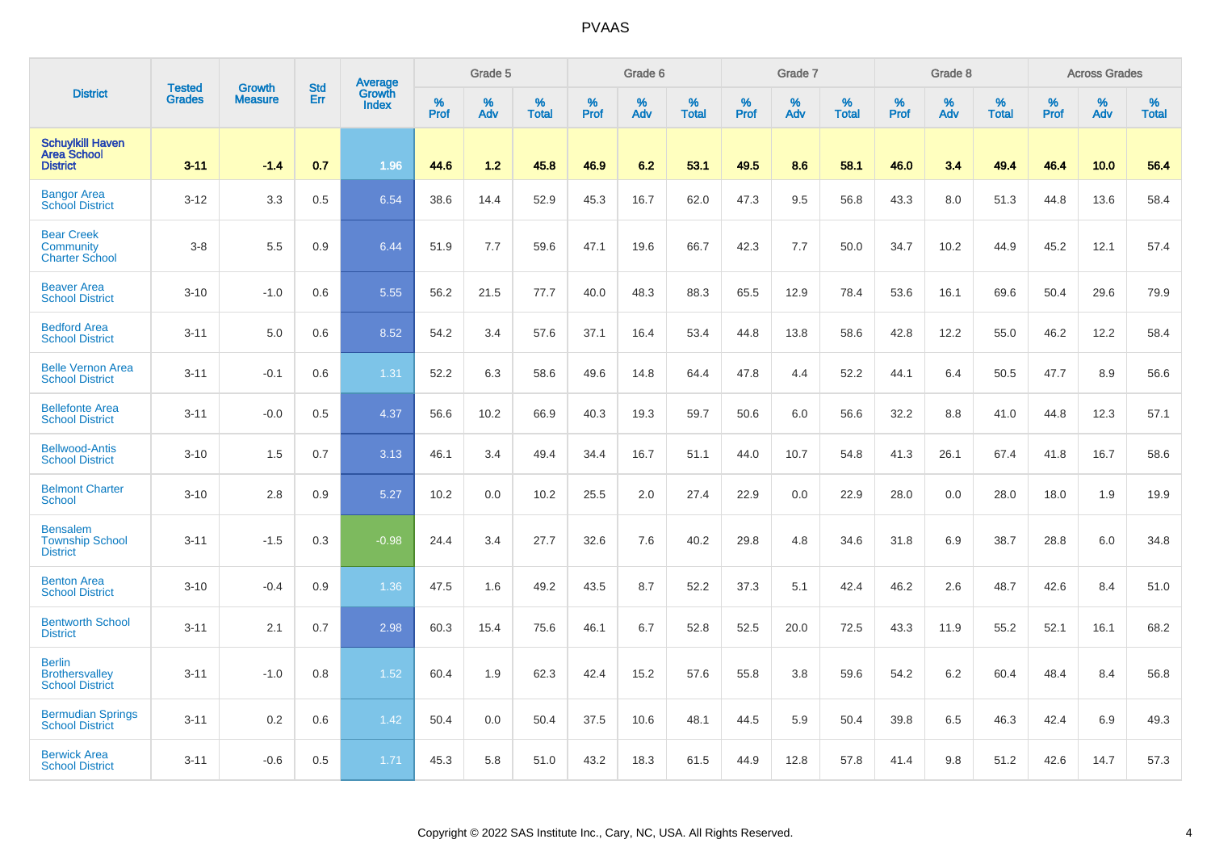# PVAAS

| District | Tested Grades | Growth Measure | Std Err | Average Growth Index | Grade 5 | | | Grade 6 | | | Grade 7 | | | Grade 8 | | | Across Grades | | |
|---|---|---|---|---|---|---|---|---|---|---|---|---|---|---|---|---|---|---|---|
| | | | | | % Prof | % Adv | % Total | % Prof | % Adv | % Total | % Prof | % Adv | % Total | % Prof | % Adv | % Total | % Prof | % Adv | % Total |
| **Schuylkill Haven Area School District** | **3-11** | **-1.4** | **0.7** | **1.96** | **44.6** | **1.2** | **45.8** | **46.9** | **6.2** | **53.1** | **49.5** | **8.6** | **58.1** | **46.0** | **3.4** | **49.4** | **46.4** | **10.0** | **56.4** |
| Bangor Area School District | 3-12 | 3.3 | 0.5 | 6.54 | 38.6 | 14.4 | 52.9 | 45.3 | 16.7 | 62.0 | 47.3 | 9.5 | 56.8 | 43.3 | 8.0 | 51.3 | 44.8 | 13.6 | 58.4 |
| Bear Creek Community Charter School | 3-8 | 5.5 | 0.9 | 6.44 | 51.9 | 7.7 | 59.6 | 47.1 | 19.6 | 66.7 | 42.3 | 7.7 | 50.0 | 34.7 | 10.2 | 44.9 | 45.2 | 12.1 | 57.4 |
| Beaver Area School District | 3-10 | -1.0 | 0.6 | 5.55 | 56.2 | 21.5 | 77.7 | 40.0 | 48.3 | 88.3 | 65.5 | 12.9 | 78.4 | 53.6 | 16.1 | 69.6 | 50.4 | 29.6 | 79.9 |
| Bedford Area School District | 3-11 | 5.0 | 0.6 | 8.52 | 54.2 | 3.4 | 57.6 | 37.1 | 16.4 | 53.4 | 44.8 | 13.8 | 58.6 | 42.8 | 12.2 | 55.0 | 46.2 | 12.2 | 58.4 |
| Belle Vernon Area School District | 3-11 | -0.1 | 0.6 | 1.31 | 52.2 | 6.3 | 58.6 | 49.6 | 14.8 | 64.4 | 47.8 | 4.4 | 52.2 | 44.1 | 6.4 | 50.5 | 47.7 | 8.9 | 56.6 |
| Bellefonte Area School District | 3-11 | -0.0 | 0.5 | 4.37 | 56.6 | 10.2 | 66.9 | 40.3 | 19.3 | 59.7 | 50.6 | 6.0 | 56.6 | 32.2 | 8.8 | 41.0 | 44.8 | 12.3 | 57.1 |
| Bellwood-Antis School District | 3-10 | 1.5 | 0.7 | 3.13 | 46.1 | 3.4 | 49.4 | 34.4 | 16.7 | 51.1 | 44.0 | 10.7 | 54.8 | 41.3 | 26.1 | 67.4 | 41.8 | 16.7 | 58.6 |
| Belmont Charter School | 3-10 | 2.8 | 0.9 | 5.27 | 10.2 | 0.0 | 10.2 | 25.5 | 2.0 | 27.4 | 22.9 | 0.0 | 22.9 | 28.0 | 0.0 | 28.0 | 18.0 | 1.9 | 19.9 |
| Bensalem Township School District | 3-11 | -1.5 | 0.3 | -0.98 | 24.4 | 3.4 | 27.7 | 32.6 | 7.6 | 40.2 | 29.8 | 4.8 | 34.6 | 31.8 | 6.9 | 38.7 | 28.8 | 6.0 | 34.8 |
| Benton Area School District | 3-10 | -0.4 | 0.9 | 1.36 | 47.5 | 1.6 | 49.2 | 43.5 | 8.7 | 52.2 | 37.3 | 5.1 | 42.4 | 46.2 | 2.6 | 48.7 | 42.6 | 8.4 | 51.0 |
| Bentworth School District | 3-11 | 2.1 | 0.7 | 2.98 | 60.3 | 15.4 | 75.6 | 46.1 | 6.7 | 52.8 | 52.5 | 20.0 | 72.5 | 43.3 | 11.9 | 55.2 | 52.1 | 16.1 | 68.2 |
| Berlin Brothersvalley School District | 3-11 | -1.0 | 0.8 | 1.52 | 60.4 | 1.9 | 62.3 | 42.4 | 15.2 | 57.6 | 55.8 | 3.8 | 59.6 | 54.2 | 6.2 | 60.4 | 48.4 | 8.4 | 56.8 |
| Bermudian Springs School District | 3-11 | 0.2 | 0.6 | 1.42 | 50.4 | 0.0 | 50.4 | 37.5 | 10.6 | 48.1 | 44.5 | 5.9 | 50.4 | 39.8 | 6.5 | 46.3 | 42.4 | 6.9 | 49.3 |
| Berwick Area School District | 3-11 | -0.6 | 0.5 | 1.71 | 45.3 | 5.8 | 51.0 | 43.2 | 18.3 | 61.5 | 44.9 | 12.8 | 57.8 | 41.4 | 9.8 | 51.2 | 42.6 | 14.7 | 57.3 |

Copyright © 2022 SAS Institute Inc., Cary, NC, USA. All Rights Reserved.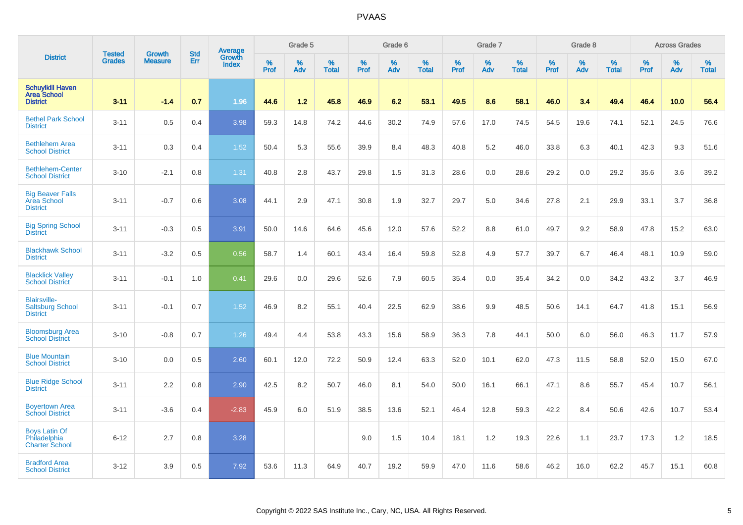# PVAAS

| District | Tested Grades | Growth Measure | Std Err | Average Growth Index | Grade 5 | | | Grade 6 | | | Grade 7 | | | Grade 8 | | | Across Grades | | |
|---|---|---|---|---|---|---|---|---|---|---|---|---|---|---|---|---|---|---|---|
| | | | | | % Prof | % Adv | % Total | % Prof | % Adv | % Total | % Prof | % Adv | % Total | % Prof | % Adv | % Total | % Prof | % Adv | % Total |
| **Schuylkill Haven Area School District** | **3-11** | **-1.4** | **0.7** | **1.96** | **44.6** | **1.2** | **45.8** | **46.9** | **6.2** | **53.1** | **49.5** | **8.6** | **58.1** | **46.0** | **3.4** | **49.4** | **46.4** | **10.0** | **56.4** |
| Bethel Park School District | 3-11 | 0.5 | 0.4 | 3.98 | 59.3 | 14.8 | 74.2 | 44.6 | 30.2 | 74.9 | 57.6 | 17.0 | 74.5 | 54.5 | 19.6 | 74.1 | 52.1 | 24.5 | 76.6 |
| Bethlehem Area School District | 3-11 | 0.3 | 0.4 | 1.52 | 50.4 | 5.3 | 55.6 | 39.9 | 8.4 | 48.3 | 40.8 | 5.2 | 46.0 | 33.8 | 6.3 | 40.1 | 42.3 | 9.3 | 51.6 |
| Bethlehem-Center School District | 3-10 | -2.1 | 0.8 | 1.31 | 40.8 | 2.8 | 43.7 | 29.8 | 1.5 | 31.3 | 28.6 | 0.0 | 28.6 | 29.2 | 0.0 | 29.2 | 35.6 | 3.6 | 39.2 |
| Big Beaver Falls Area School District | 3-11 | -0.7 | 0.6 | 3.08 | 44.1 | 2.9 | 47.1 | 30.8 | 1.9 | 32.7 | 29.7 | 5.0 | 34.6 | 27.8 | 2.1 | 29.9 | 33.1 | 3.7 | 36.8 |
| Big Spring School District | 3-11 | -0.3 | 0.5 | 3.91 | 50.0 | 14.6 | 64.6 | 45.6 | 12.0 | 57.6 | 52.2 | 8.8 | 61.0 | 49.7 | 9.2 | 58.9 | 47.8 | 15.2 | 63.0 |
| Blackhawk School District | 3-11 | -3.2 | 0.5 | 0.56 | 58.7 | 1.4 | 60.1 | 43.4 | 16.4 | 59.8 | 52.8 | 4.9 | 57.7 | 39.7 | 6.7 | 46.4 | 48.1 | 10.9 | 59.0 |
| Blacklick Valley School District | 3-11 | -0.1 | 1.0 | 0.41 | 29.6 | 0.0 | 29.6 | 52.6 | 7.9 | 60.5 | 35.4 | 0.0 | 35.4 | 34.2 | 0.0 | 34.2 | 43.2 | 3.7 | 46.9 |
| Blairsville-Saltsburg School District | 3-11 | -0.1 | 0.7 | 1.52 | 46.9 | 8.2 | 55.1 | 40.4 | 22.5 | 62.9 | 38.6 | 9.9 | 48.5 | 50.6 | 14.1 | 64.7 | 41.8 | 15.1 | 56.9 |
| Bloomsburg Area School District | 3-10 | -0.8 | 0.7 | 1.26 | 49.4 | 4.4 | 53.8 | 43.3 | 15.6 | 58.9 | 36.3 | 7.8 | 44.1 | 50.0 | 6.0 | 56.0 | 46.3 | 11.7 | 57.9 |
| Blue Mountain School District | 3-10 | 0.0 | 0.5 | 2.60 | 60.1 | 12.0 | 72.2 | 50.9 | 12.4 | 63.3 | 52.0 | 10.1 | 62.0 | 47.3 | 11.5 | 58.8 | 52.0 | 15.0 | 67.0 |
| Blue Ridge School District | 3-11 | 2.2 | 0.8 | 2.90 | 42.5 | 8.2 | 50.7 | 46.0 | 8.1 | 54.0 | 50.0 | 16.1 | 66.1 | 47.1 | 8.6 | 55.7 | 45.4 | 10.7 | 56.1 |
| Boyertown Area School District | 3-11 | -3.6 | 0.4 | -2.83 | 45.9 | 6.0 | 51.9 | 38.5 | 13.6 | 52.1 | 46.4 | 12.8 | 59.3 | 42.2 | 8.4 | 50.6 | 42.6 | 10.7 | 53.4 |
| Boys Latin Of Philadelphia Charter School | 6-12 | 2.7 | 0.8 | 3.28 | | | | 9.0 | 1.5 | 10.4 | 18.1 | 1.2 | 19.3 | 22.6 | 1.1 | 23.7 | 17.3 | 1.2 | 18.5 |
| Bradford Area School District | 3-12 | 3.9 | 0.5 | 7.92 | 53.6 | 11.3 | 64.9 | 40.7 | 19.2 | 59.9 | 47.0 | 11.6 | 58.6 | 46.2 | 16.0 | 62.2 | 45.7 | 15.1 | 60.8 |

Copyright © 2022 SAS Institute Inc., Cary, NC, USA. All Rights Reserved.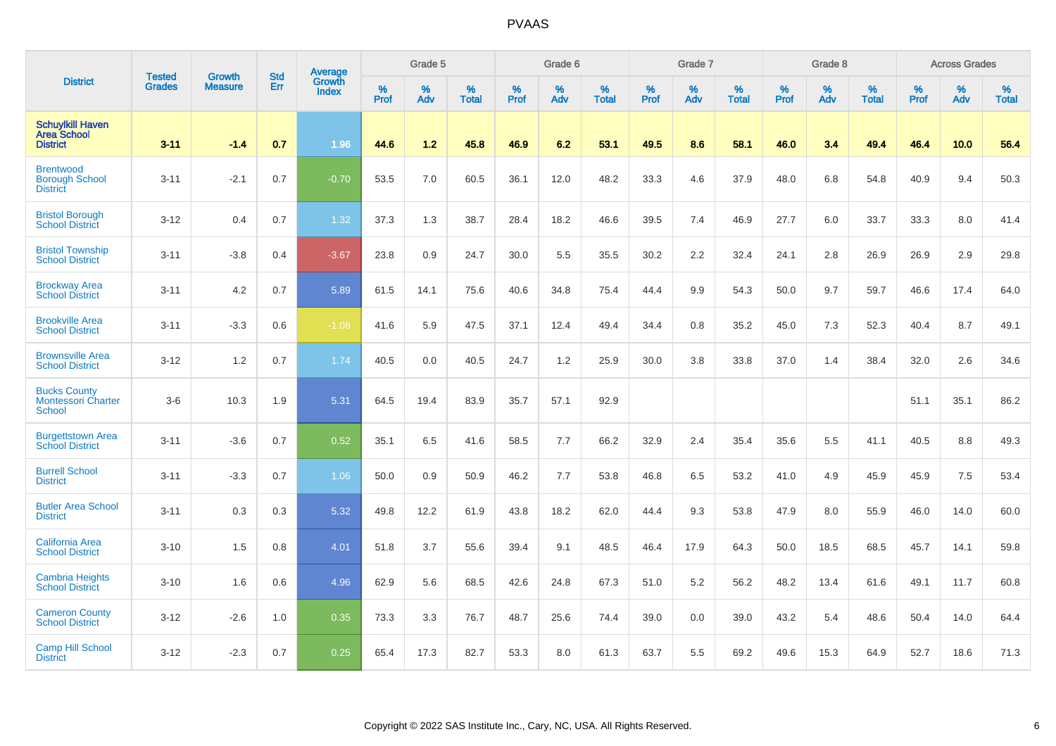# PVAAS

| District | Tested Grades | Growth Measure | Std Err | Average Growth Index | Grade 5 | | | Grade 6 | | | Grade 7 | | | Grade 8 | | | Across Grades | | |
|---|---|---|---|---|---|---|---|---|---|---|---|---|---|---|---|---|---|---|---|
| | | | | | % Prof | % Adv | % Total | % Prof | % Adv | % Total | % Prof | % Adv | % Total | % Prof | % Adv | % Total | % Prof | % Adv | % Total |
| **Schuylkill Haven Area School District** | **3-11** | **-1.4** | **0.7** | **1.96** | **44.6** | **1.2** | **45.8** | **46.9** | **6.2** | **53.1** | **49.5** | **8.6** | **58.1** | **46.0** | **3.4** | **49.4** | **46.4** | **10.0** | **56.4** |
| Brentwood Borough School District | 3-11 | -2.1 | 0.7 | -0.70 | 53.5 | 7.0 | 60.5 | 36.1 | 12.0 | 48.2 | 33.3 | 4.6 | 37.9 | 48.0 | 6.8 | 54.8 | 40.9 | 9.4 | 50.3 |
| Bristol Borough School District | 3-12 | 0.4 | 0.7 | 1.32 | 37.3 | 1.3 | 38.7 | 28.4 | 18.2 | 46.6 | 39.5 | 7.4 | 46.9 | 27.7 | 6.0 | 33.7 | 33.3 | 8.0 | 41.4 |
| Bristol Township School District | 3-11 | -3.8 | 0.4 | -3.67 | 23.8 | 0.9 | 24.7 | 30.0 | 5.5 | 35.5 | 30.2 | 2.2 | 32.4 | 24.1 | 2.8 | 26.9 | 26.9 | 2.9 | 29.8 |
| Brockway Area School District | 3-11 | 4.2 | 0.7 | 5.89 | 61.5 | 14.1 | 75.6 | 40.6 | 34.8 | 75.4 | 44.4 | 9.9 | 54.3 | 50.0 | 9.7 | 59.7 | 46.6 | 17.4 | 64.0 |
| Brookville Area School District | 3-11 | -3.3 | 0.6 | -1.08 | 41.6 | 5.9 | 47.5 | 37.1 | 12.4 | 49.4 | 34.4 | 0.8 | 35.2 | 45.0 | 7.3 | 52.3 | 40.4 | 8.7 | 49.1 |
| Brownsville Area School District | 3-12 | 1.2 | 0.7 | 1.74 | 40.5 | 0.0 | 40.5 | 24.7 | 1.2 | 25.9 | 30.0 | 3.8 | 33.8 | 37.0 | 1.4 | 38.4 | 32.0 | 2.6 | 34.6 |
| Bucks County Montessori Charter School | 3-6 | 10.3 | 1.9 | 5.31 | 64.5 | 19.4 | 83.9 | 35.7 | 57.1 | 92.9 | | | | | | | 51.1 | 35.1 | 86.2 |
| Burgettstown Area School District | 3-11 | -3.6 | 0.7 | 0.52 | 35.1 | 6.5 | 41.6 | 58.5 | 7.7 | 66.2 | 32.9 | 2.4 | 35.4 | 35.6 | 5.5 | 41.1 | 40.5 | 8.8 | 49.3 |
| Burrell School District | 3-11 | -3.3 | 0.7 | 1.06 | 50.0 | 0.9 | 50.9 | 46.2 | 7.7 | 53.8 | 46.8 | 6.5 | 53.2 | 41.0 | 4.9 | 45.9 | 45.9 | 7.5 | 53.4 |
| Butler Area School District | 3-11 | 0.3 | 0.3 | 5.32 | 49.8 | 12.2 | 61.9 | 43.8 | 18.2 | 62.0 | 44.4 | 9.3 | 53.8 | 47.9 | 8.0 | 55.9 | 46.0 | 14.0 | 60.0 |
| California Area School District | 3-10 | 1.5 | 0.8 | 4.01 | 51.8 | 3.7 | 55.6 | 39.4 | 9.1 | 48.5 | 46.4 | 17.9 | 64.3 | 50.0 | 18.5 | 68.5 | 45.7 | 14.1 | 59.8 |
| Cambria Heights School District | 3-10 | 1.6 | 0.6 | 4.96 | 62.9 | 5.6 | 68.5 | 42.6 | 24.8 | 67.3 | 51.0 | 5.2 | 56.2 | 48.2 | 13.4 | 61.6 | 49.1 | 11.7 | 60.8 |
| Cameron County School District | 3-12 | -2.6 | 1.0 | 0.35 | 73.3 | 3.3 | 76.7 | 48.7 | 25.6 | 74.4 | 39.0 | 0.0 | 39.0 | 43.2 | 5.4 | 48.6 | 50.4 | 14.0 | 64.4 |
| Camp Hill School District | 3-12 | -2.3 | 0.7 | 0.25 | 65.4 | 17.3 | 82.7 | 53.3 | 8.0 | 61.3 | 63.7 | 5.5 | 69.2 | 49.6 | 15.3 | 64.9 | 52.7 | 18.6 | 71.3 |

Copyright © 2022 SAS Institute Inc., Cary, NC, USA. All Rights Reserved.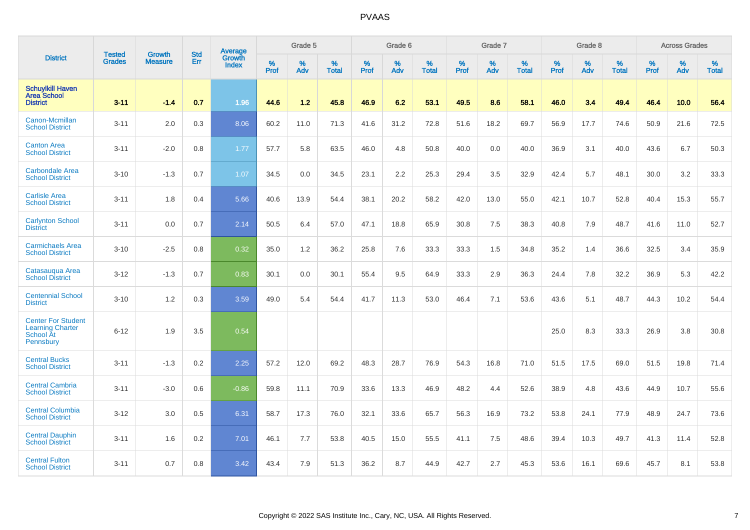# PVAAS

| District | Tested Grades | Growth Measure | Std Err | Average Growth Index | Grade 5 | | | Grade 6 | | | Grade 7 | | | Grade 8 | | | Across Grades | | |
|---|---|---|---|---|---|---|---|---|---|---|---|---|---|---|---|---|---|---|---|
| | | | | | % Prof | % Adv | % Total | % Prof | % Adv | % Total | % Prof | % Adv | % Total | % Prof | % Adv | % Total | % Prof | % Adv | % Total |
| **Schuylkill Haven Area School District** | **3-11** | **-1.4** | **0.7** | **1.96** | **44.6** | **1.2** | **45.8** | **46.9** | **6.2** | **53.1** | **49.5** | **8.6** | **58.1** | **46.0** | **3.4** | **49.4** | **46.4** | **10.0** | **56.4** |
| Canon-Mcmillan School District | 3-11 | 2.0 | 0.3 | 8.06 | 60.2 | 11.0 | 71.3 | 41.6 | 31.2 | 72.8 | 51.6 | 18.2 | 69.7 | 56.9 | 17.7 | 74.6 | 50.9 | 21.6 | 72.5 |
| Canton Area School District | 3-11 | -2.0 | 0.8 | 1.77 | 57.7 | 5.8 | 63.5 | 46.0 | 4.8 | 50.8 | 40.0 | 0.0 | 40.0 | 36.9 | 3.1 | 40.0 | 43.6 | 6.7 | 50.3 |
| Carbondale Area School District | 3-10 | -1.3 | 0.7 | 1.07 | 34.5 | 0.0 | 34.5 | 23.1 | 2.2 | 25.3 | 29.4 | 3.5 | 32.9 | 42.4 | 5.7 | 48.1 | 30.0 | 3.2 | 33.3 |
| Carlisle Area School District | 3-11 | 1.8 | 0.4 | 5.66 | 40.6 | 13.9 | 54.4 | 38.1 | 20.2 | 58.2 | 42.0 | 13.0 | 55.0 | 42.1 | 10.7 | 52.8 | 40.4 | 15.3 | 55.7 |
| Carlynton School District | 3-11 | 0.0 | 0.7 | 2.14 | 50.5 | 6.4 | 57.0 | 47.1 | 18.8 | 65.9 | 30.8 | 7.5 | 38.3 | 40.8 | 7.9 | 48.7 | 41.6 | 11.0 | 52.7 |
| Carmichaels Area School District | 3-10 | -2.5 | 0.8 | 0.32 | 35.0 | 1.2 | 36.2 | 25.8 | 7.6 | 33.3 | 33.3 | 1.5 | 34.8 | 35.2 | 1.4 | 36.6 | 32.5 | 3.4 | 35.9 |
| Catasauqua Area School District | 3-12 | -1.3 | 0.7 | 0.83 | 30.1 | 0.0 | 30.1 | 55.4 | 9.5 | 64.9 | 33.3 | 2.9 | 36.3 | 24.4 | 7.8 | 32.2 | 36.9 | 5.3 | 42.2 |
| Centennial School District | 3-10 | 1.2 | 0.3 | 3.59 | 49.0 | 5.4 | 54.4 | 41.7 | 11.3 | 53.0 | 46.4 | 7.1 | 53.6 | 43.6 | 5.1 | 48.7 | 44.3 | 10.2 | 54.4 |
| Center For Student Learning Charter School At Pennsbury | 6-12 | 1.9 | 3.5 | 0.54 | | | | | | | | | | 25.0 | 8.3 | 33.3 | 26.9 | 3.8 | 30.8 |
| Central Bucks School District | 3-11 | -1.3 | 0.2 | 2.25 | 57.2 | 12.0 | 69.2 | 48.3 | 28.7 | 76.9 | 54.3 | 16.8 | 71.0 | 51.5 | 17.5 | 69.0 | 51.5 | 19.8 | 71.4 |
| Central Cambria School District | 3-11 | -3.0 | 0.6 | -0.86 | 59.8 | 11.1 | 70.9 | 33.6 | 13.3 | 46.9 | 48.2 | 4.4 | 52.6 | 38.9 | 4.8 | 43.6 | 44.9 | 10.7 | 55.6 |
| Central Columbia School District | 3-12 | 3.0 | 0.5 | 6.31 | 58.7 | 17.3 | 76.0 | 32.1 | 33.6 | 65.7 | 56.3 | 16.9 | 73.2 | 53.8 | 24.1 | 77.9 | 48.9 | 24.7 | 73.6 |
| Central Dauphin School District | 3-11 | 1.6 | 0.2 | 7.01 | 46.1 | 7.7 | 53.8 | 40.5 | 15.0 | 55.5 | 41.1 | 7.5 | 48.6 | 39.4 | 10.3 | 49.7 | 41.3 | 11.4 | 52.8 |
| Central Fulton School District | 3-11 | 0.7 | 0.8 | 3.42 | 43.4 | 7.9 | 51.3 | 36.2 | 8.7 | 44.9 | 42.7 | 2.7 | 45.3 | 53.6 | 16.1 | 69.6 | 45.7 | 8.1 | 53.8 |

Copyright © 2022 SAS Institute Inc., Cary, NC, USA. All Rights Reserved.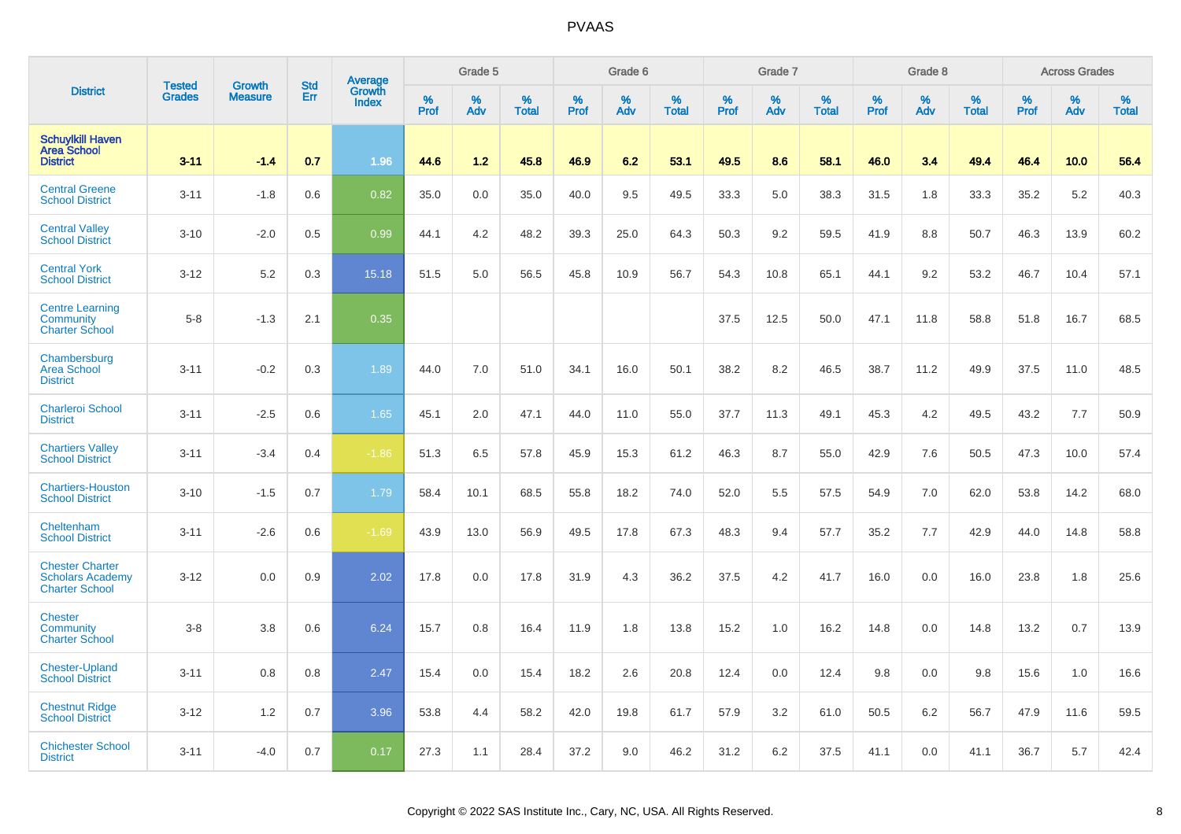| District | Tested Grades | Growth Measure | Std Err | Average Growth Index | Grade 5 | | | Grade 6 | | | Grade 7 | | | Grade 8 | | | Across Grades | | |
|---|---|---|---|---|---|---|---|---|---|---|---|---|---|---|---|---|---|---|---|
| | | | | | % Prof | % Adv | % Total | % Prof | % Adv | % Total | % Prof | % Adv | % Total | % Prof | % Adv | % Total | % Prof | % Adv | % Total |
| **Schuylkill Haven Area School District** | **3-11** | **-1.4** | **0.7** | **1.96** | **44.6** | **1.2** | **45.8** | **46.9** | **6.2** | **53.1** | **49.5** | **8.6** | **58.1** | **46.0** | **3.4** | **49.4** | **46.4** | **10.0** | **56.4** |
| Central Greene School District | 3-11 | -1.8 | 0.6 | 0.82 | 35.0 | 0.0 | 35.0 | 40.0 | 9.5 | 49.5 | 33.3 | 5.0 | 38.3 | 31.5 | 1.8 | 33.3 | 35.2 | 5.2 | 40.3 |
| Central Valley School District | 3-10 | -2.0 | 0.5 | 0.99 | 44.1 | 4.2 | 48.2 | 39.3 | 25.0 | 64.3 | 50.3 | 9.2 | 59.5 | 41.9 | 8.8 | 50.7 | 46.3 | 13.9 | 60.2 |
| Central York School District | 3-12 | 5.2 | 0.3 | 15.18 | 51.5 | 5.0 | 56.5 | 45.8 | 10.9 | 56.7 | 54.3 | 10.8 | 65.1 | 44.1 | 9.2 | 53.2 | 46.7 | 10.4 | 57.1 |
| Centre Learning Community Charter School | 5-8 | -1.3 | 2.1 | 0.35 | | | | | | | 37.5 | 12.5 | 50.0 | 47.1 | 11.8 | 58.8 | 51.8 | 16.7 | 68.5 |
| Chambersburg Area School District | 3-11 | -0.2 | 0.3 | 1.89 | 44.0 | 7.0 | 51.0 | 34.1 | 16.0 | 50.1 | 38.2 | 8.2 | 46.5 | 38.7 | 11.2 | 49.9 | 37.5 | 11.0 | 48.5 |
| Charleroi School District | 3-11 | -2.5 | 0.6 | 1.65 | 45.1 | 2.0 | 47.1 | 44.0 | 11.0 | 55.0 | 37.7 | 11.3 | 49.1 | 45.3 | 4.2 | 49.5 | 43.2 | 7.7 | 50.9 |
| Chartiers Valley School District | 3-11 | -3.4 | 0.4 | -1.86 | 51.3 | 6.5 | 57.8 | 45.9 | 15.3 | 61.2 | 46.3 | 8.7 | 55.0 | 42.9 | 7.6 | 50.5 | 47.3 | 10.0 | 57.4 |
| Chartiers-Houston School District | 3-10 | -1.5 | 0.7 | 1.79 | 58.4 | 10.1 | 68.5 | 55.8 | 18.2 | 74.0 | 52.0 | 5.5 | 57.5 | 54.9 | 7.0 | 62.0 | 53.8 | 14.2 | 68.0 |
| Cheltenham School District | 3-11 | -2.6 | 0.6 | -1.69 | 43.9 | 13.0 | 56.9 | 49.5 | 17.8 | 67.3 | 48.3 | 9.4 | 57.7 | 35.2 | 7.7 | 42.9 | 44.0 | 14.8 | 58.8 |
| Chester Charter Scholars Academy Charter School | 3-12 | 0.0 | 0.9 | 2.02 | 17.8 | 0.0 | 17.8 | 31.9 | 4.3 | 36.2 | 37.5 | 4.2 | 41.7 | 16.0 | 0.0 | 16.0 | 23.8 | 1.8 | 25.6 |
| Chester Community Charter School | 3-8 | 3.8 | 0.6 | 6.24 | 15.7 | 0.8 | 16.4 | 11.9 | 1.8 | 13.8 | 15.2 | 1.0 | 16.2 | 14.8 | 0.0 | 14.8 | 13.2 | 0.7 | 13.9 |
| Chester-Upland School District | 3-11 | 0.8 | 0.8 | 2.47 | 15.4 | 0.0 | 15.4 | 18.2 | 2.6 | 20.8 | 12.4 | 0.0 | 12.4 | 9.8 | 0.0 | 9.8 | 15.6 | 1.0 | 16.6 |
| Chestnut Ridge School District | 3-12 | 1.2 | 0.7 | 3.96 | 53.8 | 4.4 | 58.2 | 42.0 | 19.8 | 61.7 | 57.9 | 3.2 | 61.0 | 50.5 | 6.2 | 56.7 | 47.9 | 11.6 | 59.5 |
| Chichester School District | 3-11 | -4.0 | 0.7 | 0.17 | 27.3 | 1.1 | 28.4 | 37.2 | 9.0 | 46.2 | 31.2 | 6.2 | 37.5 | 41.1 | 0.0 | 41.1 | 36.7 | 5.7 | 42.4 |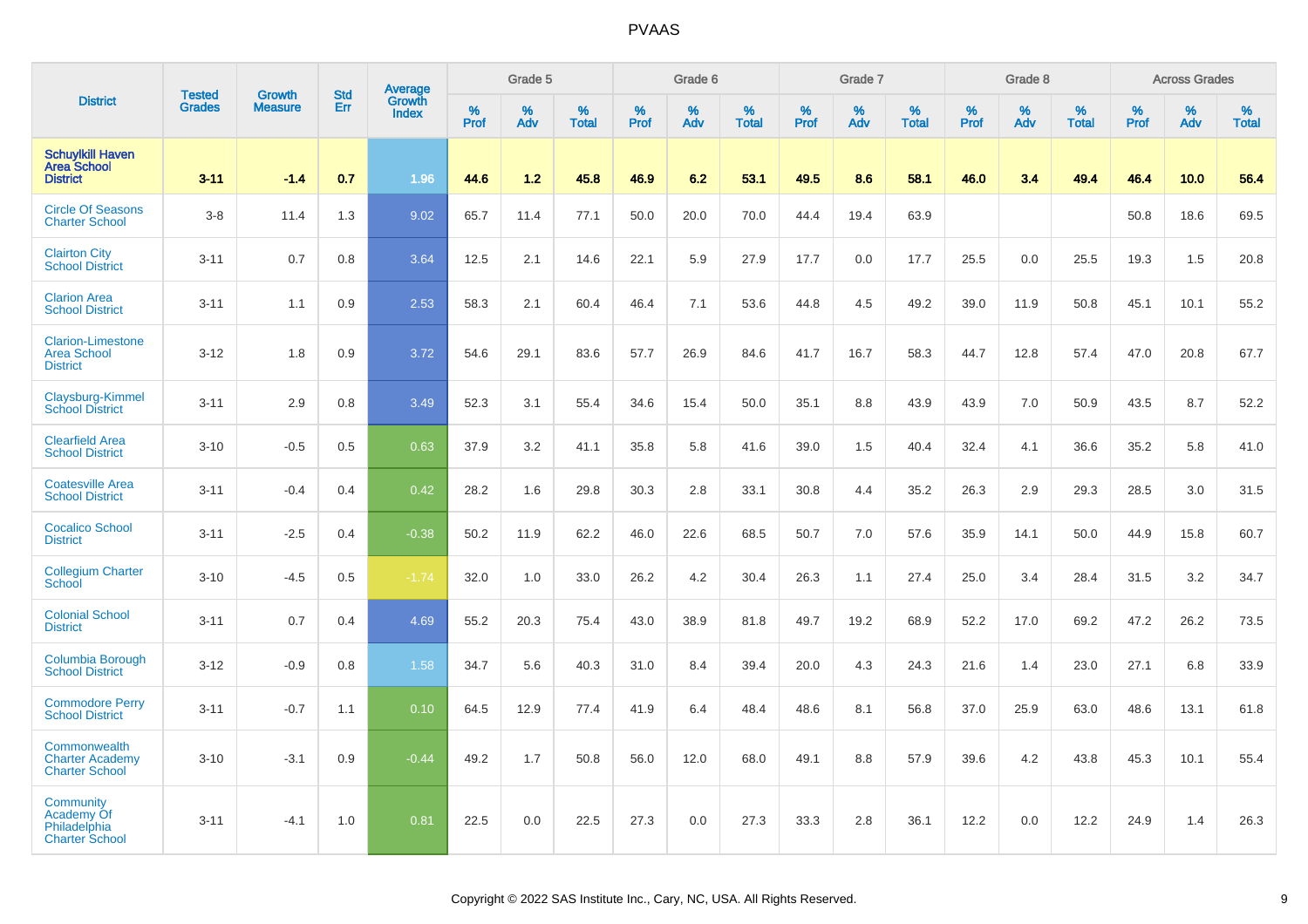# PVAAS

| District | Tested Grades | Growth Measure | Std Err | Average Growth Index | Grade 5 | | | Grade 6 | | | Grade 7 | | | Grade 8 | | | Across Grades | | |
|---|---|---|---|---|---|---|---|---|---|---|---|---|---|---|---|---|---|---|---|
| | | | | | % Prof | % Adv | % Total | % Prof | % Adv | % Total | % Prof | % Adv | % Total | % Prof | % Adv | % Total | % Prof | % Adv | % Total |
| **Schuylkill Haven Area School District** | **3-11** | **-1.4** | **0.7** | **1.96** | **44.6** | **1.2** | **45.8** | **46.9** | **6.2** | **53.1** | **49.5** | **8.6** | **58.1** | **46.0** | **3.4** | **49.4** | **46.4** | **10.0** | **56.4** |
| Circle Of Seasons Charter School | 3-8 | 11.4 | 1.3 | 9.02 | 65.7 | 11.4 | 77.1 | 50.0 | 20.0 | 70.0 | 44.4 | 19.4 | 63.9 | | | | 50.8 | 18.6 | 69.5 |
| Clairton City School District | 3-11 | 0.7 | 0.8 | 3.64 | 12.5 | 2.1 | 14.6 | 22.1 | 5.9 | 27.9 | 17.7 | 0.0 | 17.7 | 25.5 | 0.0 | 25.5 | 19.3 | 1.5 | 20.8 |
| Clarion Area School District | 3-11 | 1.1 | 0.9 | 2.53 | 58.3 | 2.1 | 60.4 | 46.4 | 7.1 | 53.6 | 44.8 | 4.5 | 49.2 | 39.0 | 11.9 | 50.8 | 45.1 | 10.1 | 55.2 |
| Clarion-Limestone Area School District | 3-12 | 1.8 | 0.9 | 3.72 | 54.6 | 29.1 | 83.6 | 57.7 | 26.9 | 84.6 | 41.7 | 16.7 | 58.3 | 44.7 | 12.8 | 57.4 | 47.0 | 20.8 | 67.7 |
| Claysburg-Kimmel School District | 3-11 | 2.9 | 0.8 | 3.49 | 52.3 | 3.1 | 55.4 | 34.6 | 15.4 | 50.0 | 35.1 | 8.8 | 43.9 | 43.9 | 7.0 | 50.9 | 43.5 | 8.7 | 52.2 |
| Clearfield Area School District | 3-10 | -0.5 | 0.5 | 0.63 | 37.9 | 3.2 | 41.1 | 35.8 | 5.8 | 41.6 | 39.0 | 1.5 | 40.4 | 32.4 | 4.1 | 36.6 | 35.2 | 5.8 | 41.0 |
| Coatesville Area School District | 3-11 | -0.4 | 0.4 | 0.42 | 28.2 | 1.6 | 29.8 | 30.3 | 2.8 | 33.1 | 30.8 | 4.4 | 35.2 | 26.3 | 2.9 | 29.3 | 28.5 | 3.0 | 31.5 |
| Cocalico School District | 3-11 | -2.5 | 0.4 | -0.38 | 50.2 | 11.9 | 62.2 | 46.0 | 22.6 | 68.5 | 50.7 | 7.0 | 57.6 | 35.9 | 14.1 | 50.0 | 44.9 | 15.8 | 60.7 |
| Collegium Charter School | 3-10 | -4.5 | 0.5 | -1.74 | 32.0 | 1.0 | 33.0 | 26.2 | 4.2 | 30.4 | 26.3 | 1.1 | 27.4 | 25.0 | 3.4 | 28.4 | 31.5 | 3.2 | 34.7 |
| Colonial School District | 3-11 | 0.7 | 0.4 | 4.69 | 55.2 | 20.3 | 75.4 | 43.0 | 38.9 | 81.8 | 49.7 | 19.2 | 68.9 | 52.2 | 17.0 | 69.2 | 47.2 | 26.2 | 73.5 |
| Columbia Borough School District | 3-12 | -0.9 | 0.8 | 1.58 | 34.7 | 5.6 | 40.3 | 31.0 | 8.4 | 39.4 | 20.0 | 4.3 | 24.3 | 21.6 | 1.4 | 23.0 | 27.1 | 6.8 | 33.9 |
| Commodore Perry School District | 3-11 | -0.7 | 1.1 | 0.10 | 64.5 | 12.9 | 77.4 | 41.9 | 6.4 | 48.4 | 48.6 | 8.1 | 56.8 | 37.0 | 25.9 | 63.0 | 48.6 | 13.1 | 61.8 |
| Commonwealth Charter Academy Charter School | 3-10 | -3.1 | 0.9 | -0.44 | 49.2 | 1.7 | 50.8 | 56.0 | 12.0 | 68.0 | 49.1 | 8.8 | 57.9 | 39.6 | 4.2 | 43.8 | 45.3 | 10.1 | 55.4 |
| Community Academy Of Philadelphia Charter School | 3-11 | -4.1 | 1.0 | 0.81 | 22.5 | 0.0 | 22.5 | 27.3 | 0.0 | 27.3 | 33.3 | 2.8 | 36.1 | 12.2 | 0.0 | 12.2 | 24.9 | 1.4 | 26.3 |

Copyright © 2022 SAS Institute Inc., Cary, NC, USA. All Rights Reserved.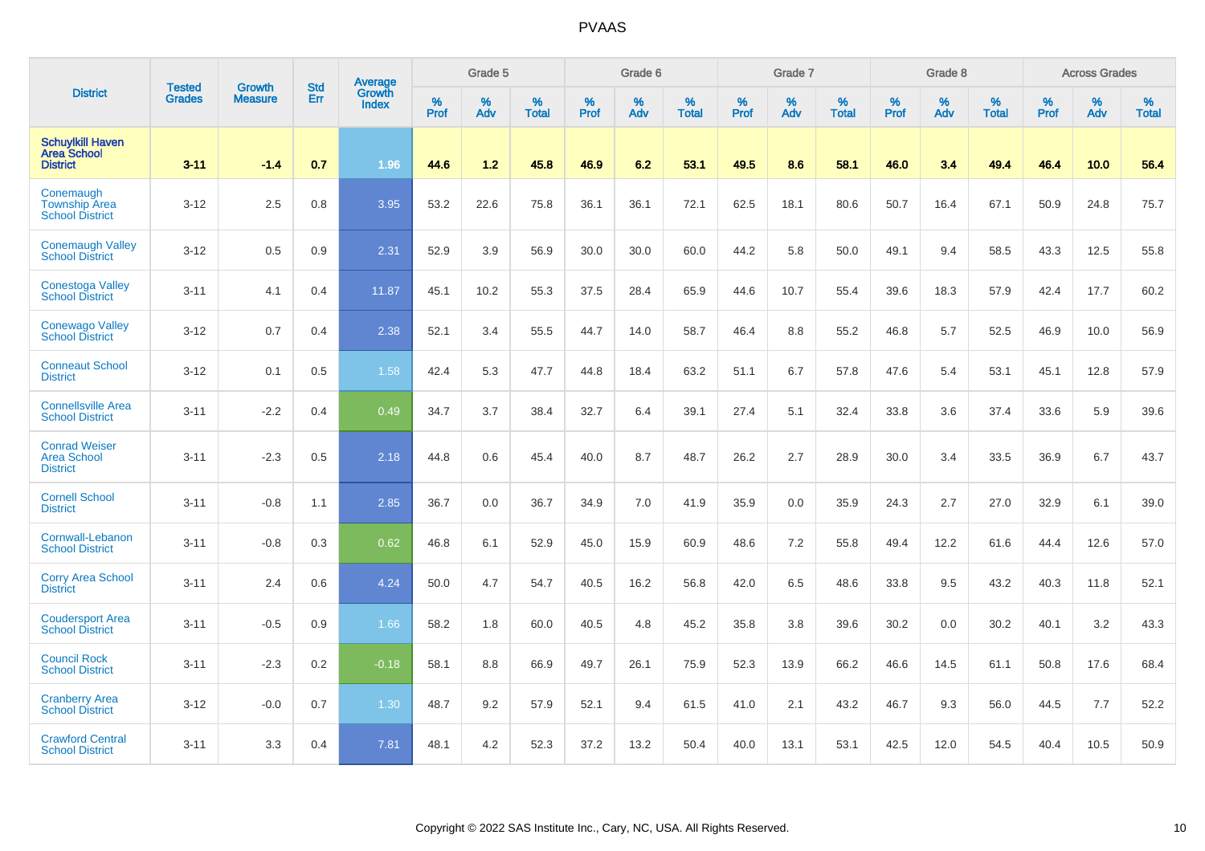# PVAAS

| District | Tested Grades | Growth Measure | Std Err | Average Growth Index | Grade 5 | | | Grade 6 | | | Grade 7 | | | Grade 8 | | | Across Grades | | |
|---|---|---|---|---|---|---|---|---|---|---|---|---|---|---|---|---|---|---|---|
| | | | | | % Prof | % Adv | % Total | % Prof | % Adv | % Total | % Prof | % Adv | % Total | % Prof | % Adv | % Total | % Prof | % Adv | % Total |
| **Schuylkill Haven Area School District** | **3-11** | **-1.4** | **0.7** | **1.96** | **44.6** | **1.2** | **45.8** | **46.9** | **6.2** | **53.1** | **49.5** | **8.6** | **58.1** | **46.0** | **3.4** | **49.4** | **46.4** | **10.0** | **56.4** |
| Conemaugh Township Area School District | 3-12 | 2.5 | 0.8 | 3.95 | 53.2 | 22.6 | 75.8 | 36.1 | 36.1 | 72.1 | 62.5 | 18.1 | 80.6 | 50.7 | 16.4 | 67.1 | 50.9 | 24.8 | 75.7 |
| Conemaugh Valley School District | 3-12 | 0.5 | 0.9 | 2.31 | 52.9 | 3.9 | 56.9 | 30.0 | 30.0 | 60.0 | 44.2 | 5.8 | 50.0 | 49.1 | 9.4 | 58.5 | 43.3 | 12.5 | 55.8 |
| Conestoga Valley School District | 3-11 | 4.1 | 0.4 | 11.87 | 45.1 | 10.2 | 55.3 | 37.5 | 28.4 | 65.9 | 44.6 | 10.7 | 55.4 | 39.6 | 18.3 | 57.9 | 42.4 | 17.7 | 60.2 |
| Conewago Valley School District | 3-12 | 0.7 | 0.4 | 2.38 | 52.1 | 3.4 | 55.5 | 44.7 | 14.0 | 58.7 | 46.4 | 8.8 | 55.2 | 46.8 | 5.7 | 52.5 | 46.9 | 10.0 | 56.9 |
| Conneaut School District | 3-12 | 0.1 | 0.5 | 1.58 | 42.4 | 5.3 | 47.7 | 44.8 | 18.4 | 63.2 | 51.1 | 6.7 | 57.8 | 47.6 | 5.4 | 53.1 | 45.1 | 12.8 | 57.9 |
| Connellsville Area School District | 3-11 | -2.2 | 0.4 | 0.49 | 34.7 | 3.7 | 38.4 | 32.7 | 6.4 | 39.1 | 27.4 | 5.1 | 32.4 | 33.8 | 3.6 | 37.4 | 33.6 | 5.9 | 39.6 |
| Conrad Weiser Area School District | 3-11 | -2.3 | 0.5 | 2.18 | 44.8 | 0.6 | 45.4 | 40.0 | 8.7 | 48.7 | 26.2 | 2.7 | 28.9 | 30.0 | 3.4 | 33.5 | 36.9 | 6.7 | 43.7 |
| Cornell School District | 3-11 | -0.8 | 1.1 | 2.85 | 36.7 | 0.0 | 36.7 | 34.9 | 7.0 | 41.9 | 35.9 | 0.0 | 35.9 | 24.3 | 2.7 | 27.0 | 32.9 | 6.1 | 39.0 |
| Cornwall-Lebanon School District | 3-11 | -0.8 | 0.3 | 0.62 | 46.8 | 6.1 | 52.9 | 45.0 | 15.9 | 60.9 | 48.6 | 7.2 | 55.8 | 49.4 | 12.2 | 61.6 | 44.4 | 12.6 | 57.0 |
| Corry Area School District | 3-11 | 2.4 | 0.6 | 4.24 | 50.0 | 4.7 | 54.7 | 40.5 | 16.2 | 56.8 | 42.0 | 6.5 | 48.6 | 33.8 | 9.5 | 43.2 | 40.3 | 11.8 | 52.1 |
| Coudersport Area School District | 3-11 | -0.5 | 0.9 | 1.66 | 58.2 | 1.8 | 60.0 | 40.5 | 4.8 | 45.2 | 35.8 | 3.8 | 39.6 | 30.2 | 0.0 | 30.2 | 40.1 | 3.2 | 43.3 |
| Council Rock School District | 3-11 | -2.3 | 0.2 | -0.18 | 58.1 | 8.8 | 66.9 | 49.7 | 26.1 | 75.9 | 52.3 | 13.9 | 66.2 | 46.6 | 14.5 | 61.1 | 50.8 | 17.6 | 68.4 |
| Cranberry Area School District | 3-12 | -0.0 | 0.7 | 1.30 | 48.7 | 9.2 | 57.9 | 52.1 | 9.4 | 61.5 | 41.0 | 2.1 | 43.2 | 46.7 | 9.3 | 56.0 | 44.5 | 7.7 | 52.2 |
| Crawford Central School District | 3-11 | 3.3 | 0.4 | 7.81 | 48.1 | 4.2 | 52.3 | 37.2 | 13.2 | 50.4 | 40.0 | 13.1 | 53.1 | 42.5 | 12.0 | 54.5 | 40.4 | 10.5 | 50.9 |

Copyright © 2022 SAS Institute Inc., Cary, NC, USA. All Rights Reserved.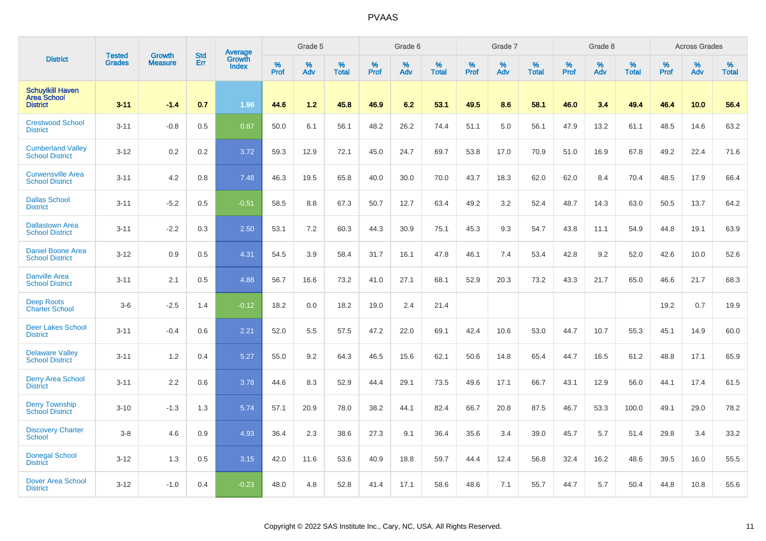# PVAAS

| District | Tested Grades | Growth Measure | Std Err | Average Growth Index | Grade 5 | | | Grade 6 | | | Grade 7 | | | Grade 8 | | | Across Grades | | |
|---|---|---|---|---|---|---|---|---|---|---|---|---|---|---|---|---|---|---|---|
| | | | | | % Prof | % Adv | % Total | % Prof | % Adv | % Total | % Prof | % Adv | % Total | % Prof | % Adv | % Total | % Prof | % Adv | % Total |
| **Schuylkill Haven Area School District** | **3-11** | **-1.4** | **0.7** | **1.96** | **44.6** | **1.2** | **45.8** | **46.9** | **6.2** | **53.1** | **49.5** | **8.6** | **58.1** | **46.0** | **3.4** | **49.4** | **46.4** | **10.0** | **56.4** |
| Crestwood School District | 3-11 | -0.8 | 0.5 | 0.87 | 50.0 | 6.1 | 56.1 | 48.2 | 26.2 | 74.4 | 51.1 | 5.0 | 56.1 | 47.9 | 13.2 | 61.1 | 48.5 | 14.6 | 63.2 |
| Cumberland Valley School District | 3-12 | 0.2 | 0.2 | 3.72 | 59.3 | 12.9 | 72.1 | 45.0 | 24.7 | 69.7 | 53.8 | 17.0 | 70.9 | 51.0 | 16.9 | 67.8 | 49.2 | 22.4 | 71.6 |
| Curwensville Area School District | 3-11 | 4.2 | 0.8 | 7.48 | 46.3 | 19.5 | 65.8 | 40.0 | 30.0 | 70.0 | 43.7 | 18.3 | 62.0 | 62.0 | 8.4 | 70.4 | 48.5 | 17.9 | 66.4 |
| Dallas School District | 3-11 | -5.2 | 0.5 | -0.51 | 58.5 | 8.8 | 67.3 | 50.7 | 12.7 | 63.4 | 49.2 | 3.2 | 52.4 | 48.7 | 14.3 | 63.0 | 50.5 | 13.7 | 64.2 |
| Dallastown Area School District | 3-11 | -2.2 | 0.3 | 2.50 | 53.1 | 7.2 | 60.3 | 44.3 | 30.9 | 75.1 | 45.3 | 9.3 | 54.7 | 43.8 | 11.1 | 54.9 | 44.8 | 19.1 | 63.9 |
| Daniel Boone Area School District | 3-12 | 0.9 | 0.5 | 4.31 | 54.5 | 3.9 | 58.4 | 31.7 | 16.1 | 47.8 | 46.1 | 7.4 | 53.4 | 42.8 | 9.2 | 52.0 | 42.6 | 10.0 | 52.6 |
| Danville Area School District | 3-11 | 2.1 | 0.5 | 4.88 | 56.7 | 16.6 | 73.2 | 41.0 | 27.1 | 68.1 | 52.9 | 20.3 | 73.2 | 43.3 | 21.7 | 65.0 | 46.6 | 21.7 | 68.3 |
| Deep Roots Charter School | 3-6 | -2.5 | 1.4 | -0.12 | 18.2 | 0.0 | 18.2 | 19.0 | 2.4 | 21.4 | | | | | | | 19.2 | 0.7 | 19.9 |
| Deer Lakes School District | 3-11 | -0.4 | 0.6 | 2.21 | 52.0 | 5.5 | 57.5 | 47.2 | 22.0 | 69.1 | 42.4 | 10.6 | 53.0 | 44.7 | 10.7 | 55.3 | 45.1 | 14.9 | 60.0 |
| Delaware Valley School District | 3-11 | 1.2 | 0.4 | 5.27 | 55.0 | 9.2 | 64.3 | 46.5 | 15.6 | 62.1 | 50.6 | 14.8 | 65.4 | 44.7 | 16.5 | 61.2 | 48.8 | 17.1 | 65.9 |
| Derry Area School District | 3-11 | 2.2 | 0.6 | 3.78 | 44.6 | 8.3 | 52.9 | 44.4 | 29.1 | 73.5 | 49.6 | 17.1 | 66.7 | 43.1 | 12.9 | 56.0 | 44.1 | 17.4 | 61.5 |
| Derry Township School District | 3-10 | -1.3 | 1.3 | 5.74 | 57.1 | 20.9 | 78.0 | 38.2 | 44.1 | 82.4 | 66.7 | 20.8 | 87.5 | 46.7 | 53.3 | 100.0 | 49.1 | 29.0 | 78.2 |
| Discovery Charter School | 3-8 | 4.6 | 0.9 | 4.93 | 36.4 | 2.3 | 38.6 | 27.3 | 9.1 | 36.4 | 35.6 | 3.4 | 39.0 | 45.7 | 5.7 | 51.4 | 29.8 | 3.4 | 33.2 |
| Donegal School District | 3-12 | 1.3 | 0.5 | 3.15 | 42.0 | 11.6 | 53.6 | 40.9 | 18.8 | 59.7 | 44.4 | 12.4 | 56.8 | 32.4 | 16.2 | 48.6 | 39.5 | 16.0 | 55.5 |
| Dover Area School District | 3-12 | -1.0 | 0.4 | -0.23 | 48.0 | 4.8 | 52.8 | 41.4 | 17.1 | 58.6 | 48.6 | 7.1 | 55.7 | 44.7 | 5.7 | 50.4 | 44.8 | 10.8 | 55.6 |

Copyright © 2022 SAS Institute Inc., Cary, NC, USA. All Rights Reserved.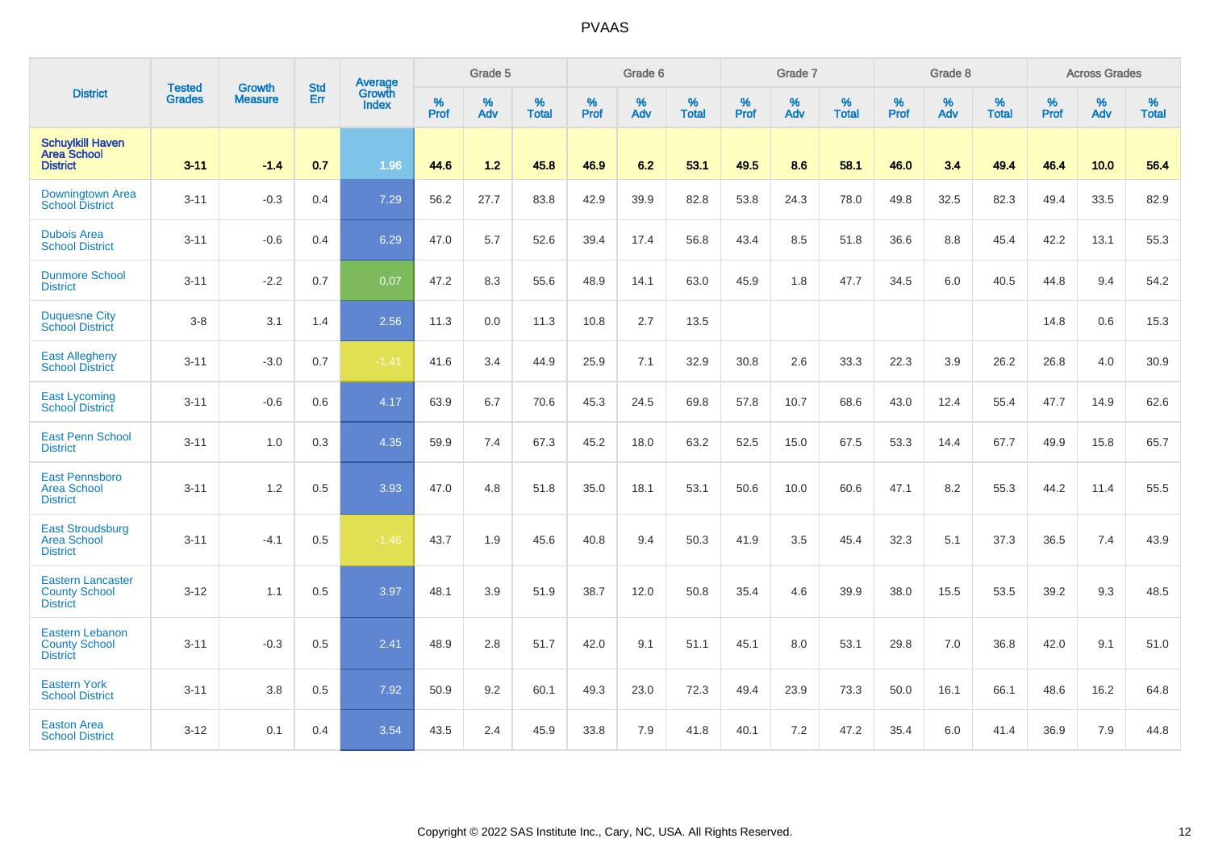# PVAAS

| District | Tested Grades | Growth Measure | Std Err | Average Growth Index | Grade 5 | | | Grade 6 | | | Grade 7 | | | Grade 8 | | | Across Grades | | |
|---|---|---|---|---|---|---|---|---|---|---|---|---|---|---|---|---|---|---|---|
| | | | | | % Prof | % Adv | % Total | % Prof | % Adv | % Total | % Prof | % Adv | % Total | % Prof | % Adv | % Total | % Prof | % Adv | % Total |
| **Schuylkill Haven Area School District** | **3-11** | **-1.4** | **0.7** | **1.96** | **44.6** | **1.2** | **45.8** | **46.9** | **6.2** | **53.1** | **49.5** | **8.6** | **58.1** | **46.0** | **3.4** | **49.4** | **46.4** | **10.0** | **56.4** |
| Downingtown Area School District | 3-11 | -0.3 | 0.4 | 7.29 | 56.2 | 27.7 | 83.8 | 42.9 | 39.9 | 82.8 | 53.8 | 24.3 | 78.0 | 49.8 | 32.5 | 82.3 | 49.4 | 33.5 | 82.9 |
| Dubois Area School District | 3-11 | -0.6 | 0.4 | 6.29 | 47.0 | 5.7 | 52.6 | 39.4 | 17.4 | 56.8 | 43.4 | 8.5 | 51.8 | 36.6 | 8.8 | 45.4 | 42.2 | 13.1 | 55.3 |
| Dunmore School District | 3-11 | -2.2 | 0.7 | 0.07 | 47.2 | 8.3 | 55.6 | 48.9 | 14.1 | 63.0 | 45.9 | 1.8 | 47.7 | 34.5 | 6.0 | 40.5 | 44.8 | 9.4 | 54.2 |
| Duquesne City School District | 3-8 | 3.1 | 1.4 | 2.56 | 11.3 | 0.0 | 11.3 | 10.8 | 2.7 | 13.5 | | | | | | | 14.8 | 0.6 | 15.3 |
| East Allegheny School District | 3-11 | -3.0 | 0.7 | -1.41 | 41.6 | 3.4 | 44.9 | 25.9 | 7.1 | 32.9 | 30.8 | 2.6 | 33.3 | 22.3 | 3.9 | 26.2 | 26.8 | 4.0 | 30.9 |
| East Lycoming School District | 3-11 | -0.6 | 0.6 | 4.17 | 63.9 | 6.7 | 70.6 | 45.3 | 24.5 | 69.8 | 57.8 | 10.7 | 68.6 | 43.0 | 12.4 | 55.4 | 47.7 | 14.9 | 62.6 |
| East Penn School District | 3-11 | 1.0 | 0.3 | 4.35 | 59.9 | 7.4 | 67.3 | 45.2 | 18.0 | 63.2 | 52.5 | 15.0 | 67.5 | 53.3 | 14.4 | 67.7 | 49.9 | 15.8 | 65.7 |
| East Pennsboro Area School District | 3-11 | 1.2 | 0.5 | 3.93 | 47.0 | 4.8 | 51.8 | 35.0 | 18.1 | 53.1 | 50.6 | 10.0 | 60.6 | 47.1 | 8.2 | 55.3 | 44.2 | 11.4 | 55.5 |
| East Stroudsburg Area School District | 3-11 | -4.1 | 0.5 | -1.46 | 43.7 | 1.9 | 45.6 | 40.8 | 9.4 | 50.3 | 41.9 | 3.5 | 45.4 | 32.3 | 5.1 | 37.3 | 36.5 | 7.4 | 43.9 |
| Eastern Lancaster County School District | 3-12 | 1.1 | 0.5 | 3.97 | 48.1 | 3.9 | 51.9 | 38.7 | 12.0 | 50.8 | 35.4 | 4.6 | 39.9 | 38.0 | 15.5 | 53.5 | 39.2 | 9.3 | 48.5 |
| Eastern Lebanon County School District | 3-11 | -0.3 | 0.5 | 2.41 | 48.9 | 2.8 | 51.7 | 42.0 | 9.1 | 51.1 | 45.1 | 8.0 | 53.1 | 29.8 | 7.0 | 36.8 | 42.0 | 9.1 | 51.0 |
| Eastern York School District | 3-11 | 3.8 | 0.5 | 7.92 | 50.9 | 9.2 | 60.1 | 49.3 | 23.0 | 72.3 | 49.4 | 23.9 | 73.3 | 50.0 | 16.1 | 66.1 | 48.6 | 16.2 | 64.8 |
| Easton Area School District | 3-12 | 0.1 | 0.4 | 3.54 | 43.5 | 2.4 | 45.9 | 33.8 | 7.9 | 41.8 | 40.1 | 7.2 | 47.2 | 35.4 | 6.0 | 41.4 | 36.9 | 7.9 | 44.8 |

Copyright © 2022 SAS Institute Inc., Cary, NC, USA. All Rights Reserved.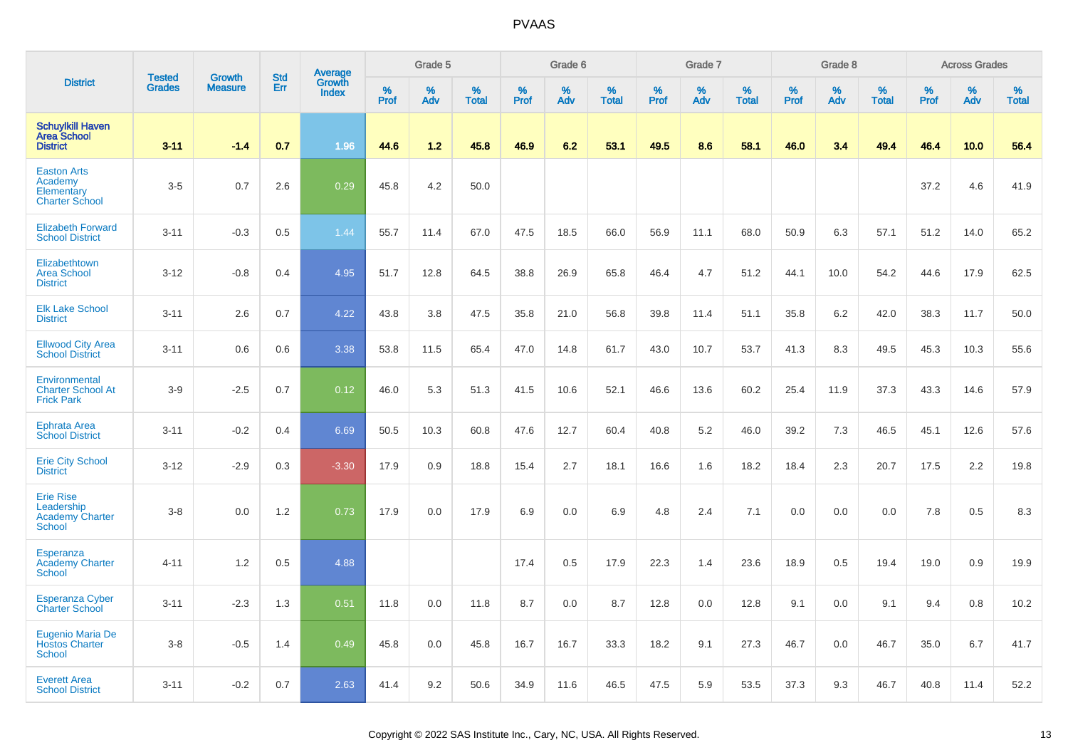| District | Tested Grades | Growth Measure | Std Err | Average Growth Index | Grade 5 | | | Grade 6 | | | Grade 7 | | | Grade 8 | | | Across Grades | | |
|---|---|---|---|---|---|---|---|---|---|---|---|---|---|---|---|---|---|---|---|
| | | | | | % Prof | % Adv | % Total | % Prof | % Adv | % Total | % Prof | % Adv | % Total | % Prof | % Adv | % Total | % Prof | % Adv | % Total |
| **Schuylkill Haven Area School District** | **3-11** | **-1.4** | **0.7** | **1.96** | **44.6** | **1.2** | **45.8** | **46.9** | **6.2** | **53.1** | **49.5** | **8.6** | **58.1** | **46.0** | **3.4** | **49.4** | **46.4** | **10.0** | **56.4** |
| Easton Arts Academy Elementary Charter School | 3-5 | 0.7 | 2.6 | 0.29 | 45.8 | 4.2 | 50.0 | | | | | | | | | | 37.2 | 4.6 | 41.9 |
| Elizabeth Forward School District | 3-11 | -0.3 | 0.5 | 1.44 | 55.7 | 11.4 | 67.0 | 47.5 | 18.5 | 66.0 | 56.9 | 11.1 | 68.0 | 50.9 | 6.3 | 57.1 | 51.2 | 14.0 | 65.2 |
| Elizabethtown Area School District | 3-12 | -0.8 | 0.4 | 4.95 | 51.7 | 12.8 | 64.5 | 38.8 | 26.9 | 65.8 | 46.4 | 4.7 | 51.2 | 44.1 | 10.0 | 54.2 | 44.6 | 17.9 | 62.5 |
| Elk Lake School District | 3-11 | 2.6 | 0.7 | 4.22 | 43.8 | 3.8 | 47.5 | 35.8 | 21.0 | 56.8 | 39.8 | 11.4 | 51.1 | 35.8 | 6.2 | 42.0 | 38.3 | 11.7 | 50.0 |
| Ellwood City Area School District | 3-11 | 0.6 | 0.6 | 3.38 | 53.8 | 11.5 | 65.4 | 47.0 | 14.8 | 61.7 | 43.0 | 10.7 | 53.7 | 41.3 | 8.3 | 49.5 | 45.3 | 10.3 | 55.6 |
| Environmental Charter School At Frick Park | 3-9 | -2.5 | 0.7 | 0.12 | 46.0 | 5.3 | 51.3 | 41.5 | 10.6 | 52.1 | 46.6 | 13.6 | 60.2 | 25.4 | 11.9 | 37.3 | 43.3 | 14.6 | 57.9 |
| Ephrata Area School District | 3-11 | -0.2 | 0.4 | 6.69 | 50.5 | 10.3 | 60.8 | 47.6 | 12.7 | 60.4 | 40.8 | 5.2 | 46.0 | 39.2 | 7.3 | 46.5 | 45.1 | 12.6 | 57.6 |
| Erie City School District | 3-12 | -2.9 | 0.3 | -3.30 | 17.9 | 0.9 | 18.8 | 15.4 | 2.7 | 18.1 | 16.6 | 1.6 | 18.2 | 18.4 | 2.3 | 20.7 | 17.5 | 2.2 | 19.8 |
| Erie Rise Leadership Academy Charter School | 3-8 | 0.0 | 1.2 | 0.73 | 17.9 | 0.0 | 17.9 | 6.9 | 0.0 | 6.9 | 4.8 | 2.4 | 7.1 | 0.0 | 0.0 | 0.0 | 7.8 | 0.5 | 8.3 |
| Esperanza Academy Charter School | 4-11 | 1.2 | 0.5 | 4.88 | | | | 17.4 | 0.5 | 17.9 | 22.3 | 1.4 | 23.6 | 18.9 | 0.5 | 19.4 | 19.0 | 0.9 | 19.9 |
| Esperanza Cyber Charter School | 3-11 | -2.3 | 1.3 | 0.51 | 11.8 | 0.0 | 11.8 | 8.7 | 0.0 | 8.7 | 12.8 | 0.0 | 12.8 | 9.1 | 0.0 | 9.1 | 9.4 | 0.8 | 10.2 |
| Eugenio Maria De Hostos Charter School | 3-8 | -0.5 | 1.4 | 0.49 | 45.8 | 0.0 | 45.8 | 16.7 | 16.7 | 33.3 | 18.2 | 9.1 | 27.3 | 46.7 | 0.0 | 46.7 | 35.0 | 6.7 | 41.7 |
| Everett Area School District | 3-11 | -0.2 | 0.7 | 2.63 | 41.4 | 9.2 | 50.6 | 34.9 | 11.6 | 46.5 | 47.5 | 5.9 | 53.5 | 37.3 | 9.3 | 46.7 | 40.8 | 11.4 | 52.2 |

Copyright © 2022 SAS Institute Inc., Cary, NC, USA. All Rights Reserved.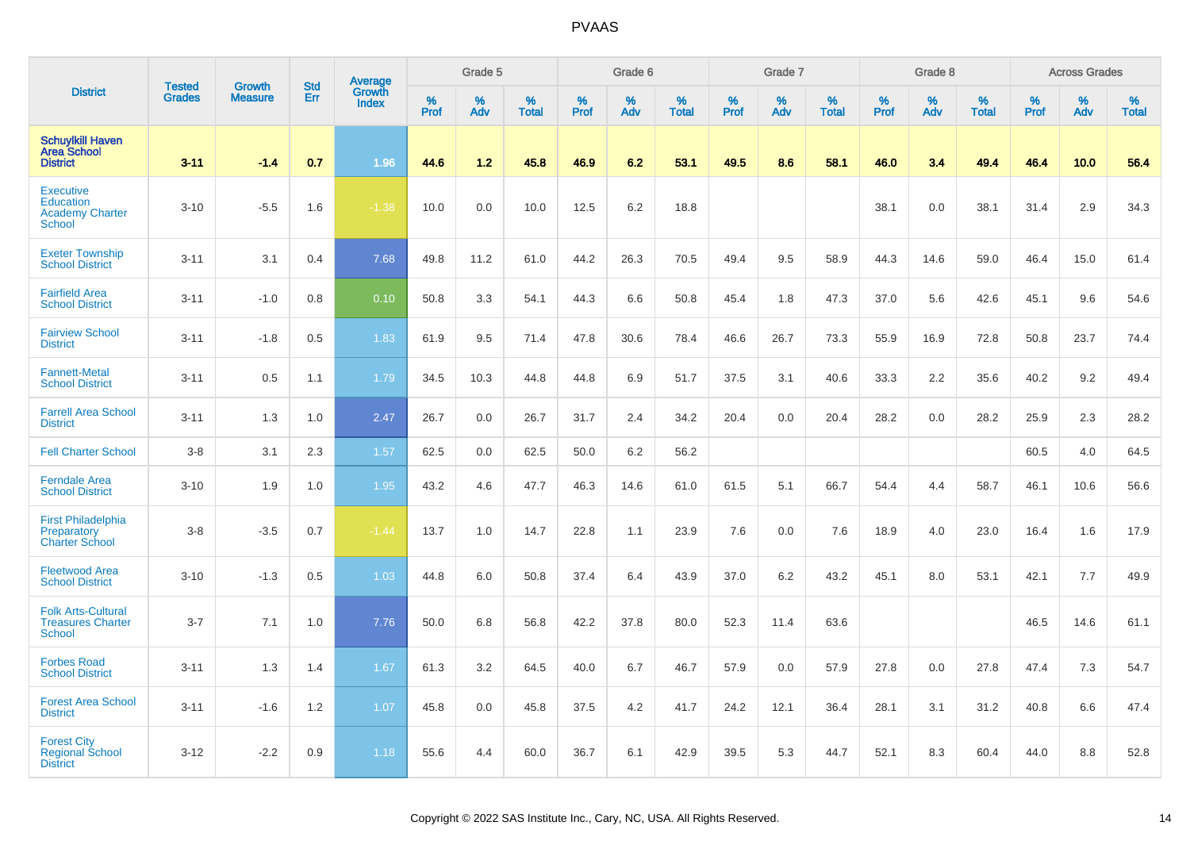# PVAAS

| District | Tested Grades | Growth Measure | Std Err | Average Growth Index | Grade 5 | | | Grade 6 | | | Grade 7 | | | Grade 8 | | | Across Grades | | |
|---|---|---|---|---|---|---|---|---|---|---|---|---|---|---|---|---|---|---|---|
| | | | | | % Prof | % Adv | % Total | % Prof | % Adv | % Total | % Prof | % Adv | % Total | % Prof | % Adv | % Total | % Prof | % Adv | % Total |
| **Schuylkill Haven Area School District** | **3-11** | **-1.4** | **0.7** | **1.96** | **44.6** | **1.2** | **45.8** | **46.9** | **6.2** | **53.1** | **49.5** | **8.6** | **58.1** | **46.0** | **3.4** | **49.4** | **46.4** | **10.0** | **56.4** |
| Executive Education Academy Charter School | 3-10 | -5.5 | 1.6 | -1.38 | 10.0 | 0.0 | 10.0 | 12.5 | 6.2 | 18.8 | | | | 38.1 | 0.0 | 38.1 | 31.4 | 2.9 | 34.3 |
| Exeter Township School District | 3-11 | 3.1 | 0.4 | 7.68 | 49.8 | 11.2 | 61.0 | 44.2 | 26.3 | 70.5 | 49.4 | 9.5 | 58.9 | 44.3 | 14.6 | 59.0 | 46.4 | 15.0 | 61.4 |
| Fairfield Area School District | 3-11 | -1.0 | 0.8 | 0.10 | 50.8 | 3.3 | 54.1 | 44.3 | 6.6 | 50.8 | 45.4 | 1.8 | 47.3 | 37.0 | 5.6 | 42.6 | 45.1 | 9.6 | 54.6 |
| Fairview School District | 3-11 | -1.8 | 0.5 | 1.83 | 61.9 | 9.5 | 71.4 | 47.8 | 30.6 | 78.4 | 46.6 | 26.7 | 73.3 | 55.9 | 16.9 | 72.8 | 50.8 | 23.7 | 74.4 |
| Fannett-Metal School District | 3-11 | 0.5 | 1.1 | 1.79 | 34.5 | 10.3 | 44.8 | 44.8 | 6.9 | 51.7 | 37.5 | 3.1 | 40.6 | 33.3 | 2.2 | 35.6 | 40.2 | 9.2 | 49.4 |
| Farrell Area School District | 3-11 | 1.3 | 1.0 | 2.47 | 26.7 | 0.0 | 26.7 | 31.7 | 2.4 | 34.2 | 20.4 | 0.0 | 20.4 | 28.2 | 0.0 | 28.2 | 25.9 | 2.3 | 28.2 |
| Fell Charter School | 3-8 | 3.1 | 2.3 | 1.57 | 62.5 | 0.0 | 62.5 | 50.0 | 6.2 | 56.2 | | | | | | | 60.5 | 4.0 | 64.5 |
| Ferndale Area School District | 3-10 | 1.9 | 1.0 | 1.95 | 43.2 | 4.6 | 47.7 | 46.3 | 14.6 | 61.0 | 61.5 | 5.1 | 66.7 | 54.4 | 4.4 | 58.7 | 46.1 | 10.6 | 56.6 |
| First Philadelphia Preparatory Charter School | 3-8 | -3.5 | 0.7 | -1.44 | 13.7 | 1.0 | 14.7 | 22.8 | 1.1 | 23.9 | 7.6 | 0.0 | 7.6 | 18.9 | 4.0 | 23.0 | 16.4 | 1.6 | 17.9 |
| Fleetwood Area School District | 3-10 | -1.3 | 0.5 | 1.03 | 44.8 | 6.0 | 50.8 | 37.4 | 6.4 | 43.9 | 37.0 | 6.2 | 43.2 | 45.1 | 8.0 | 53.1 | 42.1 | 7.7 | 49.9 |
| Folk Arts-Cultural Treasures Charter School | 3-7 | 7.1 | 1.0 | 7.76 | 50.0 | 6.8 | 56.8 | 42.2 | 37.8 | 80.0 | 52.3 | 11.4 | 63.6 | | | | 46.5 | 14.6 | 61.1 |
| Forbes Road School District | 3-11 | 1.3 | 1.4 | 1.67 | 61.3 | 3.2 | 64.5 | 40.0 | 6.7 | 46.7 | 57.9 | 0.0 | 57.9 | 27.8 | 0.0 | 27.8 | 47.4 | 7.3 | 54.7 |
| Forest Area School District | 3-11 | -1.6 | 1.2 | 1.07 | 45.8 | 0.0 | 45.8 | 37.5 | 4.2 | 41.7 | 24.2 | 12.1 | 36.4 | 28.1 | 3.1 | 31.2 | 40.8 | 6.6 | 47.4 |
| Forest City Regional School District | 3-12 | -2.2 | 0.9 | 1.18 | 55.6 | 4.4 | 60.0 | 36.7 | 6.1 | 42.9 | 39.5 | 5.3 | 44.7 | 52.1 | 8.3 | 60.4 | 44.0 | 8.8 | 52.8 |

Copyright © 2022 SAS Institute Inc., Cary, NC, USA. All Rights Reserved.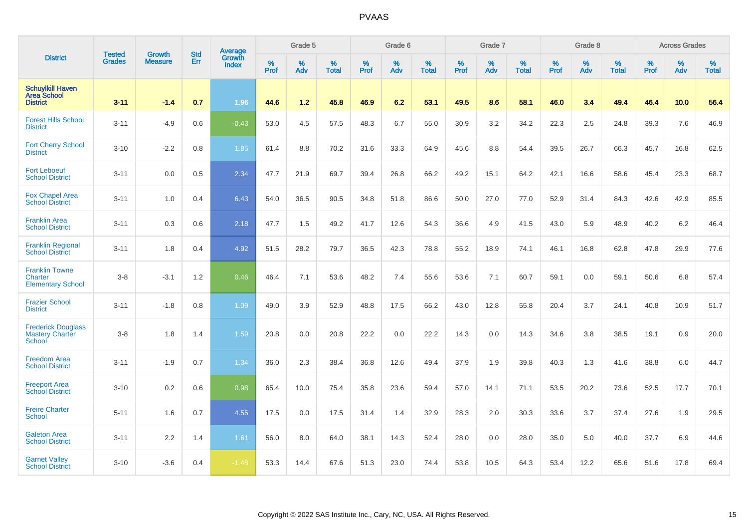# PVAAS

| District | Tested Grades | Growth Measure | Std Err | Average Growth Index | Grade 5 | | | Grade 6 | | | Grade 7 | | | Grade 8 | | | Across Grades | | |
|---|---|---|---|---|---|---|---|---|---|---|---|---|---|---|---|---|---|---|---|
| | | | | | % Prof | % Adv | % Total | % Prof | % Adv | % Total | % Prof | % Adv | % Total | % Prof | % Adv | % Total | % Prof | % Adv | % Total |
| **Schuylkill Haven Area School District** | **3-11** | **-1.4** | **0.7** | **1.96** | **44.6** | **1.2** | **45.8** | **46.9** | **6.2** | **53.1** | **49.5** | **8.6** | **58.1** | **46.0** | **3.4** | **49.4** | **46.4** | **10.0** | **56.4** |
| Forest Hills School District | 3-11 | -4.9 | 0.6 | -0.43 | 53.0 | 4.5 | 57.5 | 48.3 | 6.7 | 55.0 | 30.9 | 3.2 | 34.2 | 22.3 | 2.5 | 24.8 | 39.3 | 7.6 | 46.9 |
| Fort Cherry School District | 3-10 | -2.2 | 0.8 | 1.85 | 61.4 | 8.8 | 70.2 | 31.6 | 33.3 | 64.9 | 45.6 | 8.8 | 54.4 | 39.5 | 26.7 | 66.3 | 45.7 | 16.8 | 62.5 |
| Fort Leboeuf School District | 3-11 | 0.0 | 0.5 | 2.34 | 47.7 | 21.9 | 69.7 | 39.4 | 26.8 | 66.2 | 49.2 | 15.1 | 64.2 | 42.1 | 16.6 | 58.6 | 45.4 | 23.3 | 68.7 |
| Fox Chapel Area School District | 3-11 | 1.0 | 0.4 | 6.43 | 54.0 | 36.5 | 90.5 | 34.8 | 51.8 | 86.6 | 50.0 | 27.0 | 77.0 | 52.9 | 31.4 | 84.3 | 42.6 | 42.9 | 85.5 |
| Franklin Area School District | 3-11 | 0.3 | 0.6 | 2.18 | 47.7 | 1.5 | 49.2 | 41.7 | 12.6 | 54.3 | 36.6 | 4.9 | 41.5 | 43.0 | 5.9 | 48.9 | 40.2 | 6.2 | 46.4 |
| Franklin Regional School District | 3-11 | 1.8 | 0.4 | 4.92 | 51.5 | 28.2 | 79.7 | 36.5 | 42.3 | 78.8 | 55.2 | 18.9 | 74.1 | 46.1 | 16.8 | 62.8 | 47.8 | 29.9 | 77.6 |
| Franklin Towne Charter Elementary School | 3-8 | -3.1 | 1.2 | 0.46 | 46.4 | 7.1 | 53.6 | 48.2 | 7.4 | 55.6 | 53.6 | 7.1 | 60.7 | 59.1 | 0.0 | 59.1 | 50.6 | 6.8 | 57.4 |
| Frazier School District | 3-11 | -1.8 | 0.8 | 1.09 | 49.0 | 3.9 | 52.9 | 48.8 | 17.5 | 66.2 | 43.0 | 12.8 | 55.8 | 20.4 | 3.7 | 24.1 | 40.8 | 10.9 | 51.7 |
| Frederick Douglass Mastery Charter School | 3-8 | 1.8 | 1.4 | 1.59 | 20.8 | 0.0 | 20.8 | 22.2 | 0.0 | 22.2 | 14.3 | 0.0 | 14.3 | 34.6 | 3.8 | 38.5 | 19.1 | 0.9 | 20.0 |
| Freedom Area School District | 3-11 | -1.9 | 0.7 | 1.34 | 36.0 | 2.3 | 38.4 | 36.8 | 12.6 | 49.4 | 37.9 | 1.9 | 39.8 | 40.3 | 1.3 | 41.6 | 38.8 | 6.0 | 44.7 |
| Freeport Area School District | 3-10 | 0.2 | 0.6 | 0.98 | 65.4 | 10.0 | 75.4 | 35.8 | 23.6 | 59.4 | 57.0 | 14.1 | 71.1 | 53.5 | 20.2 | 73.6 | 52.5 | 17.7 | 70.1 |
| Freire Charter School | 5-11 | 1.6 | 0.7 | 4.55 | 17.5 | 0.0 | 17.5 | 31.4 | 1.4 | 32.9 | 28.3 | 2.0 | 30.3 | 33.6 | 3.7 | 37.4 | 27.6 | 1.9 | 29.5 |
| Galeton Area School District | 3-11 | 2.2 | 1.4 | 1.61 | 56.0 | 8.0 | 64.0 | 38.1 | 14.3 | 52.4 | 28.0 | 0.0 | 28.0 | 35.0 | 5.0 | 40.0 | 37.7 | 6.9 | 44.6 |
| Garnet Valley School District | 3-10 | -3.6 | 0.4 | -1.48 | 53.3 | 14.4 | 67.6 | 51.3 | 23.0 | 74.4 | 53.8 | 10.5 | 64.3 | 53.4 | 12.2 | 65.6 | 51.6 | 17.8 | 69.4 |

Copyright © 2022 SAS Institute Inc., Cary, NC, USA. All Rights Reserved.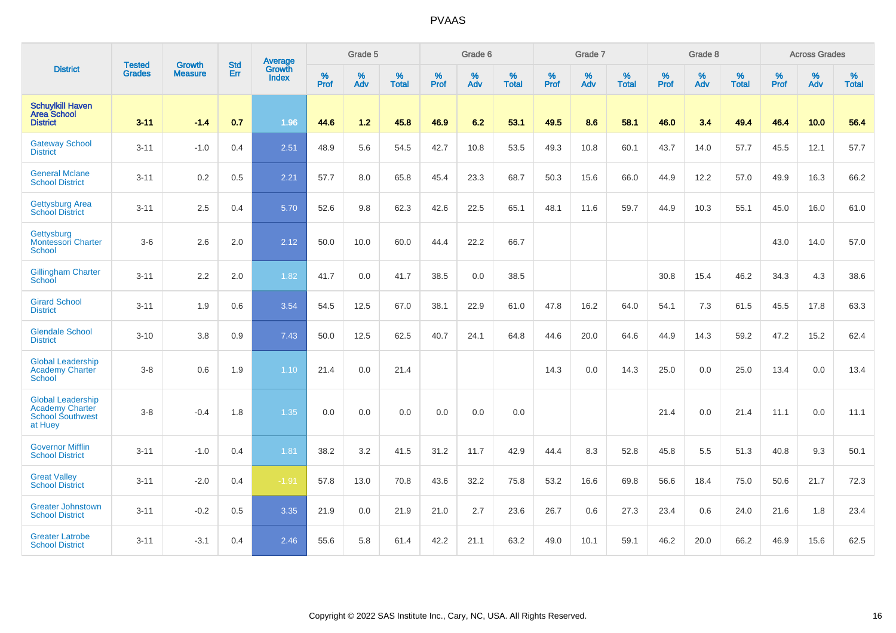# PVAAS

| District | Tested Grades | Growth Measure | Std Err | Average Growth Index | Grade 5 | | | Grade 6 | | | Grade 7 | | | Grade 8 | | | Across Grades | | |
|---|---|---|---|---|---|---|---|---|---|---|---|---|---|---|---|---|---|---|---|
| | | | | | % Prof | % Adv | % Total | % Prof | % Adv | % Total | % Prof | % Adv | % Total | % Prof | % Adv | % Total | % Prof | % Adv | % Total |
| **Schuylkill Haven Area School District** | **3-11** | **-1.4** | **0.7** | **1.96** | **44.6** | **1.2** | **45.8** | **46.9** | **6.2** | **53.1** | **49.5** | **8.6** | **58.1** | **46.0** | **3.4** | **49.4** | **46.4** | **10.0** | **56.4** |
| Gateway School District | 3-11 | -1.0 | 0.4 | 2.51 | 48.9 | 5.6 | 54.5 | 42.7 | 10.8 | 53.5 | 49.3 | 10.8 | 60.1 | 43.7 | 14.0 | 57.7 | 45.5 | 12.1 | 57.7 |
| General Mclane School District | 3-11 | 0.2 | 0.5 | 2.21 | 57.7 | 8.0 | 65.8 | 45.4 | 23.3 | 68.7 | 50.3 | 15.6 | 66.0 | 44.9 | 12.2 | 57.0 | 49.9 | 16.3 | 66.2 |
| Gettysburg Area School District | 3-11 | 2.5 | 0.4 | 5.70 | 52.6 | 9.8 | 62.3 | 42.6 | 22.5 | 65.1 | 48.1 | 11.6 | 59.7 | 44.9 | 10.3 | 55.1 | 45.0 | 16.0 | 61.0 |
| Gettysburg Montessori Charter School | 3-6 | 2.6 | 2.0 | 2.12 | 50.0 | 10.0 | 60.0 | 44.4 | 22.2 | 66.7 | | | | | | | 43.0 | 14.0 | 57.0 |
| Gillingham Charter School | 3-11 | 2.2 | 2.0 | 1.82 | 41.7 | 0.0 | 41.7 | 38.5 | 0.0 | 38.5 | | | | 30.8 | 15.4 | 46.2 | 34.3 | 4.3 | 38.6 |
| Girard School District | 3-11 | 1.9 | 0.6 | 3.54 | 54.5 | 12.5 | 67.0 | 38.1 | 22.9 | 61.0 | 47.8 | 16.2 | 64.0 | 54.1 | 7.3 | 61.5 | 45.5 | 17.8 | 63.3 |
| Glendale School District | 3-10 | 3.8 | 0.9 | 7.43 | 50.0 | 12.5 | 62.5 | 40.7 | 24.1 | 64.8 | 44.6 | 20.0 | 64.6 | 44.9 | 14.3 | 59.2 | 47.2 | 15.2 | 62.4 |
| Global Leadership Academy Charter School | 3-8 | 0.6 | 1.9 | 1.10 | 21.4 | 0.0 | 21.4 | | | | 14.3 | 0.0 | 14.3 | 25.0 | 0.0 | 25.0 | 13.4 | 0.0 | 13.4 |
| Global Leadership Academy Charter School Southwest at Huey | 3-8 | -0.4 | 1.8 | 1.35 | 0.0 | 0.0 | 0.0 | 0.0 | 0.0 | 0.0 | | | | 21.4 | 0.0 | 21.4 | 11.1 | 0.0 | 11.1 |
| Governor Mifflin School District | 3-11 | -1.0 | 0.4 | 1.81 | 38.2 | 3.2 | 41.5 | 31.2 | 11.7 | 42.9 | 44.4 | 8.3 | 52.8 | 45.8 | 5.5 | 51.3 | 40.8 | 9.3 | 50.1 |
| Great Valley School District | 3-11 | -2.0 | 0.4 | -1.91 | 57.8 | 13.0 | 70.8 | 43.6 | 32.2 | 75.8 | 53.2 | 16.6 | 69.8 | 56.6 | 18.4 | 75.0 | 50.6 | 21.7 | 72.3 |
| Greater Johnstown School District | 3-11 | -0.2 | 0.5 | 3.35 | 21.9 | 0.0 | 21.9 | 21.0 | 2.7 | 23.6 | 26.7 | 0.6 | 27.3 | 23.4 | 0.6 | 24.0 | 21.6 | 1.8 | 23.4 |
| Greater Latrobe School District | 3-11 | -3.1 | 0.4 | 2.46 | 55.6 | 5.8 | 61.4 | 42.2 | 21.1 | 63.2 | 49.0 | 10.1 | 59.1 | 46.2 | 20.0 | 66.2 | 46.9 | 15.6 | 62.5 |

Copyright © 2022 SAS Institute Inc., Cary, NC, USA. All Rights Reserved.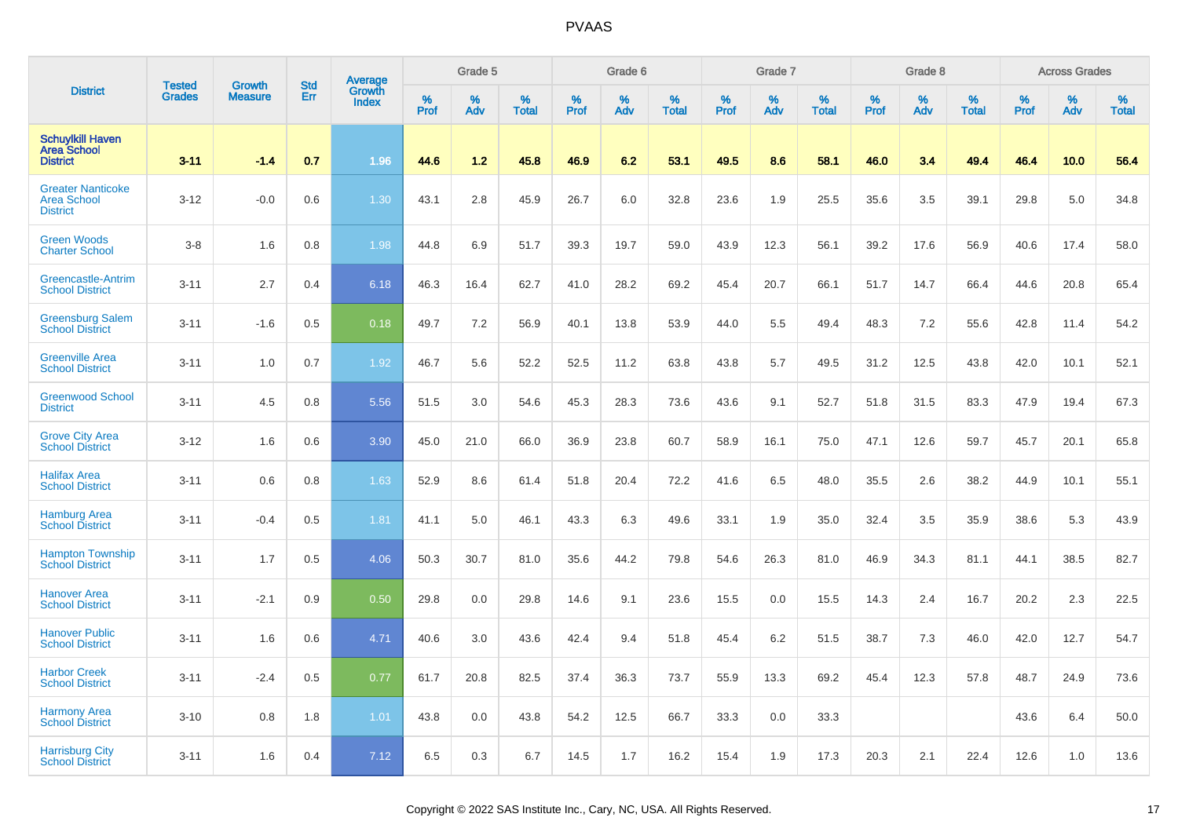# PVAAS

| District | Tested Grades | Growth Measure | Std Err | Average Growth Index | Grade 5 | | | Grade 6 | | | Grade 7 | | | Grade 8 | | | Across Grades | | |
|---|---|---|---|---|---|---|---|---|---|---|---|---|---|---|---|---|---|---|---|
| | | | | | % Prof | % Adv | % Total | % Prof | % Adv | % Total | % Prof | % Adv | % Total | % Prof | % Adv | % Total | % Prof | % Adv | % Total |
| **Schuylkill Haven Area School District** | **3-11** | **-1.4** | **0.7** | **1.96** | **44.6** | **1.2** | **45.8** | **46.9** | **6.2** | **53.1** | **49.5** | **8.6** | **58.1** | **46.0** | **3.4** | **49.4** | **46.4** | **10.0** | **56.4** |
| Greater Nanticoke Area School District | 3-12 | -0.0 | 0.6 | 1.30 | 43.1 | 2.8 | 45.9 | 26.7 | 6.0 | 32.8 | 23.6 | 1.9 | 25.5 | 35.6 | 3.5 | 39.1 | 29.8 | 5.0 | 34.8 |
| Green Woods Charter School | 3-8 | 1.6 | 0.8 | 1.98 | 44.8 | 6.9 | 51.7 | 39.3 | 19.7 | 59.0 | 43.9 | 12.3 | 56.1 | 39.2 | 17.6 | 56.9 | 40.6 | 17.4 | 58.0 |
| Greencastle-Antrim School District | 3-11 | 2.7 | 0.4 | 6.18 | 46.3 | 16.4 | 62.7 | 41.0 | 28.2 | 69.2 | 45.4 | 20.7 | 66.1 | 51.7 | 14.7 | 66.4 | 44.6 | 20.8 | 65.4 |
| Greensburg Salem School District | 3-11 | -1.6 | 0.5 | 0.18 | 49.7 | 7.2 | 56.9 | 40.1 | 13.8 | 53.9 | 44.0 | 5.5 | 49.4 | 48.3 | 7.2 | 55.6 | 42.8 | 11.4 | 54.2 |
| Greenville Area School District | 3-11 | 1.0 | 0.7 | 1.92 | 46.7 | 5.6 | 52.2 | 52.5 | 11.2 | 63.8 | 43.8 | 5.7 | 49.5 | 31.2 | 12.5 | 43.8 | 42.0 | 10.1 | 52.1 |
| Greenwood School District | 3-11 | 4.5 | 0.8 | 5.56 | 51.5 | 3.0 | 54.6 | 45.3 | 28.3 | 73.6 | 43.6 | 9.1 | 52.7 | 51.8 | 31.5 | 83.3 | 47.9 | 19.4 | 67.3 |
| Grove City Area School District | 3-12 | 1.6 | 0.6 | 3.90 | 45.0 | 21.0 | 66.0 | 36.9 | 23.8 | 60.7 | 58.9 | 16.1 | 75.0 | 47.1 | 12.6 | 59.7 | 45.7 | 20.1 | 65.8 |
| Halifax Area School District | 3-11 | 0.6 | 0.8 | 1.63 | 52.9 | 8.6 | 61.4 | 51.8 | 20.4 | 72.2 | 41.6 | 6.5 | 48.0 | 35.5 | 2.6 | 38.2 | 44.9 | 10.1 | 55.1 |
| Hamburg Area School District | 3-11 | -0.4 | 0.5 | 1.81 | 41.1 | 5.0 | 46.1 | 43.3 | 6.3 | 49.6 | 33.1 | 1.9 | 35.0 | 32.4 | 3.5 | 35.9 | 38.6 | 5.3 | 43.9 |
| Hampton Township School District | 3-11 | 1.7 | 0.5 | 4.06 | 50.3 | 30.7 | 81.0 | 35.6 | 44.2 | 79.8 | 54.6 | 26.3 | 81.0 | 46.9 | 34.3 | 81.1 | 44.1 | 38.5 | 82.7 |
| Hanover Area School District | 3-11 | -2.1 | 0.9 | 0.50 | 29.8 | 0.0 | 29.8 | 14.6 | 9.1 | 23.6 | 15.5 | 0.0 | 15.5 | 14.3 | 2.4 | 16.7 | 20.2 | 2.3 | 22.5 |
| Hanover Public School District | 3-11 | 1.6 | 0.6 | 4.71 | 40.6 | 3.0 | 43.6 | 42.4 | 9.4 | 51.8 | 45.4 | 6.2 | 51.5 | 38.7 | 7.3 | 46.0 | 42.0 | 12.7 | 54.7 |
| Harbor Creek School District | 3-11 | -2.4 | 0.5 | 0.77 | 61.7 | 20.8 | 82.5 | 37.4 | 36.3 | 73.7 | 55.9 | 13.3 | 69.2 | 45.4 | 12.3 | 57.8 | 48.7 | 24.9 | 73.6 |
| Harmony Area School District | 3-10 | 0.8 | 1.8 | 1.01 | 43.8 | 0.0 | 43.8 | 54.2 | 12.5 | 66.7 | 33.3 | 0.0 | 33.3 | | | | 43.6 | 6.4 | 50.0 |
| Harrisburg City School District | 3-11 | 1.6 | 0.4 | 7.12 | 6.5 | 0.3 | 6.7 | 14.5 | 1.7 | 16.2 | 15.4 | 1.9 | 17.3 | 20.3 | 2.1 | 22.4 | 12.6 | 1.0 | 13.6 |

Copyright © 2022 SAS Institute Inc., Cary, NC, USA. All Rights Reserved.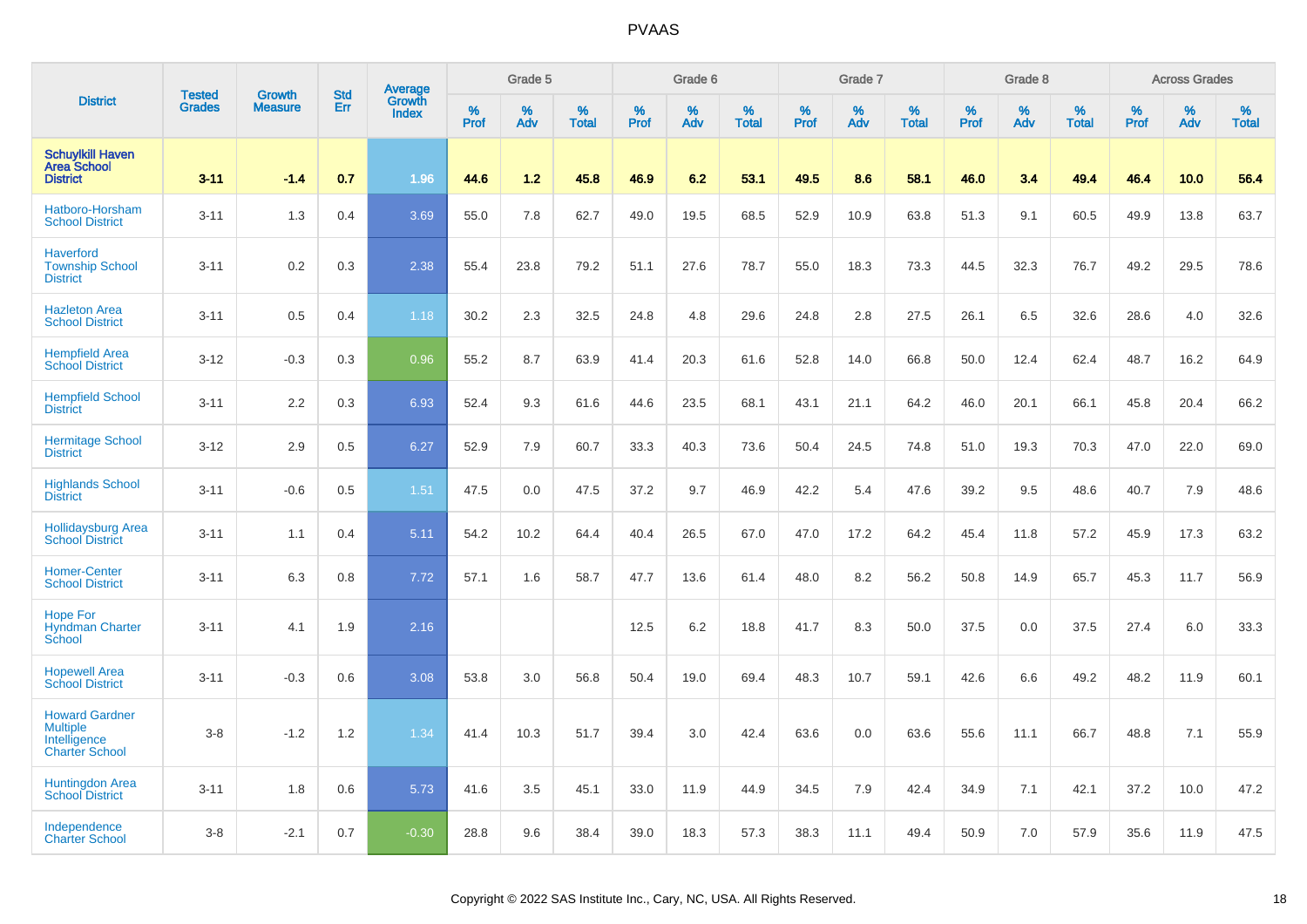# PVAAS

| District | Tested Grades | Growth Measure | Std Err | Average Growth Index | Grade 5 | | | Grade 6 | | | Grade 7 | | | Grade 8 | | | Across Grades | | |
|---|---|---|---|---|---|---|---|---|---|---|---|---|---|---|---|---|---|---|---|
| | | | | | % Prof | % Adv | % Total | % Prof | % Adv | % Total | % Prof | % Adv | % Total | % Prof | % Adv | % Total | % Prof | % Adv | % Total |
| **Schuylkill Haven Area School District** | **3-11** | **-1.4** | **0.7** | **1.96** | **44.6** | **1.2** | **45.8** | **46.9** | **6.2** | **53.1** | **49.5** | **8.6** | **58.1** | **46.0** | **3.4** | **49.4** | **46.4** | **10.0** | **56.4** |
| Hatboro-Horsham School District | 3-11 | 1.3 | 0.4 | 3.69 | 55.0 | 7.8 | 62.7 | 49.0 | 19.5 | 68.5 | 52.9 | 10.9 | 63.8 | 51.3 | 9.1 | 60.5 | 49.9 | 13.8 | 63.7 |
| Haverford Township School District | 3-11 | 0.2 | 0.3 | 2.38 | 55.4 | 23.8 | 79.2 | 51.1 | 27.6 | 78.7 | 55.0 | 18.3 | 73.3 | 44.5 | 32.3 | 76.7 | 49.2 | 29.5 | 78.6 |
| Hazleton Area School District | 3-11 | 0.5 | 0.4 | 1.18 | 30.2 | 2.3 | 32.5 | 24.8 | 4.8 | 29.6 | 24.8 | 2.8 | 27.5 | 26.1 | 6.5 | 32.6 | 28.6 | 4.0 | 32.6 |
| Hempfield Area School District | 3-12 | -0.3 | 0.3 | 0.96 | 55.2 | 8.7 | 63.9 | 41.4 | 20.3 | 61.6 | 52.8 | 14.0 | 66.8 | 50.0 | 12.4 | 62.4 | 48.7 | 16.2 | 64.9 |
| Hempfield School District | 3-11 | 2.2 | 0.3 | 6.93 | 52.4 | 9.3 | 61.6 | 44.6 | 23.5 | 68.1 | 43.1 | 21.1 | 64.2 | 46.0 | 20.1 | 66.1 | 45.8 | 20.4 | 66.2 |
| Hermitage School District | 3-12 | 2.9 | 0.5 | 6.27 | 52.9 | 7.9 | 60.7 | 33.3 | 40.3 | 73.6 | 50.4 | 24.5 | 74.8 | 51.0 | 19.3 | 70.3 | 47.0 | 22.0 | 69.0 |
| Highlands School District | 3-11 | -0.6 | 0.5 | 1.51 | 47.5 | 0.0 | 47.5 | 37.2 | 9.7 | 46.9 | 42.2 | 5.4 | 47.6 | 39.2 | 9.5 | 48.6 | 40.7 | 7.9 | 48.6 |
| Hollidaysburg Area School District | 3-11 | 1.1 | 0.4 | 5.11 | 54.2 | 10.2 | 64.4 | 40.4 | 26.5 | 67.0 | 47.0 | 17.2 | 64.2 | 45.4 | 11.8 | 57.2 | 45.9 | 17.3 | 63.2 |
| Homer-Center School District | 3-11 | 6.3 | 0.8 | 7.72 | 57.1 | 1.6 | 58.7 | 47.7 | 13.6 | 61.4 | 48.0 | 8.2 | 56.2 | 50.8 | 14.9 | 65.7 | 45.3 | 11.7 | 56.9 |
| Hope For Hyndman Charter School | 3-11 | 4.1 | 1.9 | 2.16 | | | | 12.5 | 6.2 | 18.8 | 41.7 | 8.3 | 50.0 | 37.5 | 0.0 | 37.5 | 27.4 | 6.0 | 33.3 |
| Hopewell Area School District | 3-11 | -0.3 | 0.6 | 3.08 | 53.8 | 3.0 | 56.8 | 50.4 | 19.0 | 69.4 | 48.3 | 10.7 | 59.1 | 42.6 | 6.6 | 49.2 | 48.2 | 11.9 | 60.1 |
| Howard Gardner Multiple Intelligence Charter School | 3-8 | -1.2 | 1.2 | 1.34 | 41.4 | 10.3 | 51.7 | 39.4 | 3.0 | 42.4 | 63.6 | 0.0 | 63.6 | 55.6 | 11.1 | 66.7 | 48.8 | 7.1 | 55.9 |
| Huntingdon Area School District | 3-11 | 1.8 | 0.6 | 5.73 | 41.6 | 3.5 | 45.1 | 33.0 | 11.9 | 44.9 | 34.5 | 7.9 | 42.4 | 34.9 | 7.1 | 42.1 | 37.2 | 10.0 | 47.2 |
| Independence Charter School | 3-8 | -2.1 | 0.7 | -0.30 | 28.8 | 9.6 | 38.4 | 39.0 | 18.3 | 57.3 | 38.3 | 11.1 | 49.4 | 50.9 | 7.0 | 57.9 | 35.6 | 11.9 | 47.5 |

Copyright © 2022 SAS Institute Inc., Cary, NC, USA. All Rights Reserved.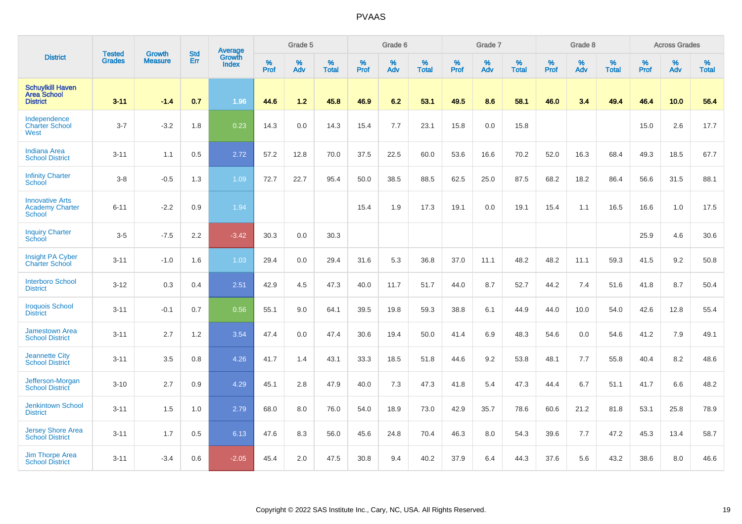| District | Tested Grades | Growth Measure | Std Err | Average Growth Index | Grade 5 | | | Grade 6 | | | Grade 7 | | | Grade 8 | | | Across Grades | | |
|---|---|---|---|---|---|---|---|---|---|---|---|---|---|---|---|---|---|---|---|
| | | | | | % Prof | % Adv | % Total | % Prof | % Adv | % Total | % Prof | % Adv | % Total | % Prof | % Adv | % Total | % Prof | % Adv | % Total |
| **Schuylkill Haven Area School District** | **3-11** | **-1.4** | **0.7** | **1.96** | **44.6** | **1.2** | **45.8** | **46.9** | **6.2** | **53.1** | **49.5** | **8.6** | **58.1** | **46.0** | **3.4** | **49.4** | **46.4** | **10.0** | **56.4** |
| Independence Charter School West | 3-7 | -3.2 | 1.8 | 0.23 | 14.3 | 0.0 | 14.3 | 15.4 | 7.7 | 23.1 | 15.8 | 0.0 | 15.8 | | | | 15.0 | 2.6 | 17.7 |
| Indiana Area School District | 3-11 | 1.1 | 0.5 | 2.72 | 57.2 | 12.8 | 70.0 | 37.5 | 22.5 | 60.0 | 53.6 | 16.6 | 70.2 | 52.0 | 16.3 | 68.4 | 49.3 | 18.5 | 67.7 |
| Infinity Charter School | 3-8 | -0.5 | 1.3 | 1.09 | 72.7 | 22.7 | 95.4 | 50.0 | 38.5 | 88.5 | 62.5 | 25.0 | 87.5 | 68.2 | 18.2 | 86.4 | 56.6 | 31.5 | 88.1 |
| Innovative Arts Academy Charter School | 6-11 | -2.2 | 0.9 | 1.94 | | | | 15.4 | 1.9 | 17.3 | 19.1 | 0.0 | 19.1 | 15.4 | 1.1 | 16.5 | 16.6 | 1.0 | 17.5 |
| Inquiry Charter School | 3-5 | -7.5 | 2.2 | -3.42 | 30.3 | 0.0 | 30.3 | | | | | | | | | | 25.9 | 4.6 | 30.6 |
| Insight PA Cyber Charter School | 3-11 | -1.0 | 1.6 | 1.03 | 29.4 | 0.0 | 29.4 | 31.6 | 5.3 | 36.8 | 37.0 | 11.1 | 48.2 | 48.2 | 11.1 | 59.3 | 41.5 | 9.2 | 50.8 |
| Interboro School District | 3-12 | 0.3 | 0.4 | 2.51 | 42.9 | 4.5 | 47.3 | 40.0 | 11.7 | 51.7 | 44.0 | 8.7 | 52.7 | 44.2 | 7.4 | 51.6 | 41.8 | 8.7 | 50.4 |
| Iroquois School District | 3-11 | -0.1 | 0.7 | 0.56 | 55.1 | 9.0 | 64.1 | 39.5 | 19.8 | 59.3 | 38.8 | 6.1 | 44.9 | 44.0 | 10.0 | 54.0 | 42.6 | 12.8 | 55.4 |
| Jamestown Area School District | 3-11 | 2.7 | 1.2 | 3.54 | 47.4 | 0.0 | 47.4 | 30.6 | 19.4 | 50.0 | 41.4 | 6.9 | 48.3 | 54.6 | 0.0 | 54.6 | 41.2 | 7.9 | 49.1 |
| Jeannette City School District | 3-11 | 3.5 | 0.8 | 4.26 | 41.7 | 1.4 | 43.1 | 33.3 | 18.5 | 51.8 | 44.6 | 9.2 | 53.8 | 48.1 | 7.7 | 55.8 | 40.4 | 8.2 | 48.6 |
| Jefferson-Morgan School District | 3-10 | 2.7 | 0.9 | 4.29 | 45.1 | 2.8 | 47.9 | 40.0 | 7.3 | 47.3 | 41.8 | 5.4 | 47.3 | 44.4 | 6.7 | 51.1 | 41.7 | 6.6 | 48.2 |
| Jenkintown School District | 3-11 | 1.5 | 1.0 | 2.79 | 68.0 | 8.0 | 76.0 | 54.0 | 18.9 | 73.0 | 42.9 | 35.7 | 78.6 | 60.6 | 21.2 | 81.8 | 53.1 | 25.8 | 78.9 |
| Jersey Shore Area School District | 3-11 | 1.7 | 0.5 | 6.13 | 47.6 | 8.3 | 56.0 | 45.6 | 24.8 | 70.4 | 46.3 | 8.0 | 54.3 | 39.6 | 7.7 | 47.2 | 45.3 | 13.4 | 58.7 |
| Jim Thorpe Area School District | 3-11 | -3.4 | 0.6 | -2.05 | 45.4 | 2.0 | 47.5 | 30.8 | 9.4 | 40.2 | 37.9 | 6.4 | 44.3 | 37.6 | 5.6 | 43.2 | 38.6 | 8.0 | 46.6 |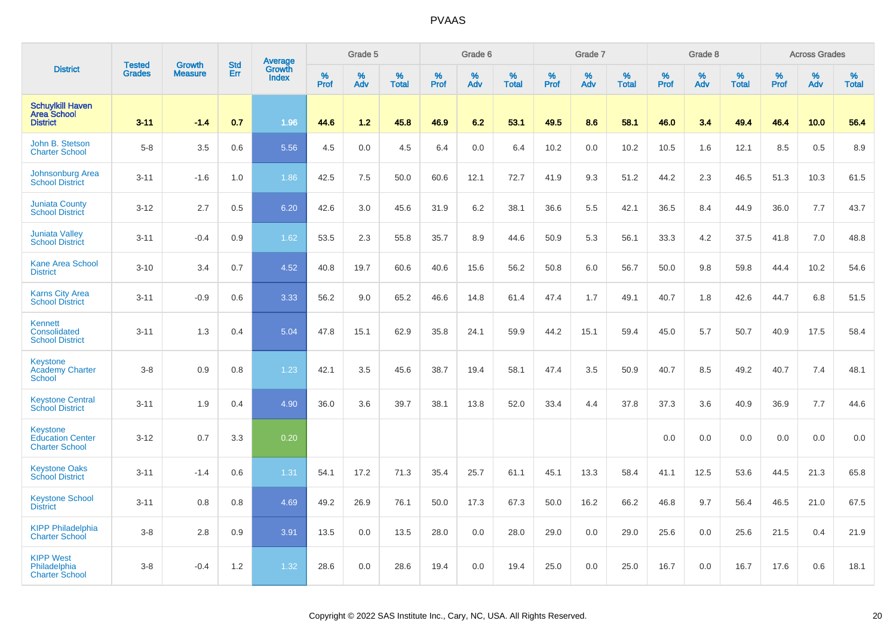# PVAAS

| District | Tested Grades | Growth Measure | Std Err | Average Growth Index | Grade 5 | | | Grade 6 | | | Grade 7 | | | Grade 8 | | | Across Grades | | |
|---|---|---|---|---|---|---|---|---|---|---|---|---|---|---|---|---|---|---|---|
| | | | | | % Prof | % Adv | % Total | % Prof | % Adv | % Total | % Prof | % Adv | % Total | % Prof | % Adv | % Total | % Prof | % Adv | % Total |
| **Schuylkill Haven Area School District** | **3-11** | **-1.4** | **0.7** | **1.96** | **44.6** | **1.2** | **45.8** | **46.9** | **6.2** | **53.1** | **49.5** | **8.6** | **58.1** | **46.0** | **3.4** | **49.4** | **46.4** | **10.0** | **56.4** |
| John B. Stetson Charter School | 5-8 | 3.5 | 0.6 | 5.56 | 4.5 | 0.0 | 4.5 | 6.4 | 0.0 | 6.4 | 10.2 | 0.0 | 10.2 | 10.5 | 1.6 | 12.1 | 8.5 | 0.5 | 8.9 |
| Johnsonburg Area School District | 3-11 | -1.6 | 1.0 | 1.86 | 42.5 | 7.5 | 50.0 | 60.6 | 12.1 | 72.7 | 41.9 | 9.3 | 51.2 | 44.2 | 2.3 | 46.5 | 51.3 | 10.3 | 61.5 |
| Juniata County School District | 3-12 | 2.7 | 0.5 | 6.20 | 42.6 | 3.0 | 45.6 | 31.9 | 6.2 | 38.1 | 36.6 | 5.5 | 42.1 | 36.5 | 8.4 | 44.9 | 36.0 | 7.7 | 43.7 |
| Juniata Valley School District | 3-11 | -0.4 | 0.9 | 1.62 | 53.5 | 2.3 | 55.8 | 35.7 | 8.9 | 44.6 | 50.9 | 5.3 | 56.1 | 33.3 | 4.2 | 37.5 | 41.8 | 7.0 | 48.8 |
| Kane Area School District | 3-10 | 3.4 | 0.7 | 4.52 | 40.8 | 19.7 | 60.6 | 40.6 | 15.6 | 56.2 | 50.8 | 6.0 | 56.7 | 50.0 | 9.8 | 59.8 | 44.4 | 10.2 | 54.6 |
| Karns City Area School District | 3-11 | -0.9 | 0.6 | 3.33 | 56.2 | 9.0 | 65.2 | 46.6 | 14.8 | 61.4 | 47.4 | 1.7 | 49.1 | 40.7 | 1.8 | 42.6 | 44.7 | 6.8 | 51.5 |
| Kennett Consolidated School District | 3-11 | 1.3 | 0.4 | 5.04 | 47.8 | 15.1 | 62.9 | 35.8 | 24.1 | 59.9 | 44.2 | 15.1 | 59.4 | 45.0 | 5.7 | 50.7 | 40.9 | 17.5 | 58.4 |
| Keystone Academy Charter School | 3-8 | 0.9 | 0.8 | 1.23 | 42.1 | 3.5 | 45.6 | 38.7 | 19.4 | 58.1 | 47.4 | 3.5 | 50.9 | 40.7 | 8.5 | 49.2 | 40.7 | 7.4 | 48.1 |
| Keystone Central School District | 3-11 | 1.9 | 0.4 | 4.90 | 36.0 | 3.6 | 39.7 | 38.1 | 13.8 | 52.0 | 33.4 | 4.4 | 37.8 | 37.3 | 3.6 | 40.9 | 36.9 | 7.7 | 44.6 |
| Keystone Education Center Charter School | 3-12 | 0.7 | 3.3 | 0.20 | | | | | | | | | | 0.0 | 0.0 | 0.0 | 0.0 | 0.0 | 0.0 |
| Keystone Oaks School District | 3-11 | -1.4 | 0.6 | 1.31 | 54.1 | 17.2 | 71.3 | 35.4 | 25.7 | 61.1 | 45.1 | 13.3 | 58.4 | 41.1 | 12.5 | 53.6 | 44.5 | 21.3 | 65.8 |
| Keystone School District | 3-11 | 0.8 | 0.8 | 4.69 | 49.2 | 26.9 | 76.1 | 50.0 | 17.3 | 67.3 | 50.0 | 16.2 | 66.2 | 46.8 | 9.7 | 56.4 | 46.5 | 21.0 | 67.5 |
| KIPP Philadelphia Charter School | 3-8 | 2.8 | 0.9 | 3.91 | 13.5 | 0.0 | 13.5 | 28.0 | 0.0 | 28.0 | 29.0 | 0.0 | 29.0 | 25.6 | 0.0 | 25.6 | 21.5 | 0.4 | 21.9 |
| KIPP West Philadelphia Charter School | 3-8 | -0.4 | 1.2 | 1.32 | 28.6 | 0.0 | 28.6 | 19.4 | 0.0 | 19.4 | 25.0 | 0.0 | 25.0 | 16.7 | 0.0 | 16.7 | 17.6 | 0.6 | 18.1 |

Copyright © 2022 SAS Institute Inc., Cary, NC, USA. All Rights Reserved.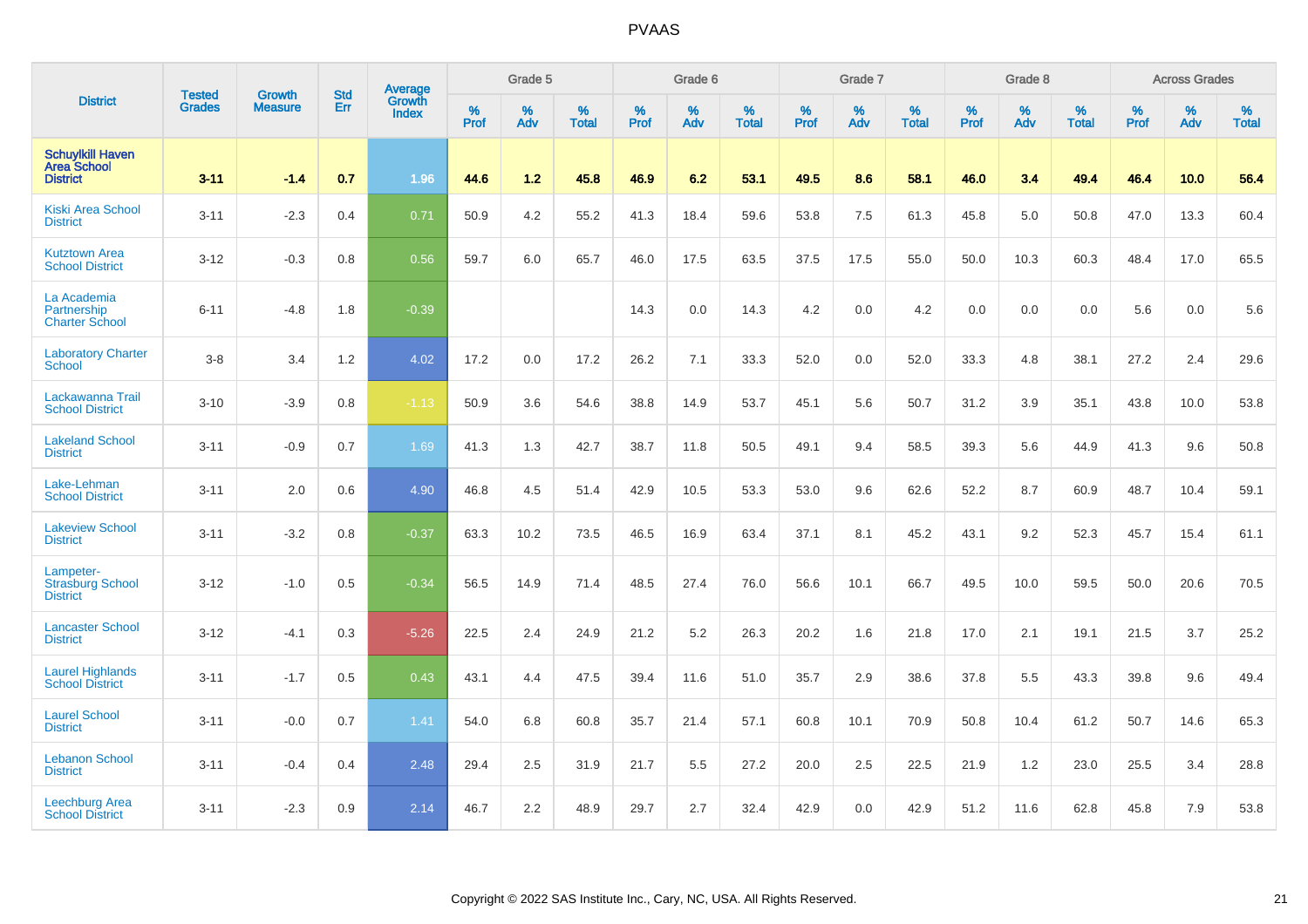# PVAAS

| District | Tested Grades | Growth Measure | Std Err | Average Growth Index | Grade 5 | | | Grade 6 | | | Grade 7 | | | Grade 8 | | | Across Grades | | |
|---|---|---|---|---|---|---|---|---|---|---|---|---|---|---|---|---|---|---|---|
| | | | | | % Prof | % Adv | % Total | % Prof | % Adv | % Total | % Prof | % Adv | % Total | % Prof | % Adv | % Total | % Prof | % Adv | % Total |
| **Schuylkill Haven Area School District** | **3-11** | **-1.4** | **0.7** | **1.96** | **44.6** | **1.2** | **45.8** | **46.9** | **6.2** | **53.1** | **49.5** | **8.6** | **58.1** | **46.0** | **3.4** | **49.4** | **46.4** | **10.0** | **56.4** |
| Kiski Area School District | 3-11 | -2.3 | 0.4 | 0.71 | 50.9 | 4.2 | 55.2 | 41.3 | 18.4 | 59.6 | 53.8 | 7.5 | 61.3 | 45.8 | 5.0 | 50.8 | 47.0 | 13.3 | 60.4 |
| Kutztown Area School District | 3-12 | -0.3 | 0.8 | 0.56 | 59.7 | 6.0 | 65.7 | 46.0 | 17.5 | 63.5 | 37.5 | 17.5 | 55.0 | 50.0 | 10.3 | 60.3 | 48.4 | 17.0 | 65.5 |
| La Academia Partnership Charter School | 6-11 | -4.8 | 1.8 | -0.39 | | | | 14.3 | 0.0 | 14.3 | 4.2 | 0.0 | 4.2 | 0.0 | 0.0 | 0.0 | 5.6 | 0.0 | 5.6 |
| Laboratory Charter School | 3-8 | 3.4 | 1.2 | 4.02 | 17.2 | 0.0 | 17.2 | 26.2 | 7.1 | 33.3 | 52.0 | 0.0 | 52.0 | 33.3 | 4.8 | 38.1 | 27.2 | 2.4 | 29.6 |
| Lackawanna Trail School District | 3-10 | -3.9 | 0.8 | -1.13 | 50.9 | 3.6 | 54.6 | 38.8 | 14.9 | 53.7 | 45.1 | 5.6 | 50.7 | 31.2 | 3.9 | 35.1 | 43.8 | 10.0 | 53.8 |
| Lakeland School District | 3-11 | -0.9 | 0.7 | 1.69 | 41.3 | 1.3 | 42.7 | 38.7 | 11.8 | 50.5 | 49.1 | 9.4 | 58.5 | 39.3 | 5.6 | 44.9 | 41.3 | 9.6 | 50.8 |
| Lake-Lehman School District | 3-11 | 2.0 | 0.6 | 4.90 | 46.8 | 4.5 | 51.4 | 42.9 | 10.5 | 53.3 | 53.0 | 9.6 | 62.6 | 52.2 | 8.7 | 60.9 | 48.7 | 10.4 | 59.1 |
| Lakeview School District | 3-11 | -3.2 | 0.8 | -0.37 | 63.3 | 10.2 | 73.5 | 46.5 | 16.9 | 63.4 | 37.1 | 8.1 | 45.2 | 43.1 | 9.2 | 52.3 | 45.7 | 15.4 | 61.1 |
| Lampeter-Strasburg School District | 3-12 | -1.0 | 0.5 | -0.34 | 56.5 | 14.9 | 71.4 | 48.5 | 27.4 | 76.0 | 56.6 | 10.1 | 66.7 | 49.5 | 10.0 | 59.5 | 50.0 | 20.6 | 70.5 |
| Lancaster School District | 3-12 | -4.1 | 0.3 | -5.26 | 22.5 | 2.4 | 24.9 | 21.2 | 5.2 | 26.3 | 20.2 | 1.6 | 21.8 | 17.0 | 2.1 | 19.1 | 21.5 | 3.7 | 25.2 |
| Laurel Highlands School District | 3-11 | -1.7 | 0.5 | 0.43 | 43.1 | 4.4 | 47.5 | 39.4 | 11.6 | 51.0 | 35.7 | 2.9 | 38.6 | 37.8 | 5.5 | 43.3 | 39.8 | 9.6 | 49.4 |
| Laurel School District | 3-11 | -0.0 | 0.7 | 1.41 | 54.0 | 6.8 | 60.8 | 35.7 | 21.4 | 57.1 | 60.8 | 10.1 | 70.9 | 50.8 | 10.4 | 61.2 | 50.7 | 14.6 | 65.3 |
| Lebanon School District | 3-11 | -0.4 | 0.4 | 2.48 | 29.4 | 2.5 | 31.9 | 21.7 | 5.5 | 27.2 | 20.0 | 2.5 | 22.5 | 21.9 | 1.2 | 23.0 | 25.5 | 3.4 | 28.8 |
| Leechburg Area School District | 3-11 | -2.3 | 0.9 | 2.14 | 46.7 | 2.2 | 48.9 | 29.7 | 2.7 | 32.4 | 42.9 | 0.0 | 42.9 | 51.2 | 11.6 | 62.8 | 45.8 | 7.9 | 53.8 |

Copyright © 2022 SAS Institute Inc., Cary, NC, USA. All Rights Reserved.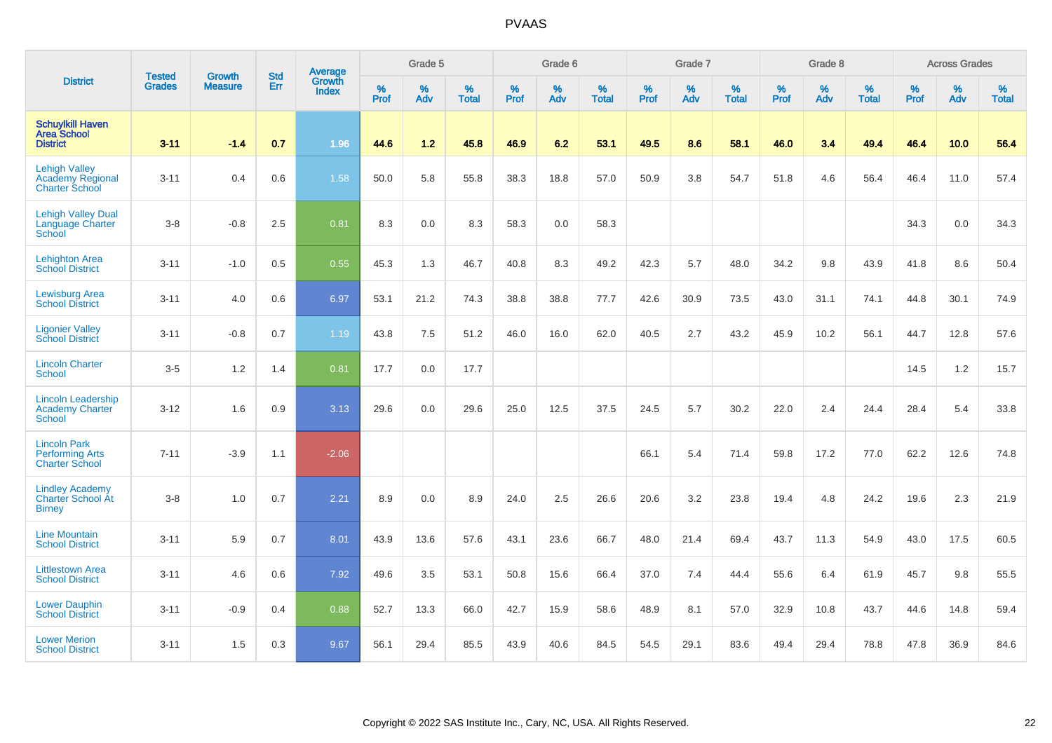# PVAAS

| District | Tested Grades | Growth Measure | Std Err | Average Growth Index | Grade 5 | | | Grade 6 | | | Grade 7 | | | Grade 8 | | | Across Grades | | |
|---|---|---|---|---|---|---|---|---|---|---|---|---|---|---|---|---|---|---|---|
| | | | | | % Prof | % Adv | % Total | % Prof | % Adv | % Total | % Prof | % Adv | % Total | % Prof | % Adv | % Total | % Prof | % Adv | % Total |
| **Schuylkill Haven Area School District** | **3-11** | **-1.4** | **0.7** | **1.96** | **44.6** | **1.2** | **45.8** | **46.9** | **6.2** | **53.1** | **49.5** | **8.6** | **58.1** | **46.0** | **3.4** | **49.4** | **46.4** | **10.0** | **56.4** |
| Lehigh Valley Academy Regional Charter School | 3-11 | 0.4 | 0.6 | 1.58 | 50.0 | 5.8 | 55.8 | 38.3 | 18.8 | 57.0 | 50.9 | 3.8 | 54.7 | 51.8 | 4.6 | 56.4 | 46.4 | 11.0 | 57.4 |
| Lehigh Valley Dual Language Charter School | 3-8 | -0.8 | 2.5 | 0.81 | 8.3 | 0.0 | 8.3 | 58.3 | 0.0 | 58.3 | | | | | | | 34.3 | 0.0 | 34.3 |
| Lehighton Area School District | 3-11 | -1.0 | 0.5 | 0.55 | 45.3 | 1.3 | 46.7 | 40.8 | 8.3 | 49.2 | 42.3 | 5.7 | 48.0 | 34.2 | 9.8 | 43.9 | 41.8 | 8.6 | 50.4 |
| Lewisburg Area School District | 3-11 | 4.0 | 0.6 | 6.97 | 53.1 | 21.2 | 74.3 | 38.8 | 38.8 | 77.7 | 42.6 | 30.9 | 73.5 | 43.0 | 31.1 | 74.1 | 44.8 | 30.1 | 74.9 |
| Ligonier Valley School District | 3-11 | -0.8 | 0.7 | 1.19 | 43.8 | 7.5 | 51.2 | 46.0 | 16.0 | 62.0 | 40.5 | 2.7 | 43.2 | 45.9 | 10.2 | 56.1 | 44.7 | 12.8 | 57.6 |
| Lincoln Charter School | 3-5 | 1.2 | 1.4 | 0.81 | 17.7 | 0.0 | 17.7 | | | | | | | | | | 14.5 | 1.2 | 15.7 |
| Lincoln Leadership Academy Charter School | 3-12 | 1.6 | 0.9 | 3.13 | 29.6 | 0.0 | 29.6 | 25.0 | 12.5 | 37.5 | 24.5 | 5.7 | 30.2 | 22.0 | 2.4 | 24.4 | 28.4 | 5.4 | 33.8 |
| Lincoln Park Performing Arts Charter School | 7-11 | -3.9 | 1.1 | -2.06 | | | | | | | 66.1 | 5.4 | 71.4 | 59.8 | 17.2 | 77.0 | 62.2 | 12.6 | 74.8 |
| Lindley Academy Charter School At Birney | 3-8 | 1.0 | 0.7 | 2.21 | 8.9 | 0.0 | 8.9 | 24.0 | 2.5 | 26.6 | 20.6 | 3.2 | 23.8 | 19.4 | 4.8 | 24.2 | 19.6 | 2.3 | 21.9 |
| Line Mountain School District | 3-11 | 5.9 | 0.7 | 8.01 | 43.9 | 13.6 | 57.6 | 43.1 | 23.6 | 66.7 | 48.0 | 21.4 | 69.4 | 43.7 | 11.3 | 54.9 | 43.0 | 17.5 | 60.5 |
| Littlestown Area School District | 3-11 | 4.6 | 0.6 | 7.92 | 49.6 | 3.5 | 53.1 | 50.8 | 15.6 | 66.4 | 37.0 | 7.4 | 44.4 | 55.6 | 6.4 | 61.9 | 45.7 | 9.8 | 55.5 |
| Lower Dauphin School District | 3-11 | -0.9 | 0.4 | 0.88 | 52.7 | 13.3 | 66.0 | 42.7 | 15.9 | 58.6 | 48.9 | 8.1 | 57.0 | 32.9 | 10.8 | 43.7 | 44.6 | 14.8 | 59.4 |
| Lower Merion School District | 3-11 | 1.5 | 0.3 | 9.67 | 56.1 | 29.4 | 85.5 | 43.9 | 40.6 | 84.5 | 54.5 | 29.1 | 83.6 | 49.4 | 29.4 | 78.8 | 47.8 | 36.9 | 84.6 |

Copyright © 2022 SAS Institute Inc., Cary, NC, USA. All Rights Reserved.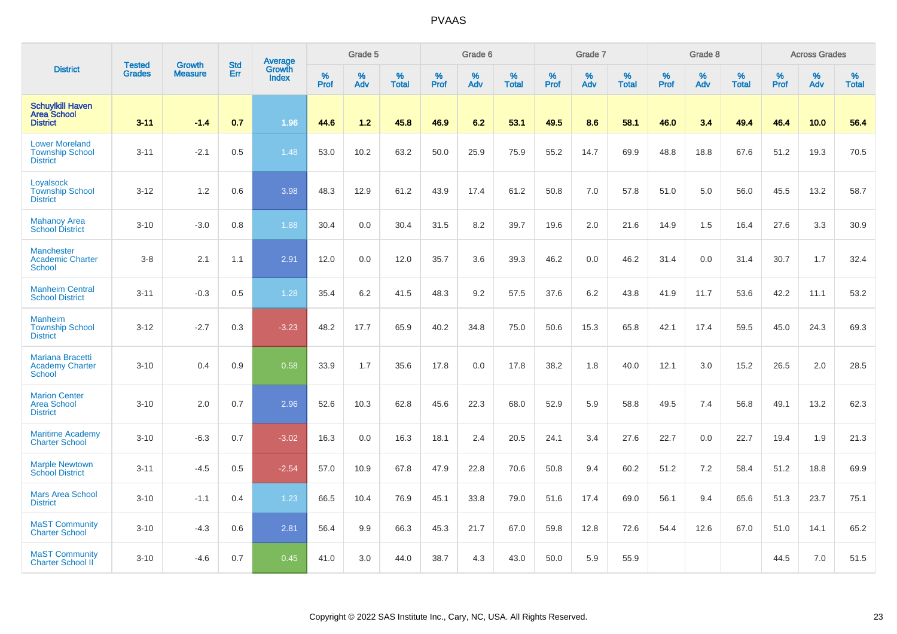# PVAAS

| District | Tested Grades | Growth Measure | Std Err | Average Growth Index | Grade 5 | | | Grade 6 | | | Grade 7 | | | Grade 8 | | | Across Grades | | |
|---|---|---|---|---|---|---|---|---|---|---|---|---|---|---|---|---|---|---|---|
| | | | | | % Prof | % Adv | % Total | % Prof | % Adv | % Total | % Prof | % Adv | % Total | % Prof | % Adv | % Total | % Prof | % Adv | % Total |
| **Schuylkill Haven Area School District** | **3-11** | **-1.4** | **0.7** | **1.96** | **44.6** | **1.2** | **45.8** | **46.9** | **6.2** | **53.1** | **49.5** | **8.6** | **58.1** | **46.0** | **3.4** | **49.4** | **46.4** | **10.0** | **56.4** |
| Lower Moreland Township School District | 3-11 | -2.1 | 0.5 | 1.48 | 53.0 | 10.2 | 63.2 | 50.0 | 25.9 | 75.9 | 55.2 | 14.7 | 69.9 | 48.8 | 18.8 | 67.6 | 51.2 | 19.3 | 70.5 |
| Loyalsock Township School District | 3-12 | 1.2 | 0.6 | 3.98 | 48.3 | 12.9 | 61.2 | 43.9 | 17.4 | 61.2 | 50.8 | 7.0 | 57.8 | 51.0 | 5.0 | 56.0 | 45.5 | 13.2 | 58.7 |
| Mahanoy Area School District | 3-10 | -3.0 | 0.8 | 1.88 | 30.4 | 0.0 | 30.4 | 31.5 | 8.2 | 39.7 | 19.6 | 2.0 | 21.6 | 14.9 | 1.5 | 16.4 | 27.6 | 3.3 | 30.9 |
| Manchester Academic Charter School | 3-8 | 2.1 | 1.1 | 2.91 | 12.0 | 0.0 | 12.0 | 35.7 | 3.6 | 39.3 | 46.2 | 0.0 | 46.2 | 31.4 | 0.0 | 31.4 | 30.7 | 1.7 | 32.4 |
| Manheim Central School District | 3-11 | -0.3 | 0.5 | 1.28 | 35.4 | 6.2 | 41.5 | 48.3 | 9.2 | 57.5 | 37.6 | 6.2 | 43.8 | 41.9 | 11.7 | 53.6 | 42.2 | 11.1 | 53.2 |
| Manheim Township School District | 3-12 | -2.7 | 0.3 | -3.23 | 48.2 | 17.7 | 65.9 | 40.2 | 34.8 | 75.0 | 50.6 | 15.3 | 65.8 | 42.1 | 17.4 | 59.5 | 45.0 | 24.3 | 69.3 |
| Mariana Bracetti Academy Charter School | 3-10 | 0.4 | 0.9 | 0.58 | 33.9 | 1.7 | 35.6 | 17.8 | 0.0 | 17.8 | 38.2 | 1.8 | 40.0 | 12.1 | 3.0 | 15.2 | 26.5 | 2.0 | 28.5 |
| Marion Center Area School District | 3-10 | 2.0 | 0.7 | 2.96 | 52.6 | 10.3 | 62.8 | 45.6 | 22.3 | 68.0 | 52.9 | 5.9 | 58.8 | 49.5 | 7.4 | 56.8 | 49.1 | 13.2 | 62.3 |
| Maritime Academy Charter School | 3-10 | -6.3 | 0.7 | -3.02 | 16.3 | 0.0 | 16.3 | 18.1 | 2.4 | 20.5 | 24.1 | 3.4 | 27.6 | 22.7 | 0.0 | 22.7 | 19.4 | 1.9 | 21.3 |
| Marple Newtown School District | 3-11 | -4.5 | 0.5 | -2.54 | 57.0 | 10.9 | 67.8 | 47.9 | 22.8 | 70.6 | 50.8 | 9.4 | 60.2 | 51.2 | 7.2 | 58.4 | 51.2 | 18.8 | 69.9 |
| Mars Area School District | 3-10 | -1.1 | 0.4 | 1.23 | 66.5 | 10.4 | 76.9 | 45.1 | 33.8 | 79.0 | 51.6 | 17.4 | 69.0 | 56.1 | 9.4 | 65.6 | 51.3 | 23.7 | 75.1 |
| MaST Community Charter School | 3-10 | -4.3 | 0.6 | 2.81 | 56.4 | 9.9 | 66.3 | 45.3 | 21.7 | 67.0 | 59.8 | 12.8 | 72.6 | 54.4 | 12.6 | 67.0 | 51.0 | 14.1 | 65.2 |
| MaST Community Charter School II | 3-10 | -4.6 | 0.7 | 0.45 | 41.0 | 3.0 | 44.0 | 38.7 | 4.3 | 43.0 | 50.0 | 5.9 | 55.9 | | | | 44.5 | 7.0 | 51.5 |

Copyright © 2022 SAS Institute Inc., Cary, NC, USA. All Rights Reserved.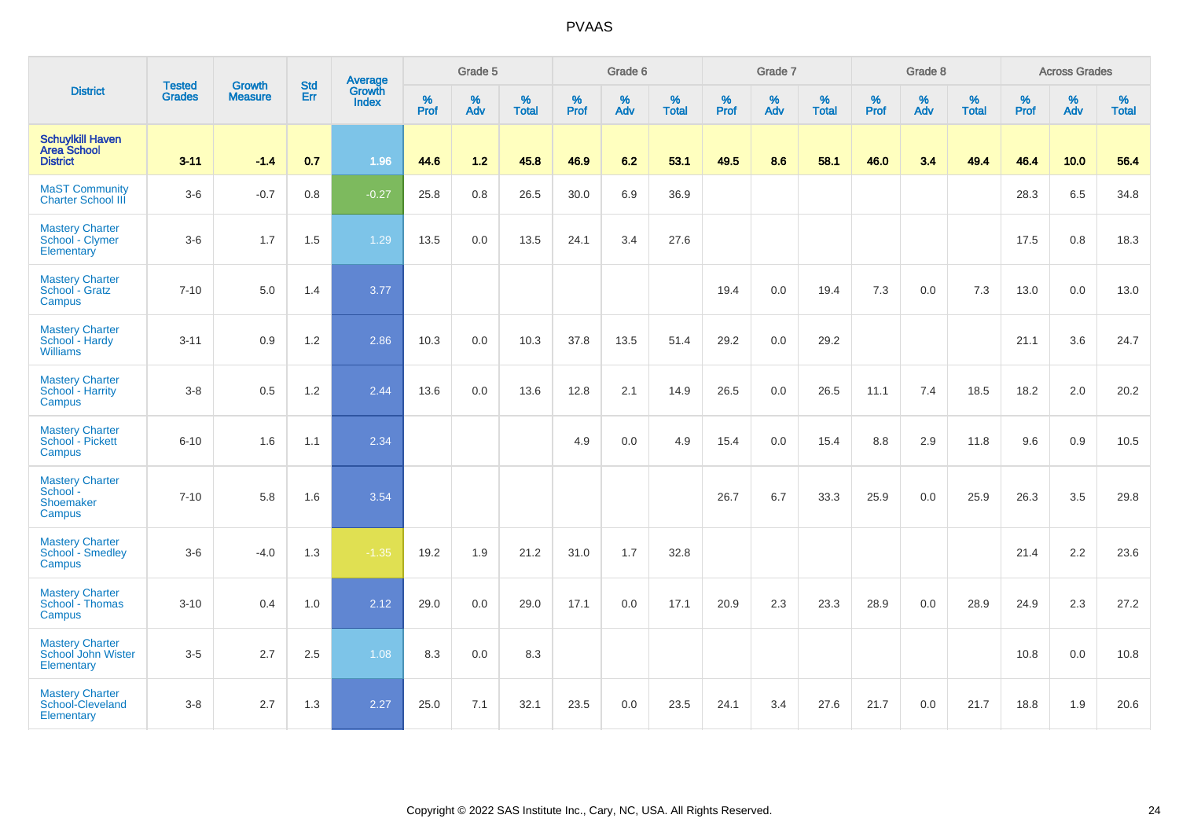# PVAAS

| District | Tested Grades | Growth Measure | Std Err | Average Growth Index | Grade 5 | | | Grade 6 | | | Grade 7 | | | Grade 8 | | | Across Grades | | |
|---|---|---|---|---|---|---|---|---|---|---|---|---|---|---|---|---|---|---|---|
| | | | | | % Prof | % Adv | % Total | % Prof | % Adv | % Total | % Prof | % Adv | % Total | % Prof | % Adv | % Total | % Prof | % Adv | % Total |
| **Schuylkill Haven Area School District** | **3-11** | **-1.4** | **0.7** | **1.96** | **44.6** | **1.2** | **45.8** | **46.9** | **6.2** | **53.1** | **49.5** | **8.6** | **58.1** | **46.0** | **3.4** | **49.4** | **46.4** | **10.0** | **56.4** |
| MaST Community Charter School III | 3-6 | -0.7 | 0.8 | -0.27 | 25.8 | 0.8 | 26.5 | 30.0 | 6.9 | 36.9 | | | | | | | 28.3 | 6.5 | 34.8 |
| Mastery Charter School - Clymer Elementary | 3-6 | 1.7 | 1.5 | 1.29 | 13.5 | 0.0 | 13.5 | 24.1 | 3.4 | 27.6 | | | | | | | 17.5 | 0.8 | 18.3 |
| Mastery Charter School - Gratz Campus | 7-10 | 5.0 | 1.4 | 3.77 | | | | | | | 19.4 | 0.0 | 19.4 | 7.3 | 0.0 | 7.3 | 13.0 | 0.0 | 13.0 |
| Mastery Charter School - Hardy Williams | 3-11 | 0.9 | 1.2 | 2.86 | 10.3 | 0.0 | 10.3 | 37.8 | 13.5 | 51.4 | 29.2 | 0.0 | 29.2 | | | | 21.1 | 3.6 | 24.7 |
| Mastery Charter School - Harrity Campus | 3-8 | 0.5 | 1.2 | 2.44 | 13.6 | 0.0 | 13.6 | 12.8 | 2.1 | 14.9 | 26.5 | 0.0 | 26.5 | 11.1 | 7.4 | 18.5 | 18.2 | 2.0 | 20.2 |
| Mastery Charter School - Pickett Campus | 6-10 | 1.6 | 1.1 | 2.34 | | | | 4.9 | 0.0 | 4.9 | 15.4 | 0.0 | 15.4 | 8.8 | 2.9 | 11.8 | 9.6 | 0.9 | 10.5 |
| Mastery Charter School - Shoemaker Campus | 7-10 | 5.8 | 1.6 | 3.54 | | | | | | | 26.7 | 6.7 | 33.3 | 25.9 | 0.0 | 25.9 | 26.3 | 3.5 | 29.8 |
| Mastery Charter School - Smedley Campus | 3-6 | -4.0 | 1.3 | -1.35 | 19.2 | 1.9 | 21.2 | 31.0 | 1.7 | 32.8 | | | | | | | 21.4 | 2.2 | 23.6 |
| Mastery Charter School - Thomas Campus | 3-10 | 0.4 | 1.0 | 2.12 | 29.0 | 0.0 | 29.0 | 17.1 | 0.0 | 17.1 | 20.9 | 2.3 | 23.3 | 28.9 | 0.0 | 28.9 | 24.9 | 2.3 | 27.2 |
| Mastery Charter School John Wister Elementary | 3-5 | 2.7 | 2.5 | 1.08 | 8.3 | 0.0 | 8.3 | | | | | | | | | | 10.8 | 0.0 | 10.8 |
| Mastery Charter School-Cleveland Elementary | 3-8 | 2.7 | 1.3 | 2.27 | 25.0 | 7.1 | 32.1 | 23.5 | 0.0 | 23.5 | 24.1 | 3.4 | 27.6 | 21.7 | 0.0 | 21.7 | 18.8 | 1.9 | 20.6 |

Copyright © 2022 SAS Institute Inc., Cary, NC, USA. All Rights Reserved.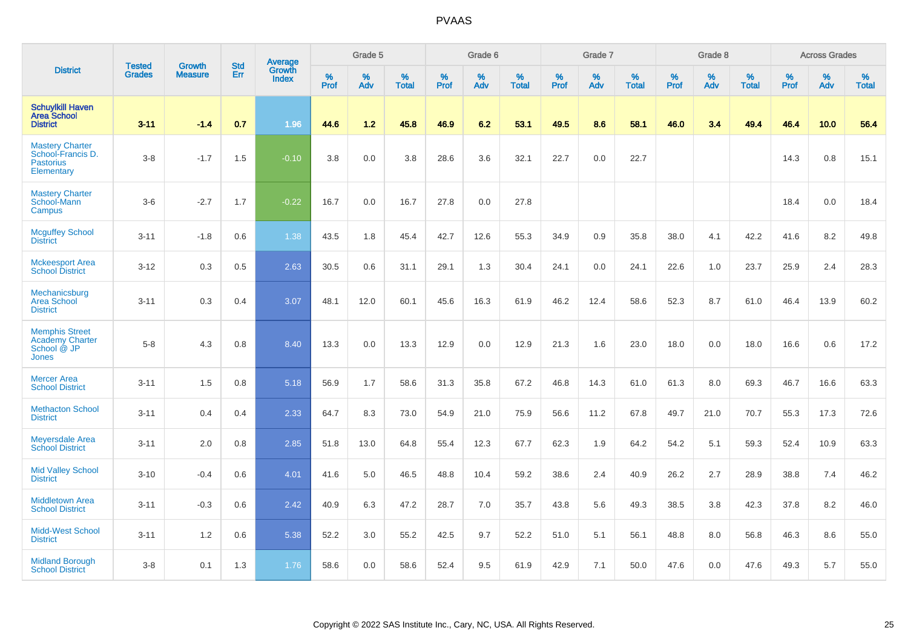# PVAAS

| District | Tested Grades | Growth Measure | Std Err | Average Growth Index | Grade 5 | | | Grade 6 | | | Grade 7 | | | Grade 8 | | | Across Grades | | |
|---|---|---|---|---|---|---|---|---|---|---|---|---|---|---|---|---|---|---|---|
| | | | | | % Prof | % Adv | % Total | % Prof | % Adv | % Total | % Prof | % Adv | % Total | % Prof | % Adv | % Total | % Prof | % Adv | % Total |
| **Schuylkill Haven Area School District** | **3-11** | **-1.4** | **0.7** | **1.96** | **44.6** | **1.2** | **45.8** | **46.9** | **6.2** | **53.1** | **49.5** | **8.6** | **58.1** | **46.0** | **3.4** | **49.4** | **46.4** | **10.0** | **56.4** |
| Mastery Charter School-Francis D. Pastorius Elementary | 3-8 | -1.7 | 1.5 | -0.10 | 3.8 | 0.0 | 3.8 | 28.6 | 3.6 | 32.1 | 22.7 | 0.0 | 22.7 | | | | 14.3 | 0.8 | 15.1 |
| Mastery Charter School-Mann Campus | 3-6 | -2.7 | 1.7 | -0.22 | 16.7 | 0.0 | 16.7 | 27.8 | 0.0 | 27.8 | | | | | | | 18.4 | 0.0 | 18.4 |
| Mcguffey School District | 3-11 | -1.8 | 0.6 | 1.38 | 43.5 | 1.8 | 45.4 | 42.7 | 12.6 | 55.3 | 34.9 | 0.9 | 35.8 | 38.0 | 4.1 | 42.2 | 41.6 | 8.2 | 49.8 |
| Mckeesport Area School District | 3-12 | 0.3 | 0.5 | 2.63 | 30.5 | 0.6 | 31.1 | 29.1 | 1.3 | 30.4 | 24.1 | 0.0 | 24.1 | 22.6 | 1.0 | 23.7 | 25.9 | 2.4 | 28.3 |
| Mechanicsburg Area School District | 3-11 | 0.3 | 0.4 | 3.07 | 48.1 | 12.0 | 60.1 | 45.6 | 16.3 | 61.9 | 46.2 | 12.4 | 58.6 | 52.3 | 8.7 | 61.0 | 46.4 | 13.9 | 60.2 |
| Memphis Street Academy Charter School @ JP Jones | 5-8 | 4.3 | 0.8 | 8.40 | 13.3 | 0.0 | 13.3 | 12.9 | 0.0 | 12.9 | 21.3 | 1.6 | 23.0 | 18.0 | 0.0 | 18.0 | 16.6 | 0.6 | 17.2 |
| Mercer Area School District | 3-11 | 1.5 | 0.8 | 5.18 | 56.9 | 1.7 | 58.6 | 31.3 | 35.8 | 67.2 | 46.8 | 14.3 | 61.0 | 61.3 | 8.0 | 69.3 | 46.7 | 16.6 | 63.3 |
| Methacton School District | 3-11 | 0.4 | 0.4 | 2.33 | 64.7 | 8.3 | 73.0 | 54.9 | 21.0 | 75.9 | 56.6 | 11.2 | 67.8 | 49.7 | 21.0 | 70.7 | 55.3 | 17.3 | 72.6 |
| Meyersdale Area School District | 3-11 | 2.0 | 0.8 | 2.85 | 51.8 | 13.0 | 64.8 | 55.4 | 12.3 | 67.7 | 62.3 | 1.9 | 64.2 | 54.2 | 5.1 | 59.3 | 52.4 | 10.9 | 63.3 |
| Mid Valley School District | 3-10 | -0.4 | 0.6 | 4.01 | 41.6 | 5.0 | 46.5 | 48.8 | 10.4 | 59.2 | 38.6 | 2.4 | 40.9 | 26.2 | 2.7 | 28.9 | 38.8 | 7.4 | 46.2 |
| Middletown Area School District | 3-11 | -0.3 | 0.6 | 2.42 | 40.9 | 6.3 | 47.2 | 28.7 | 7.0 | 35.7 | 43.8 | 5.6 | 49.3 | 38.5 | 3.8 | 42.3 | 37.8 | 8.2 | 46.0 |
| Midd-West School District | 3-11 | 1.2 | 0.6 | 5.38 | 52.2 | 3.0 | 55.2 | 42.5 | 9.7 | 52.2 | 51.0 | 5.1 | 56.1 | 48.8 | 8.0 | 56.8 | 46.3 | 8.6 | 55.0 |
| Midland Borough School District | 3-8 | 0.1 | 1.3 | 1.76 | 58.6 | 0.0 | 58.6 | 52.4 | 9.5 | 61.9 | 42.9 | 7.1 | 50.0 | 47.6 | 0.0 | 47.6 | 49.3 | 5.7 | 55.0 |

Copyright © 2022 SAS Institute Inc., Cary, NC, USA. All Rights Reserved.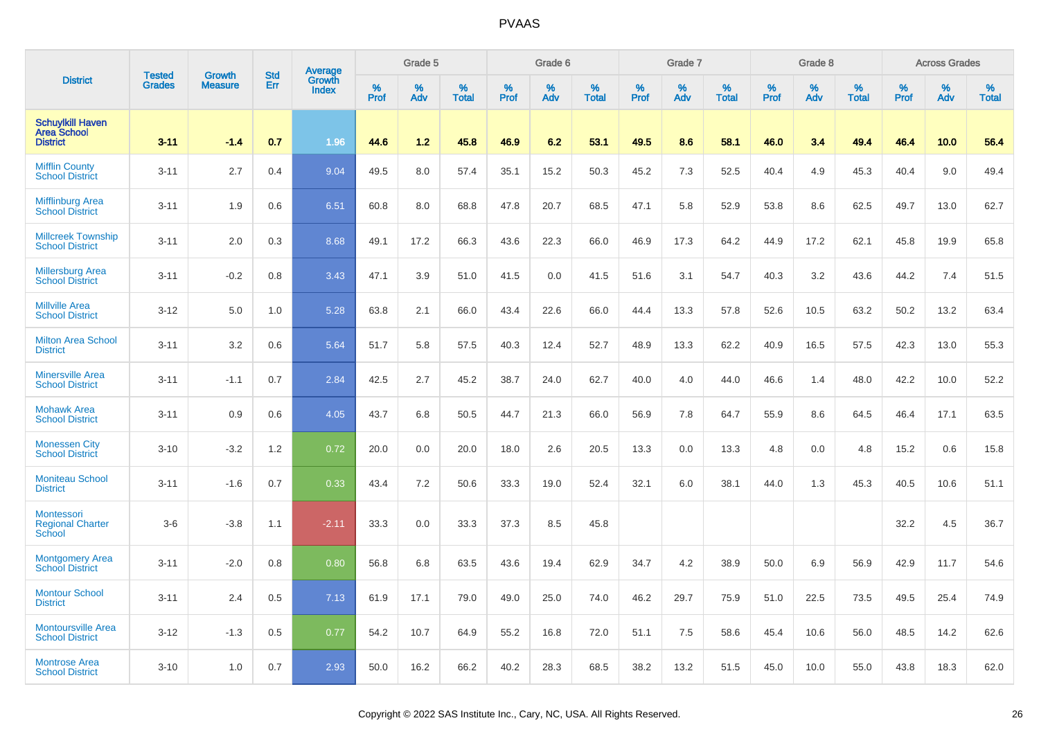# PVAAS

| District | Tested Grades | Growth Measure | Std Err | Average Growth Index | Grade 5 | | | Grade 6 | | | Grade 7 | | | Grade 8 | | | Across Grades | | |
|---|---|---|---|---|---|---|---|---|---|---|---|---|---|---|---|---|---|---|---|
| | | | | | % Prof | % Adv | % Total | % Prof | % Adv | % Total | % Prof | % Adv | % Total | % Prof | % Adv | % Total | % Prof | % Adv | % Total |
| **Schuylkill Haven Area School District** | **3-11** | **-1.4** | **0.7** | **1.96** | **44.6** | **1.2** | **45.8** | **46.9** | **6.2** | **53.1** | **49.5** | **8.6** | **58.1** | **46.0** | **3.4** | **49.4** | **46.4** | **10.0** | **56.4** |
| Mifflin County School District | 3-11 | 2.7 | 0.4 | 9.04 | 49.5 | 8.0 | 57.4 | 35.1 | 15.2 | 50.3 | 45.2 | 7.3 | 52.5 | 40.4 | 4.9 | 45.3 | 40.4 | 9.0 | 49.4 |
| Mifflinburg Area School District | 3-11 | 1.9 | 0.6 | 6.51 | 60.8 | 8.0 | 68.8 | 47.8 | 20.7 | 68.5 | 47.1 | 5.8 | 52.9 | 53.8 | 8.6 | 62.5 | 49.7 | 13.0 | 62.7 |
| Millcreek Township School District | 3-11 | 2.0 | 0.3 | 8.68 | 49.1 | 17.2 | 66.3 | 43.6 | 22.3 | 66.0 | 46.9 | 17.3 | 64.2 | 44.9 | 17.2 | 62.1 | 45.8 | 19.9 | 65.8 |
| Millersburg Area School District | 3-11 | -0.2 | 0.8 | 3.43 | 47.1 | 3.9 | 51.0 | 41.5 | 0.0 | 41.5 | 51.6 | 3.1 | 54.7 | 40.3 | 3.2 | 43.6 | 44.2 | 7.4 | 51.5 |
| Millville Area School District | 3-12 | 5.0 | 1.0 | 5.28 | 63.8 | 2.1 | 66.0 | 43.4 | 22.6 | 66.0 | 44.4 | 13.3 | 57.8 | 52.6 | 10.5 | 63.2 | 50.2 | 13.2 | 63.4 |
| Milton Area School District | 3-11 | 3.2 | 0.6 | 5.64 | 51.7 | 5.8 | 57.5 | 40.3 | 12.4 | 52.7 | 48.9 | 13.3 | 62.2 | 40.9 | 16.5 | 57.5 | 42.3 | 13.0 | 55.3 |
| Minersville Area School District | 3-11 | -1.1 | 0.7 | 2.84 | 42.5 | 2.7 | 45.2 | 38.7 | 24.0 | 62.7 | 40.0 | 4.0 | 44.0 | 46.6 | 1.4 | 48.0 | 42.2 | 10.0 | 52.2 |
| Mohawk Area School District | 3-11 | 0.9 | 0.6 | 4.05 | 43.7 | 6.8 | 50.5 | 44.7 | 21.3 | 66.0 | 56.9 | 7.8 | 64.7 | 55.9 | 8.6 | 64.5 | 46.4 | 17.1 | 63.5 |
| Monessen City School District | 3-10 | -3.2 | 1.2 | 0.72 | 20.0 | 0.0 | 20.0 | 18.0 | 2.6 | 20.5 | 13.3 | 0.0 | 13.3 | 4.8 | 0.0 | 4.8 | 15.2 | 0.6 | 15.8 |
| Moniteau School District | 3-11 | -1.6 | 0.7 | 0.33 | 43.4 | 7.2 | 50.6 | 33.3 | 19.0 | 52.4 | 32.1 | 6.0 | 38.1 | 44.0 | 1.3 | 45.3 | 40.5 | 10.6 | 51.1 |
| Montessori Regional Charter School | 3-6 | -3.8 | 1.1 | -2.11 | 33.3 | 0.0 | 33.3 | 37.3 | 8.5 | 45.8 | | | | | | | 32.2 | 4.5 | 36.7 |
| Montgomery Area School District | 3-11 | -2.0 | 0.8 | 0.80 | 56.8 | 6.8 | 63.5 | 43.6 | 19.4 | 62.9 | 34.7 | 4.2 | 38.9 | 50.0 | 6.9 | 56.9 | 42.9 | 11.7 | 54.6 |
| Montour School District | 3-11 | 2.4 | 0.5 | 7.13 | 61.9 | 17.1 | 79.0 | 49.0 | 25.0 | 74.0 | 46.2 | 29.7 | 75.9 | 51.0 | 22.5 | 73.5 | 49.5 | 25.4 | 74.9 |
| Montoursville Area School District | 3-12 | -1.3 | 0.5 | 0.77 | 54.2 | 10.7 | 64.9 | 55.2 | 16.8 | 72.0 | 51.1 | 7.5 | 58.6 | 45.4 | 10.6 | 56.0 | 48.5 | 14.2 | 62.6 |
| Montrose Area School District | 3-10 | 1.0 | 0.7 | 2.93 | 50.0 | 16.2 | 66.2 | 40.2 | 28.3 | 68.5 | 38.2 | 13.2 | 51.5 | 45.0 | 10.0 | 55.0 | 43.8 | 18.3 | 62.0 |

Copyright © 2022 SAS Institute Inc., Cary, NC, USA. All Rights Reserved.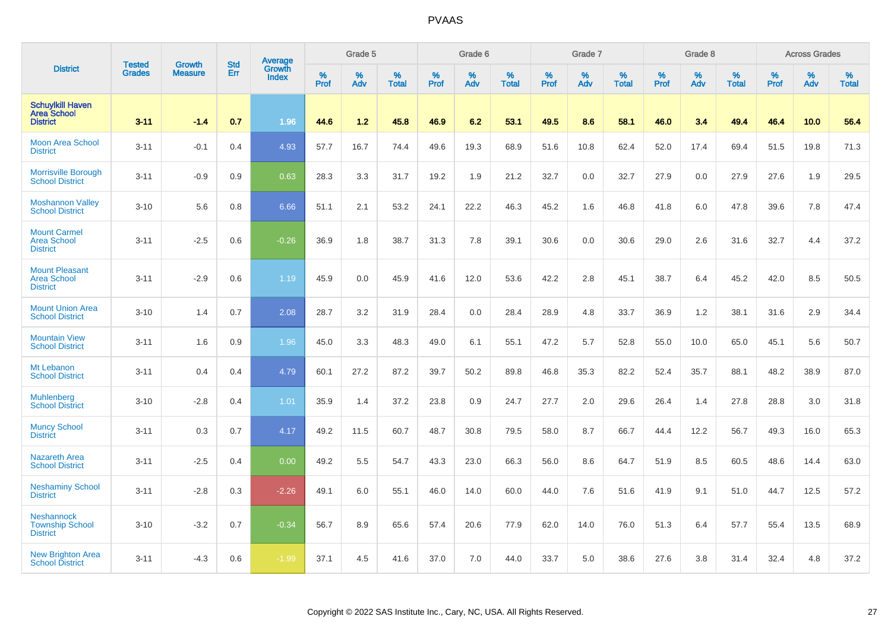# PVAAS

| District | Tested Grades | Growth Measure | Std Err | Average Growth Index | Grade 5 | | | Grade 6 | | | Grade 7 | | | Grade 8 | | | Across Grades | | |
|---|---|---|---|---|---|---|---|---|---|---|---|---|---|---|---|---|---|---|---|
| | | | | | % Prof | % Adv | % Total | % Prof | % Adv | % Total | % Prof | % Adv | % Total | % Prof | % Adv | % Total | % Prof | % Adv | % Total |
| **Schuylkill Haven Area School District** | **3-11** | **-1.4** | **0.7** | **1.96** | **44.6** | **1.2** | **45.8** | **46.9** | **6.2** | **53.1** | **49.5** | **8.6** | **58.1** | **46.0** | **3.4** | **49.4** | **46.4** | **10.0** | **56.4** |
| Moon Area School District | 3-11 | -0.1 | 0.4 | 4.93 | 57.7 | 16.7 | 74.4 | 49.6 | 19.3 | 68.9 | 51.6 | 10.8 | 62.4 | 52.0 | 17.4 | 69.4 | 51.5 | 19.8 | 71.3 |
| Morrisville Borough School District | 3-11 | -0.9 | 0.9 | 0.63 | 28.3 | 3.3 | 31.7 | 19.2 | 1.9 | 21.2 | 32.7 | 0.0 | 32.7 | 27.9 | 0.0 | 27.9 | 27.6 | 1.9 | 29.5 |
| Moshannon Valley School District | 3-10 | 5.6 | 0.8 | 6.66 | 51.1 | 2.1 | 53.2 | 24.1 | 22.2 | 46.3 | 45.2 | 1.6 | 46.8 | 41.8 | 6.0 | 47.8 | 39.6 | 7.8 | 47.4 |
| Mount Carmel Area School District | 3-11 | -2.5 | 0.6 | -0.26 | 36.9 | 1.8 | 38.7 | 31.3 | 7.8 | 39.1 | 30.6 | 0.0 | 30.6 | 29.0 | 2.6 | 31.6 | 32.7 | 4.4 | 37.2 |
| Mount Pleasant Area School District | 3-11 | -2.9 | 0.6 | 1.19 | 45.9 | 0.0 | 45.9 | 41.6 | 12.0 | 53.6 | 42.2 | 2.8 | 45.1 | 38.7 | 6.4 | 45.2 | 42.0 | 8.5 | 50.5 |
| Mount Union Area School District | 3-10 | 1.4 | 0.7 | 2.08 | 28.7 | 3.2 | 31.9 | 28.4 | 0.0 | 28.4 | 28.9 | 4.8 | 33.7 | 36.9 | 1.2 | 38.1 | 31.6 | 2.9 | 34.4 |
| Mountain View School District | 3-11 | 1.6 | 0.9 | 1.96 | 45.0 | 3.3 | 48.3 | 49.0 | 6.1 | 55.1 | 47.2 | 5.7 | 52.8 | 55.0 | 10.0 | 65.0 | 45.1 | 5.6 | 50.7 |
| Mt Lebanon School District | 3-11 | 0.4 | 0.4 | 4.79 | 60.1 | 27.2 | 87.2 | 39.7 | 50.2 | 89.8 | 46.8 | 35.3 | 82.2 | 52.4 | 35.7 | 88.1 | 48.2 | 38.9 | 87.0 |
| Muhlenberg School District | 3-10 | -2.8 | 0.4 | 1.01 | 35.9 | 1.4 | 37.2 | 23.8 | 0.9 | 24.7 | 27.7 | 2.0 | 29.6 | 26.4 | 1.4 | 27.8 | 28.8 | 3.0 | 31.8 |
| Muncy School District | 3-11 | 0.3 | 0.7 | 4.17 | 49.2 | 11.5 | 60.7 | 48.7 | 30.8 | 79.5 | 58.0 | 8.7 | 66.7 | 44.4 | 12.2 | 56.7 | 49.3 | 16.0 | 65.3 |
| Nazareth Area School District | 3-11 | -2.5 | 0.4 | 0.00 | 49.2 | 5.5 | 54.7 | 43.3 | 23.0 | 66.3 | 56.0 | 8.6 | 64.7 | 51.9 | 8.5 | 60.5 | 48.6 | 14.4 | 63.0 |
| Neshaminy School District | 3-11 | -2.8 | 0.3 | -2.26 | 49.1 | 6.0 | 55.1 | 46.0 | 14.0 | 60.0 | 44.0 | 7.6 | 51.6 | 41.9 | 9.1 | 51.0 | 44.7 | 12.5 | 57.2 |
| Neshannock Township School District | 3-10 | -3.2 | 0.7 | -0.34 | 56.7 | 8.9 | 65.6 | 57.4 | 20.6 | 77.9 | 62.0 | 14.0 | 76.0 | 51.3 | 6.4 | 57.7 | 55.4 | 13.5 | 68.9 |
| New Brighton Area School District | 3-11 | -4.3 | 0.6 | -1.99 | 37.1 | 4.5 | 41.6 | 37.0 | 7.0 | 44.0 | 33.7 | 5.0 | 38.6 | 27.6 | 3.8 | 31.4 | 32.4 | 4.8 | 37.2 |

Copyright © 2022 SAS Institute Inc., Cary, NC, USA. All Rights Reserved.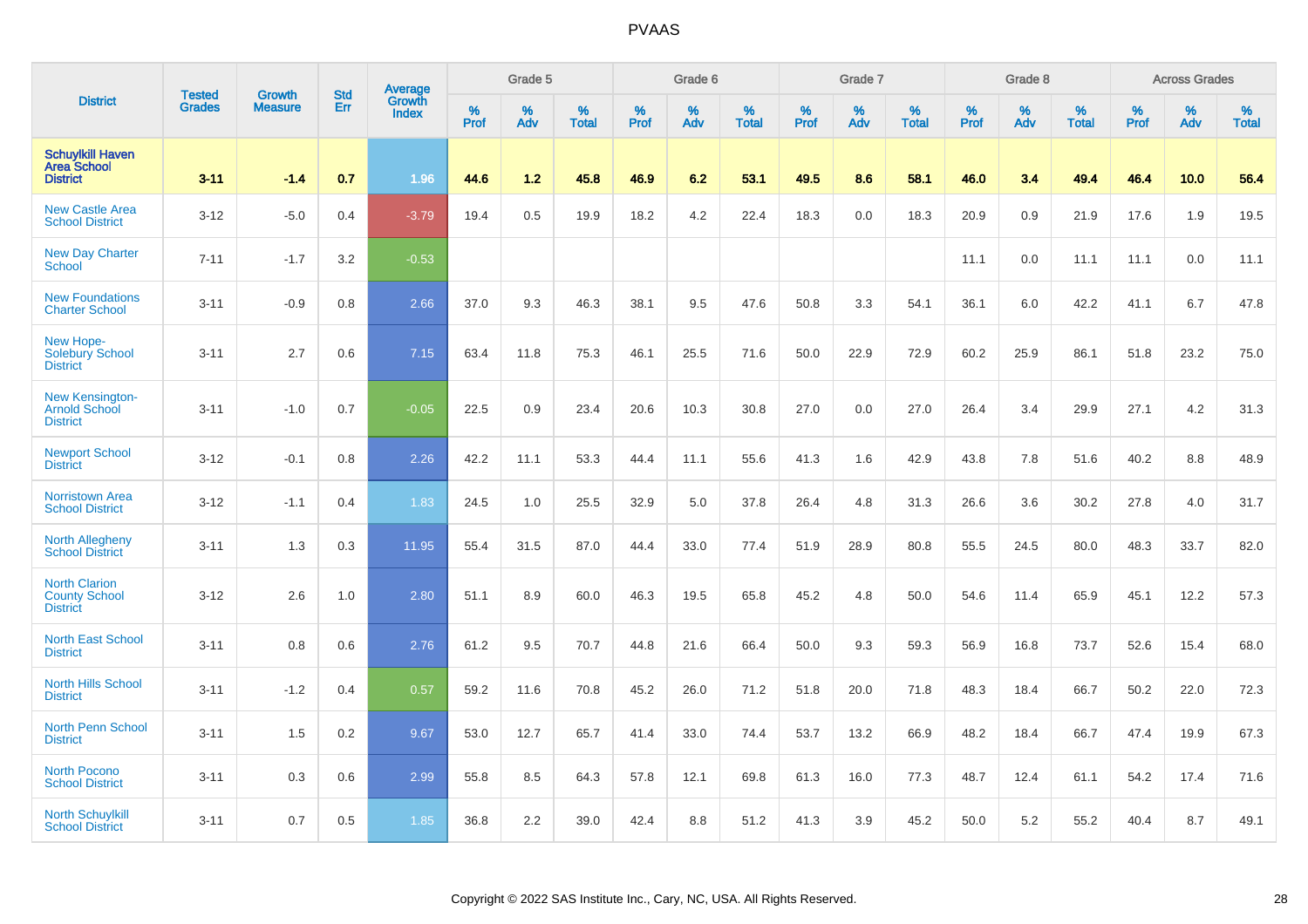# PVAAS

| District | Tested Grades | Growth Measure | Std Err | Average Growth Index | Grade 5 | | | Grade 6 | | | Grade 7 | | | Grade 8 | | | Across Grades | | |
|---|---|---|---|---|---|---|---|---|---|---|---|---|---|---|---|---|---|---|---|
| | | | | | % Prof | % Adv | % Total | % Prof | % Adv | % Total | % Prof | % Adv | % Total | % Prof | % Adv | % Total | % Prof | % Adv | % Total |
| **Schuylkill Haven Area School District** | **3-11** | **-1.4** | **0.7** | **1.96** | **44.6** | **1.2** | **45.8** | **46.9** | **6.2** | **53.1** | **49.5** | **8.6** | **58.1** | **46.0** | **3.4** | **49.4** | **46.4** | **10.0** | **56.4** |
| New Castle Area School District | 3-12 | -5.0 | 0.4 | -3.79 | 19.4 | 0.5 | 19.9 | 18.2 | 4.2 | 22.4 | 18.3 | 0.0 | 18.3 | 20.9 | 0.9 | 21.9 | 17.6 | 1.9 | 19.5 |
| New Day Charter School | 7-11 | -1.7 | 3.2 | -0.53 | | | | | | | | | | 11.1 | 0.0 | 11.1 | 11.1 | 0.0 | 11.1 |
| New Foundations Charter School | 3-11 | -0.9 | 0.8 | 2.66 | 37.0 | 9.3 | 46.3 | 38.1 | 9.5 | 47.6 | 50.8 | 3.3 | 54.1 | 36.1 | 6.0 | 42.2 | 41.1 | 6.7 | 47.8 |
| New Hope-Solebury School District | 3-11 | 2.7 | 0.6 | 7.15 | 63.4 | 11.8 | 75.3 | 46.1 | 25.5 | 71.6 | 50.0 | 22.9 | 72.9 | 60.2 | 25.9 | 86.1 | 51.8 | 23.2 | 75.0 |
| New Kensington-Arnold School District | 3-11 | -1.0 | 0.7 | -0.05 | 22.5 | 0.9 | 23.4 | 20.6 | 10.3 | 30.8 | 27.0 | 0.0 | 27.0 | 26.4 | 3.4 | 29.9 | 27.1 | 4.2 | 31.3 |
| Newport School District | 3-12 | -0.1 | 0.8 | 2.26 | 42.2 | 11.1 | 53.3 | 44.4 | 11.1 | 55.6 | 41.3 | 1.6 | 42.9 | 43.8 | 7.8 | 51.6 | 40.2 | 8.8 | 48.9 |
| Norristown Area School District | 3-12 | -1.1 | 0.4 | 1.83 | 24.5 | 1.0 | 25.5 | 32.9 | 5.0 | 37.8 | 26.4 | 4.8 | 31.3 | 26.6 | 3.6 | 30.2 | 27.8 | 4.0 | 31.7 |
| North Allegheny School District | 3-11 | 1.3 | 0.3 | 11.95 | 55.4 | 31.5 | 87.0 | 44.4 | 33.0 | 77.4 | 51.9 | 28.9 | 80.8 | 55.5 | 24.5 | 80.0 | 48.3 | 33.7 | 82.0 |
| North Clarion County School District | 3-12 | 2.6 | 1.0 | 2.80 | 51.1 | 8.9 | 60.0 | 46.3 | 19.5 | 65.8 | 45.2 | 4.8 | 50.0 | 54.6 | 11.4 | 65.9 | 45.1 | 12.2 | 57.3 |
| North East School District | 3-11 | 0.8 | 0.6 | 2.76 | 61.2 | 9.5 | 70.7 | 44.8 | 21.6 | 66.4 | 50.0 | 9.3 | 59.3 | 56.9 | 16.8 | 73.7 | 52.6 | 15.4 | 68.0 |
| North Hills School District | 3-11 | -1.2 | 0.4 | 0.57 | 59.2 | 11.6 | 70.8 | 45.2 | 26.0 | 71.2 | 51.8 | 20.0 | 71.8 | 48.3 | 18.4 | 66.7 | 50.2 | 22.0 | 72.3 |
| North Penn School District | 3-11 | 1.5 | 0.2 | 9.67 | 53.0 | 12.7 | 65.7 | 41.4 | 33.0 | 74.4 | 53.7 | 13.2 | 66.9 | 48.2 | 18.4 | 66.7 | 47.4 | 19.9 | 67.3 |
| North Pocono School District | 3-11 | 0.3 | 0.6 | 2.99 | 55.8 | 8.5 | 64.3 | 57.8 | 12.1 | 69.8 | 61.3 | 16.0 | 77.3 | 48.7 | 12.4 | 61.1 | 54.2 | 17.4 | 71.6 |
| North Schuylkill School District | 3-11 | 0.7 | 0.5 | 1.85 | 36.8 | 2.2 | 39.0 | 42.4 | 8.8 | 51.2 | 41.3 | 3.9 | 45.2 | 50.0 | 5.2 | 55.2 | 40.4 | 8.7 | 49.1 |

Copyright © 2022 SAS Institute Inc., Cary, NC, USA. All Rights Reserved.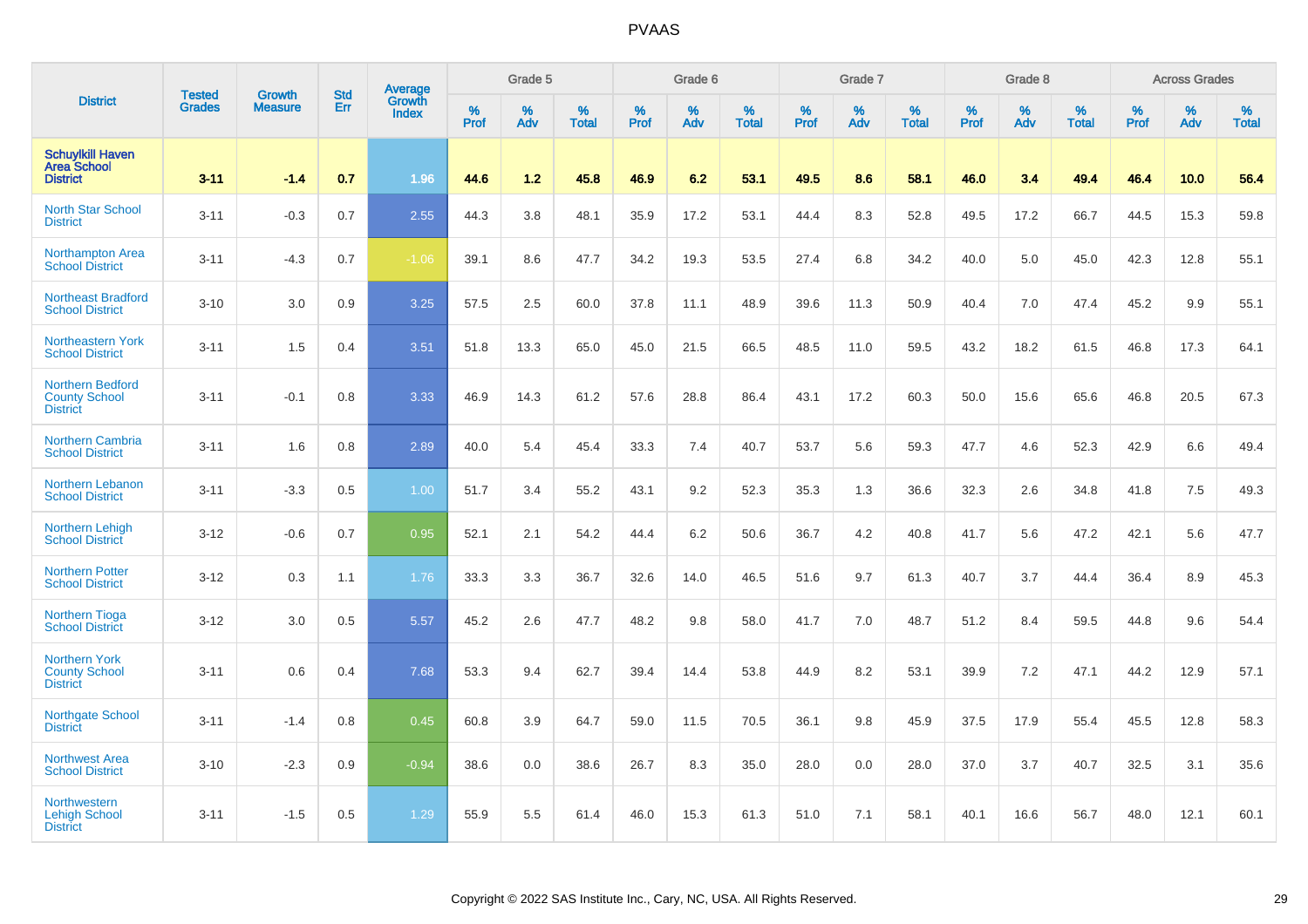# PVAAS

| District | Tested Grades | Growth Measure | Std Err | Average Growth Index | Grade 5 | | | Grade 6 | | | Grade 7 | | | Grade 8 | | | Across Grades | | |
|---|---|---|---|---|---|---|---|---|---|---|---|---|---|---|---|---|---|---|---|
| | | | | | % Prof | % Adv | % Total | % Prof | % Adv | % Total | % Prof | % Adv | % Total | % Prof | % Adv | % Total | % Prof | % Adv | % Total |
| **Schuylkill Haven Area School District** | **3-11** | **-1.4** | **0.7** | **1.96** | **44.6** | **1.2** | **45.8** | **46.9** | **6.2** | **53.1** | **49.5** | **8.6** | **58.1** | **46.0** | **3.4** | **49.4** | **46.4** | **10.0** | **56.4** |
| North Star School District | 3-11 | -0.3 | 0.7 | 2.55 | 44.3 | 3.8 | 48.1 | 35.9 | 17.2 | 53.1 | 44.4 | 8.3 | 52.8 | 49.5 | 17.2 | 66.7 | 44.5 | 15.3 | 59.8 |
| Northampton Area School District | 3-11 | -4.3 | 0.7 | -1.06 | 39.1 | 8.6 | 47.7 | 34.2 | 19.3 | 53.5 | 27.4 | 6.8 | 34.2 | 40.0 | 5.0 | 45.0 | 42.3 | 12.8 | 55.1 |
| Northeast Bradford School District | 3-10 | 3.0 | 0.9 | 3.25 | 57.5 | 2.5 | 60.0 | 37.8 | 11.1 | 48.9 | 39.6 | 11.3 | 50.9 | 40.4 | 7.0 | 47.4 | 45.2 | 9.9 | 55.1 |
| Northeastern York School District | 3-11 | 1.5 | 0.4 | 3.51 | 51.8 | 13.3 | 65.0 | 45.0 | 21.5 | 66.5 | 48.5 | 11.0 | 59.5 | 43.2 | 18.2 | 61.5 | 46.8 | 17.3 | 64.1 |
| Northern Bedford County School District | 3-11 | -0.1 | 0.8 | 3.33 | 46.9 | 14.3 | 61.2 | 57.6 | 28.8 | 86.4 | 43.1 | 17.2 | 60.3 | 50.0 | 15.6 | 65.6 | 46.8 | 20.5 | 67.3 |
| Northern Cambria School District | 3-11 | 1.6 | 0.8 | 2.89 | 40.0 | 5.4 | 45.4 | 33.3 | 7.4 | 40.7 | 53.7 | 5.6 | 59.3 | 47.7 | 4.6 | 52.3 | 42.9 | 6.6 | 49.4 |
| Northern Lebanon School District | 3-11 | -3.3 | 0.5 | 1.00 | 51.7 | 3.4 | 55.2 | 43.1 | 9.2 | 52.3 | 35.3 | 1.3 | 36.6 | 32.3 | 2.6 | 34.8 | 41.8 | 7.5 | 49.3 |
| Northern Lehigh School District | 3-12 | -0.6 | 0.7 | 0.95 | 52.1 | 2.1 | 54.2 | 44.4 | 6.2 | 50.6 | 36.7 | 4.2 | 40.8 | 41.7 | 5.6 | 47.2 | 42.1 | 5.6 | 47.7 |
| Northern Potter School District | 3-12 | 0.3 | 1.1 | 1.76 | 33.3 | 3.3 | 36.7 | 32.6 | 14.0 | 46.5 | 51.6 | 9.7 | 61.3 | 40.7 | 3.7 | 44.4 | 36.4 | 8.9 | 45.3 |
| Northern Tioga School District | 3-12 | 3.0 | 0.5 | 5.57 | 45.2 | 2.6 | 47.7 | 48.2 | 9.8 | 58.0 | 41.7 | 7.0 | 48.7 | 51.2 | 8.4 | 59.5 | 44.8 | 9.6 | 54.4 |
| Northern York County School District | 3-11 | 0.6 | 0.4 | 7.68 | 53.3 | 9.4 | 62.7 | 39.4 | 14.4 | 53.8 | 44.9 | 8.2 | 53.1 | 39.9 | 7.2 | 47.1 | 44.2 | 12.9 | 57.1 |
| Northgate School District | 3-11 | -1.4 | 0.8 | 0.45 | 60.8 | 3.9 | 64.7 | 59.0 | 11.5 | 70.5 | 36.1 | 9.8 | 45.9 | 37.5 | 17.9 | 55.4 | 45.5 | 12.8 | 58.3 |
| Northwest Area School District | 3-10 | -2.3 | 0.9 | -0.94 | 38.6 | 0.0 | 38.6 | 26.7 | 8.3 | 35.0 | 28.0 | 0.0 | 28.0 | 37.0 | 3.7 | 40.7 | 32.5 | 3.1 | 35.6 |
| Northwestern Lehigh School District | 3-11 | -1.5 | 0.5 | 1.29 | 55.9 | 5.5 | 61.4 | 46.0 | 15.3 | 61.3 | 51.0 | 7.1 | 58.1 | 40.1 | 16.6 | 56.7 | 48.0 | 12.1 | 60.1 |

Copyright © 2022 SAS Institute Inc., Cary, NC, USA. All Rights Reserved.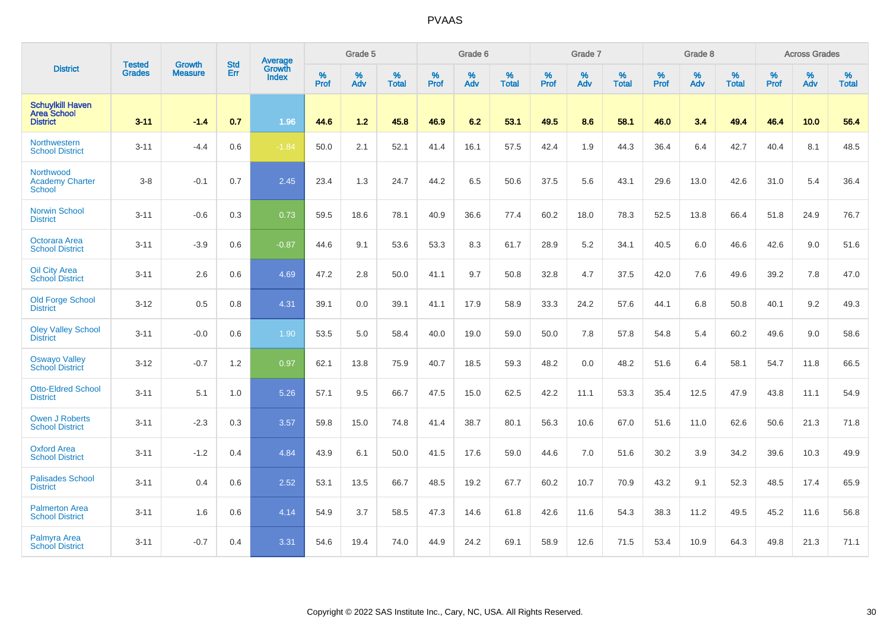# PVAAS

| District | Tested Grades | Growth Measure | Std Err | Average Growth Index | Grade 5 | | | Grade 6 | | | Grade 7 | | | Grade 8 | | | Across Grades | | |
|---|---|---|---|---|---|---|---|---|---|---|---|---|---|---|---|---|---|---|---|
| | | | | | % Prof | % Adv | % Total | % Prof | % Adv | % Total | % Prof | % Adv | % Total | % Prof | % Adv | % Total | % Prof | % Adv | % Total |
| **Schuylkill Haven Area School District** | **3-11** | **-1.4** | **0.7** | **1.96** | **44.6** | **1.2** | **45.8** | **46.9** | **6.2** | **53.1** | **49.5** | **8.6** | **58.1** | **46.0** | **3.4** | **49.4** | **46.4** | **10.0** | **56.4** |
| Northwestern School District | 3-11 | -4.4 | 0.6 | -1.84 | 50.0 | 2.1 | 52.1 | 41.4 | 16.1 | 57.5 | 42.4 | 1.9 | 44.3 | 36.4 | 6.4 | 42.7 | 40.4 | 8.1 | 48.5 |
| Northwood Academy Charter School | 3-8 | -0.1 | 0.7 | 2.45 | 23.4 | 1.3 | 24.7 | 44.2 | 6.5 | 50.6 | 37.5 | 5.6 | 43.1 | 29.6 | 13.0 | 42.6 | 31.0 | 5.4 | 36.4 |
| Norwin School District | 3-11 | -0.6 | 0.3 | 0.73 | 59.5 | 18.6 | 78.1 | 40.9 | 36.6 | 77.4 | 60.2 | 18.0 | 78.3 | 52.5 | 13.8 | 66.4 | 51.8 | 24.9 | 76.7 |
| Octorara Area School District | 3-11 | -3.9 | 0.6 | -0.87 | 44.6 | 9.1 | 53.6 | 53.3 | 8.3 | 61.7 | 28.9 | 5.2 | 34.1 | 40.5 | 6.0 | 46.6 | 42.6 | 9.0 | 51.6 |
| Oil City Area School District | 3-11 | 2.6 | 0.6 | 4.69 | 47.2 | 2.8 | 50.0 | 41.1 | 9.7 | 50.8 | 32.8 | 4.7 | 37.5 | 42.0 | 7.6 | 49.6 | 39.2 | 7.8 | 47.0 |
| Old Forge School District | 3-12 | 0.5 | 0.8 | 4.31 | 39.1 | 0.0 | 39.1 | 41.1 | 17.9 | 58.9 | 33.3 | 24.2 | 57.6 | 44.1 | 6.8 | 50.8 | 40.1 | 9.2 | 49.3 |
| Oley Valley School District | 3-11 | -0.0 | 0.6 | 1.90 | 53.5 | 5.0 | 58.4 | 40.0 | 19.0 | 59.0 | 50.0 | 7.8 | 57.8 | 54.8 | 5.4 | 60.2 | 49.6 | 9.0 | 58.6 |
| Oswayo Valley School District | 3-12 | -0.7 | 1.2 | 0.97 | 62.1 | 13.8 | 75.9 | 40.7 | 18.5 | 59.3 | 48.2 | 0.0 | 48.2 | 51.6 | 6.4 | 58.1 | 54.7 | 11.8 | 66.5 |
| Otto-Eldred School District | 3-11 | 5.1 | 1.0 | 5.26 | 57.1 | 9.5 | 66.7 | 47.5 | 15.0 | 62.5 | 42.2 | 11.1 | 53.3 | 35.4 | 12.5 | 47.9 | 43.8 | 11.1 | 54.9 |
| Owen J Roberts School District | 3-11 | -2.3 | 0.3 | 3.57 | 59.8 | 15.0 | 74.8 | 41.4 | 38.7 | 80.1 | 56.3 | 10.6 | 67.0 | 51.6 | 11.0 | 62.6 | 50.6 | 21.3 | 71.8 |
| Oxford Area School District | 3-11 | -1.2 | 0.4 | 4.84 | 43.9 | 6.1 | 50.0 | 41.5 | 17.6 | 59.0 | 44.6 | 7.0 | 51.6 | 30.2 | 3.9 | 34.2 | 39.6 | 10.3 | 49.9 |
| Palisades School District | 3-11 | 0.4 | 0.6 | 2.52 | 53.1 | 13.5 | 66.7 | 48.5 | 19.2 | 67.7 | 60.2 | 10.7 | 70.9 | 43.2 | 9.1 | 52.3 | 48.5 | 17.4 | 65.9 |
| Palmerton Area School District | 3-11 | 1.6 | 0.6 | 4.14 | 54.9 | 3.7 | 58.5 | 47.3 | 14.6 | 61.8 | 42.6 | 11.6 | 54.3 | 38.3 | 11.2 | 49.5 | 45.2 | 11.6 | 56.8 |
| Palmyra Area School District | 3-11 | -0.7 | 0.4 | 3.31 | 54.6 | 19.4 | 74.0 | 44.9 | 24.2 | 69.1 | 58.9 | 12.6 | 71.5 | 53.4 | 10.9 | 64.3 | 49.8 | 21.3 | 71.1 |

Copyright © 2022 SAS Institute Inc., Cary, NC, USA. All Rights Reserved.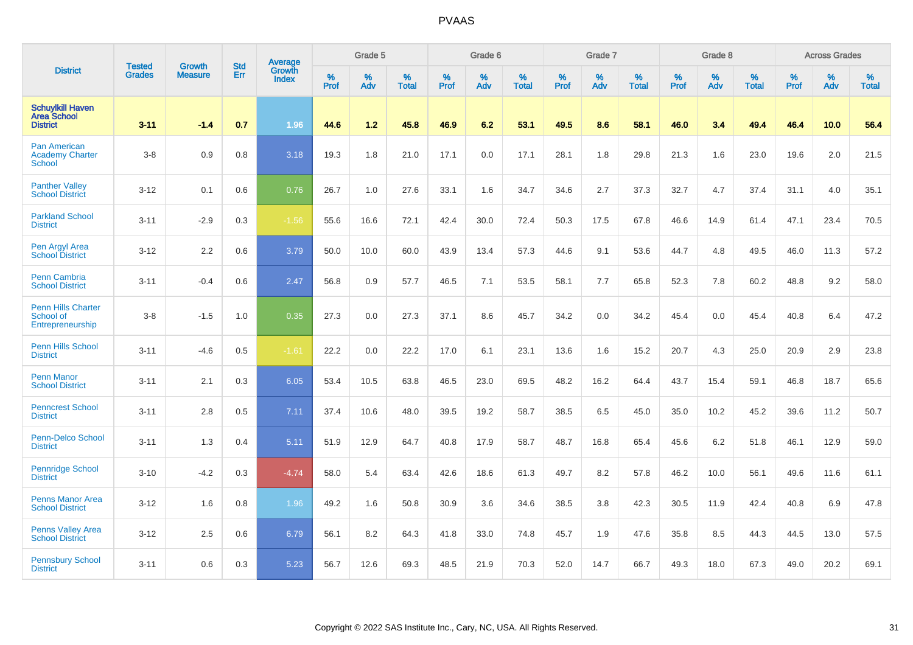# PVAAS

| District | Tested Grades | Growth Measure | Std Err | Average Growth Index | Grade 5 | | | Grade 6 | | | Grade 7 | | | Grade 8 | | | Across Grades | | |
|---|---|---|---|---|---|---|---|---|---|---|---|---|---|---|---|---|---|---|---|
| | | | | | % Prof | % Adv | % Total | % Prof | % Adv | % Total | % Prof | % Adv | % Total | % Prof | % Adv | % Total | % Prof | % Adv | % Total |
| **Schuylkill Haven Area School District** | **3-11** | **-1.4** | **0.7** | **1.96** | **44.6** | **1.2** | **45.8** | **46.9** | **6.2** | **53.1** | **49.5** | **8.6** | **58.1** | **46.0** | **3.4** | **49.4** | **46.4** | **10.0** | **56.4** |
| Pan American Academy Charter School | 3-8 | 0.9 | 0.8 | 3.18 | 19.3 | 1.8 | 21.0 | 17.1 | 0.0 | 17.1 | 28.1 | 1.8 | 29.8 | 21.3 | 1.6 | 23.0 | 19.6 | 2.0 | 21.5 |
| Panther Valley School District | 3-12 | 0.1 | 0.6 | 0.76 | 26.7 | 1.0 | 27.6 | 33.1 | 1.6 | 34.7 | 34.6 | 2.7 | 37.3 | 32.7 | 4.7 | 37.4 | 31.1 | 4.0 | 35.1 |
| Parkland School District | 3-11 | -2.9 | 0.3 | -1.56 | 55.6 | 16.6 | 72.1 | 42.4 | 30.0 | 72.4 | 50.3 | 17.5 | 67.8 | 46.6 | 14.9 | 61.4 | 47.1 | 23.4 | 70.5 |
| Pen Argyl Area School District | 3-12 | 2.2 | 0.6 | 3.79 | 50.0 | 10.0 | 60.0 | 43.9 | 13.4 | 57.3 | 44.6 | 9.1 | 53.6 | 44.7 | 4.8 | 49.5 | 46.0 | 11.3 | 57.2 |
| Penn Cambria School District | 3-11 | -0.4 | 0.6 | 2.47 | 56.8 | 0.9 | 57.7 | 46.5 | 7.1 | 53.5 | 58.1 | 7.7 | 65.8 | 52.3 | 7.8 | 60.2 | 48.8 | 9.2 | 58.0 |
| Penn Hills Charter School of Entrepreneurship | 3-8 | -1.5 | 1.0 | 0.35 | 27.3 | 0.0 | 27.3 | 37.1 | 8.6 | 45.7 | 34.2 | 0.0 | 34.2 | 45.4 | 0.0 | 45.4 | 40.8 | 6.4 | 47.2 |
| Penn Hills School District | 3-11 | -4.6 | 0.5 | -1.61 | 22.2 | 0.0 | 22.2 | 17.0 | 6.1 | 23.1 | 13.6 | 1.6 | 15.2 | 20.7 | 4.3 | 25.0 | 20.9 | 2.9 | 23.8 |
| Penn Manor School District | 3-11 | 2.1 | 0.3 | 6.05 | 53.4 | 10.5 | 63.8 | 46.5 | 23.0 | 69.5 | 48.2 | 16.2 | 64.4 | 43.7 | 15.4 | 59.1 | 46.8 | 18.7 | 65.6 |
| Penncrest School District | 3-11 | 2.8 | 0.5 | 7.11 | 37.4 | 10.6 | 48.0 | 39.5 | 19.2 | 58.7 | 38.5 | 6.5 | 45.0 | 35.0 | 10.2 | 45.2 | 39.6 | 11.2 | 50.7 |
| Penn-Delco School District | 3-11 | 1.3 | 0.4 | 5.11 | 51.9 | 12.9 | 64.7 | 40.8 | 17.9 | 58.7 | 48.7 | 16.8 | 65.4 | 45.6 | 6.2 | 51.8 | 46.1 | 12.9 | 59.0 |
| Pennridge School District | 3-10 | -4.2 | 0.3 | -4.74 | 58.0 | 5.4 | 63.4 | 42.6 | 18.6 | 61.3 | 49.7 | 8.2 | 57.8 | 46.2 | 10.0 | 56.1 | 49.6 | 11.6 | 61.1 |
| Penns Manor Area School District | 3-12 | 1.6 | 0.8 | 1.96 | 49.2 | 1.6 | 50.8 | 30.9 | 3.6 | 34.6 | 38.5 | 3.8 | 42.3 | 30.5 | 11.9 | 42.4 | 40.8 | 6.9 | 47.8 |
| Penns Valley Area School District | 3-12 | 2.5 | 0.6 | 6.79 | 56.1 | 8.2 | 64.3 | 41.8 | 33.0 | 74.8 | 45.7 | 1.9 | 47.6 | 35.8 | 8.5 | 44.3 | 44.5 | 13.0 | 57.5 |
| Pennsbury School District | 3-11 | 0.6 | 0.3 | 5.23 | 56.7 | 12.6 | 69.3 | 48.5 | 21.9 | 70.3 | 52.0 | 14.7 | 66.7 | 49.3 | 18.0 | 67.3 | 49.0 | 20.2 | 69.1 |

Copyright © 2022 SAS Institute Inc., Cary, NC, USA. All Rights Reserved.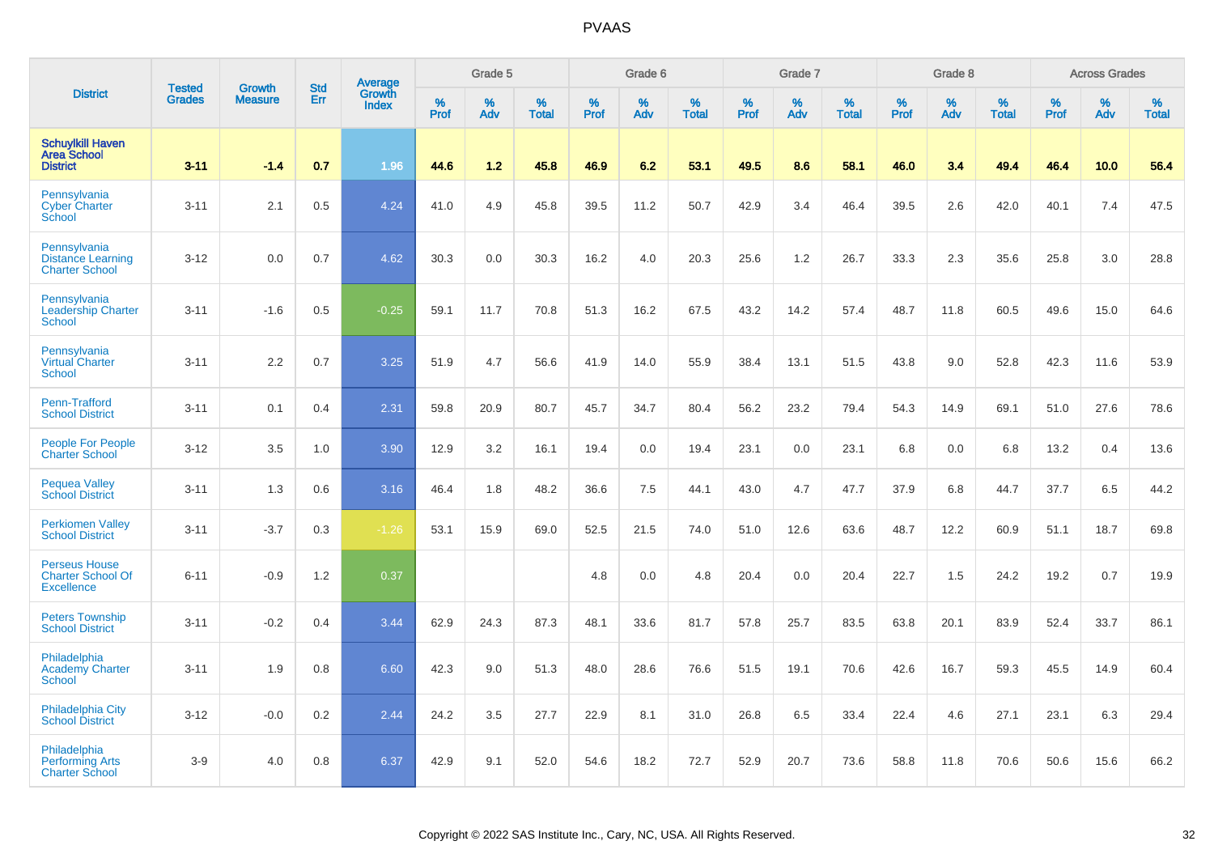# PVAAS

| District | Tested Grades | Growth Measure | Std Err | Average Growth Index | Grade 5 | | | Grade 6 | | | Grade 7 | | | Grade 8 | | | Across Grades | | |
|---|---|---|---|---|---|---|---|---|---|---|---|---|---|---|---|---|---|---|---|
| | | | | | % Prof | % Adv | % Total | % Prof | % Adv | % Total | % Prof | % Adv | % Total | % Prof | % Adv | % Total | % Prof | % Adv | % Total |
| **Schuylkill Haven Area School District** | **3-11** | **-1.4** | **0.7** | **1.96** | **44.6** | **1.2** | **45.8** | **46.9** | **6.2** | **53.1** | **49.5** | **8.6** | **58.1** | **46.0** | **3.4** | **49.4** | **46.4** | **10.0** | **56.4** |
| Pennsylvania Cyber Charter School | 3-11 | 2.1 | 0.5 | 4.24 | 41.0 | 4.9 | 45.8 | 39.5 | 11.2 | 50.7 | 42.9 | 3.4 | 46.4 | 39.5 | 2.6 | 42.0 | 40.1 | 7.4 | 47.5 |
| Pennsylvania Distance Learning Charter School | 3-12 | 0.0 | 0.7 | 4.62 | 30.3 | 0.0 | 30.3 | 16.2 | 4.0 | 20.3 | 25.6 | 1.2 | 26.7 | 33.3 | 2.3 | 35.6 | 25.8 | 3.0 | 28.8 |
| Pennsylvania Leadership Charter School | 3-11 | -1.6 | 0.5 | -0.25 | 59.1 | 11.7 | 70.8 | 51.3 | 16.2 | 67.5 | 43.2 | 14.2 | 57.4 | 48.7 | 11.8 | 60.5 | 49.6 | 15.0 | 64.6 |
| Pennsylvania Virtual Charter School | 3-11 | 2.2 | 0.7 | 3.25 | 51.9 | 4.7 | 56.6 | 41.9 | 14.0 | 55.9 | 38.4 | 13.1 | 51.5 | 43.8 | 9.0 | 52.8 | 42.3 | 11.6 | 53.9 |
| Penn-Trafford School District | 3-11 | 0.1 | 0.4 | 2.31 | 59.8 | 20.9 | 80.7 | 45.7 | 34.7 | 80.4 | 56.2 | 23.2 | 79.4 | 54.3 | 14.9 | 69.1 | 51.0 | 27.6 | 78.6 |
| People For People Charter School | 3-12 | 3.5 | 1.0 | 3.90 | 12.9 | 3.2 | 16.1 | 19.4 | 0.0 | 19.4 | 23.1 | 0.0 | 23.1 | 6.8 | 0.0 | 6.8 | 13.2 | 0.4 | 13.6 |
| Pequea Valley School District | 3-11 | 1.3 | 0.6 | 3.16 | 46.4 | 1.8 | 48.2 | 36.6 | 7.5 | 44.1 | 43.0 | 4.7 | 47.7 | 37.9 | 6.8 | 44.7 | 37.7 | 6.5 | 44.2 |
| Perkiomen Valley School District | 3-11 | -3.7 | 0.3 | -1.26 | 53.1 | 15.9 | 69.0 | 52.5 | 21.5 | 74.0 | 51.0 | 12.6 | 63.6 | 48.7 | 12.2 | 60.9 | 51.1 | 18.7 | 69.8 |
| Perseus House Charter School Of Excellence | 6-11 | -0.9 | 1.2 | 0.37 | | | | 4.8 | 0.0 | 4.8 | 20.4 | 0.0 | 20.4 | 22.7 | 1.5 | 24.2 | 19.2 | 0.7 | 19.9 |
| Peters Township School District | 3-11 | -0.2 | 0.4 | 3.44 | 62.9 | 24.3 | 87.3 | 48.1 | 33.6 | 81.7 | 57.8 | 25.7 | 83.5 | 63.8 | 20.1 | 83.9 | 52.4 | 33.7 | 86.1 |
| Philadelphia Academy Charter School | 3-11 | 1.9 | 0.8 | 6.60 | 42.3 | 9.0 | 51.3 | 48.0 | 28.6 | 76.6 | 51.5 | 19.1 | 70.6 | 42.6 | 16.7 | 59.3 | 45.5 | 14.9 | 60.4 |
| Philadelphia City School District | 3-12 | -0.0 | 0.2 | 2.44 | 24.2 | 3.5 | 27.7 | 22.9 | 8.1 | 31.0 | 26.8 | 6.5 | 33.4 | 22.4 | 4.6 | 27.1 | 23.1 | 6.3 | 29.4 |
| Philadelphia Performing Arts Charter School | 3-9 | 4.0 | 0.8 | 6.37 | 42.9 | 9.1 | 52.0 | 54.6 | 18.2 | 72.7 | 52.9 | 20.7 | 73.6 | 58.8 | 11.8 | 70.6 | 50.6 | 15.6 | 66.2 |

Copyright © 2022 SAS Institute Inc., Cary, NC, USA. All Rights Reserved.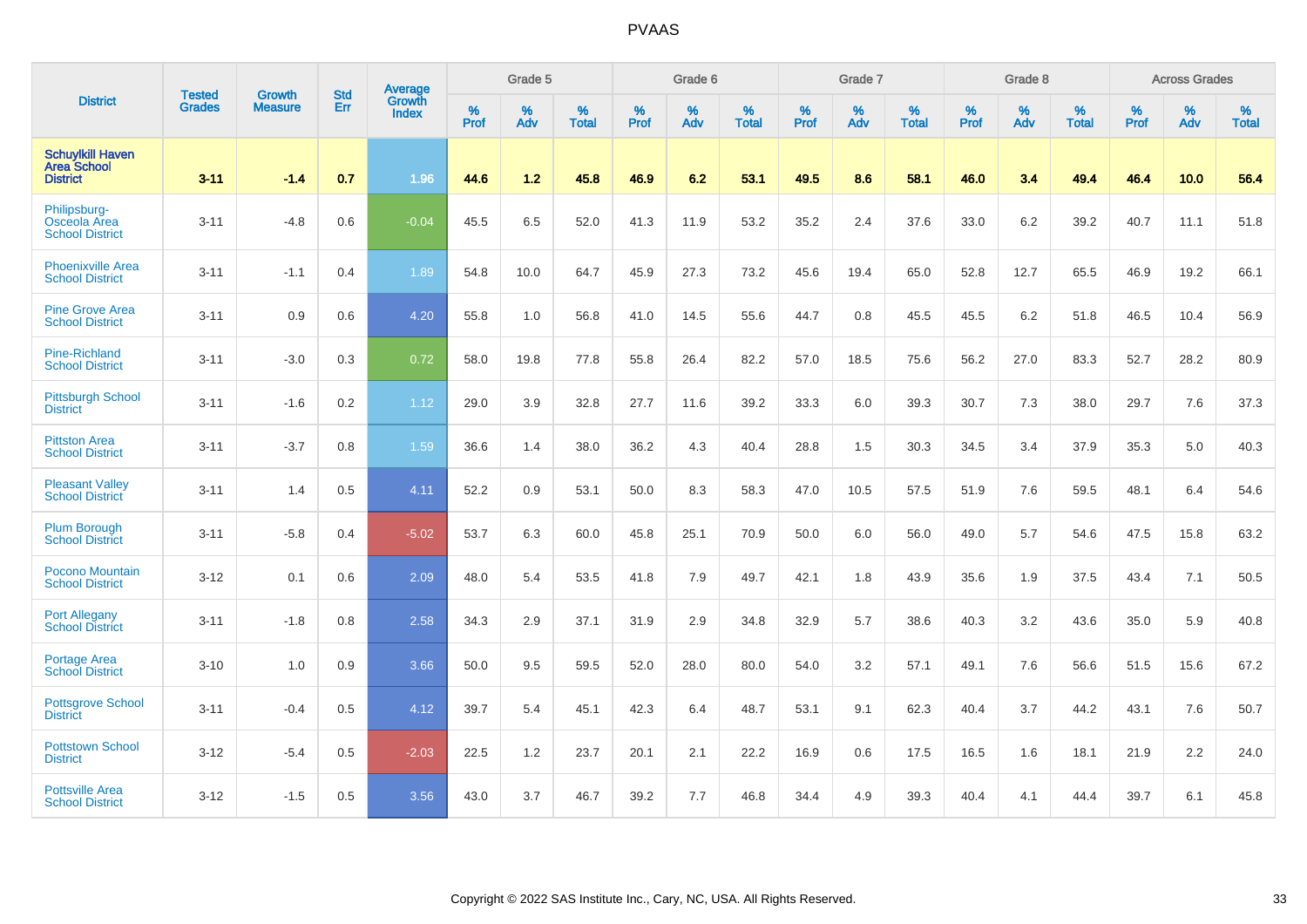# PVAAS

| District | Tested Grades | Growth Measure | Std Err | Average Growth Index | Grade 5 | | | Grade 6 | | | Grade 7 | | | Grade 8 | | | Across Grades | | |
|---|---|---|---|---|---|---|---|---|---|---|---|---|---|---|---|---|---|---|---|
| | | | | | % Prof | % Adv | % Total | % Prof | % Adv | % Total | % Prof | % Adv | % Total | % Prof | % Adv | % Total | % Prof | % Adv | % Total |
| **Schuylkill Haven Area School District** | **3-11** | **-1.4** | **0.7** | **1.96** | **44.6** | **1.2** | **45.8** | **46.9** | **6.2** | **53.1** | **49.5** | **8.6** | **58.1** | **46.0** | **3.4** | **49.4** | **46.4** | **10.0** | **56.4** |
| Philipsburg-Osceola Area School District | 3-11 | -4.8 | 0.6 | -0.04 | 45.5 | 6.5 | 52.0 | 41.3 | 11.9 | 53.2 | 35.2 | 2.4 | 37.6 | 33.0 | 6.2 | 39.2 | 40.7 | 11.1 | 51.8 |
| Phoenixville Area School District | 3-11 | -1.1 | 0.4 | 1.89 | 54.8 | 10.0 | 64.7 | 45.9 | 27.3 | 73.2 | 45.6 | 19.4 | 65.0 | 52.8 | 12.7 | 65.5 | 46.9 | 19.2 | 66.1 |
| Pine Grove Area School District | 3-11 | 0.9 | 0.6 | 4.20 | 55.8 | 1.0 | 56.8 | 41.0 | 14.5 | 55.6 | 44.7 | 0.8 | 45.5 | 45.5 | 6.2 | 51.8 | 46.5 | 10.4 | 56.9 |
| Pine-Richland School District | 3-11 | -3.0 | 0.3 | 0.72 | 58.0 | 19.8 | 77.8 | 55.8 | 26.4 | 82.2 | 57.0 | 18.5 | 75.6 | 56.2 | 27.0 | 83.3 | 52.7 | 28.2 | 80.9 |
| Pittsburgh School District | 3-11 | -1.6 | 0.2 | 1.12 | 29.0 | 3.9 | 32.8 | 27.7 | 11.6 | 39.2 | 33.3 | 6.0 | 39.3 | 30.7 | 7.3 | 38.0 | 29.7 | 7.6 | 37.3 |
| Pittston Area School District | 3-11 | -3.7 | 0.8 | 1.59 | 36.6 | 1.4 | 38.0 | 36.2 | 4.3 | 40.4 | 28.8 | 1.5 | 30.3 | 34.5 | 3.4 | 37.9 | 35.3 | 5.0 | 40.3 |
| Pleasant Valley School District | 3-11 | 1.4 | 0.5 | 4.11 | 52.2 | 0.9 | 53.1 | 50.0 | 8.3 | 58.3 | 47.0 | 10.5 | 57.5 | 51.9 | 7.6 | 59.5 | 48.1 | 6.4 | 54.6 |
| Plum Borough School District | 3-11 | -5.8 | 0.4 | -5.02 | 53.7 | 6.3 | 60.0 | 45.8 | 25.1 | 70.9 | 50.0 | 6.0 | 56.0 | 49.0 | 5.7 | 54.6 | 47.5 | 15.8 | 63.2 |
| Pocono Mountain School District | 3-12 | 0.1 | 0.6 | 2.09 | 48.0 | 5.4 | 53.5 | 41.8 | 7.9 | 49.7 | 42.1 | 1.8 | 43.9 | 35.6 | 1.9 | 37.5 | 43.4 | 7.1 | 50.5 |
| Port Allegany School District | 3-11 | -1.8 | 0.8 | 2.58 | 34.3 | 2.9 | 37.1 | 31.9 | 2.9 | 34.8 | 32.9 | 5.7 | 38.6 | 40.3 | 3.2 | 43.6 | 35.0 | 5.9 | 40.8 |
| Portage Area School District | 3-10 | 1.0 | 0.9 | 3.66 | 50.0 | 9.5 | 59.5 | 52.0 | 28.0 | 80.0 | 54.0 | 3.2 | 57.1 | 49.1 | 7.6 | 56.6 | 51.5 | 15.6 | 67.2 |
| Pottsgrove School District | 3-11 | -0.4 | 0.5 | 4.12 | 39.7 | 5.4 | 45.1 | 42.3 | 6.4 | 48.7 | 53.1 | 9.1 | 62.3 | 40.4 | 3.7 | 44.2 | 43.1 | 7.6 | 50.7 |
| Pottstown School District | 3-12 | -5.4 | 0.5 | -2.03 | 22.5 | 1.2 | 23.7 | 20.1 | 2.1 | 22.2 | 16.9 | 0.6 | 17.5 | 16.5 | 1.6 | 18.1 | 21.9 | 2.2 | 24.0 |
| Pottsville Area School District | 3-12 | -1.5 | 0.5 | 3.56 | 43.0 | 3.7 | 46.7 | 39.2 | 7.7 | 46.8 | 34.4 | 4.9 | 39.3 | 40.4 | 4.1 | 44.4 | 39.7 | 6.1 | 45.8 |

Copyright © 2022 SAS Institute Inc., Cary, NC, USA. All Rights Reserved.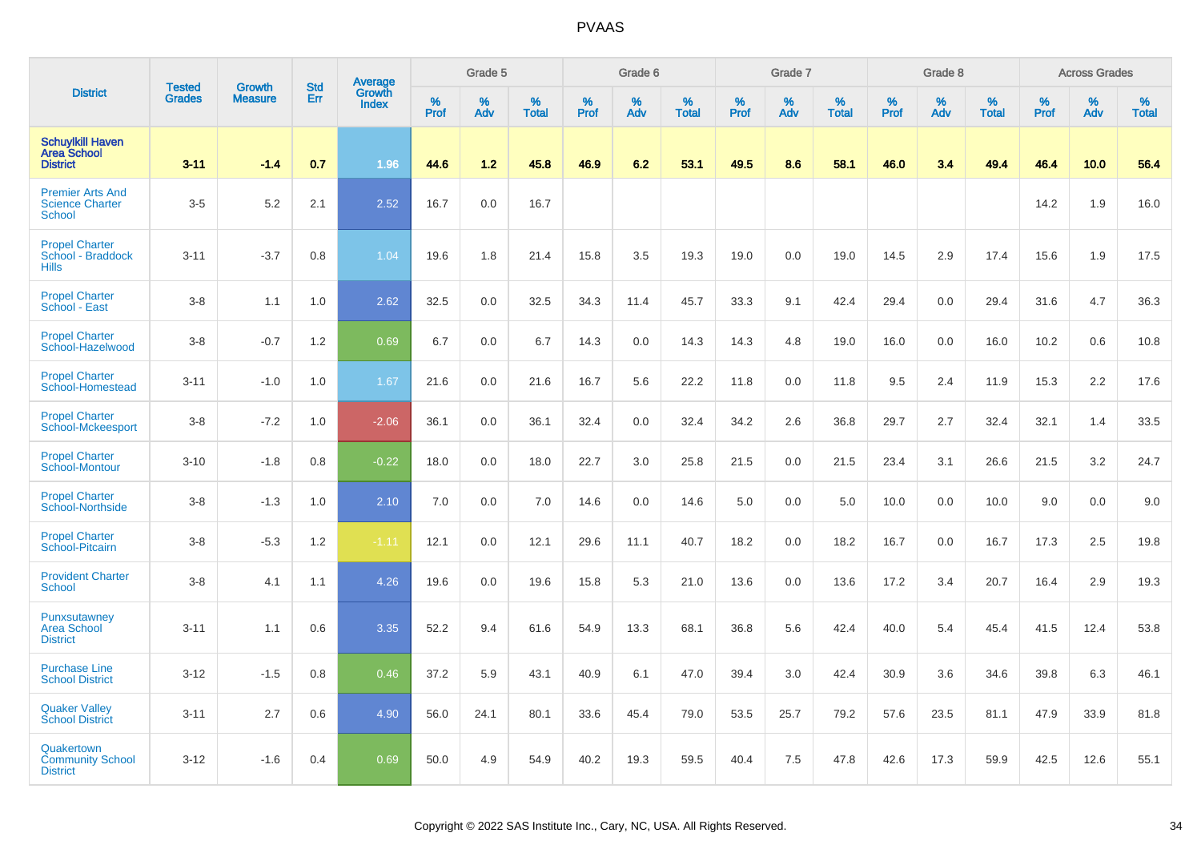# PVAAS

| District | Tested Grades | Growth Measure | Std Err | Average Growth Index | Grade 5 | | | Grade 6 | | | Grade 7 | | | Grade 8 | | | Across Grades | | |
|---|---|---|---|---|---|---|---|---|---|---|---|---|---|---|---|---|---|---|---|
| | | | | | % Prof | % Adv | % Total | % Prof | % Adv | % Total | % Prof | % Adv | % Total | % Prof | % Adv | % Total | % Prof | % Adv | % Total |
| **Schuylkill Haven Area School District** | **3-11** | **-1.4** | **0.7** | **1.96** | **44.6** | **1.2** | **45.8** | **46.9** | **6.2** | **53.1** | **49.5** | **8.6** | **58.1** | **46.0** | **3.4** | **49.4** | **46.4** | **10.0** | **56.4** |
| Premier Arts And Science Charter School | 3-5 | 5.2 | 2.1 | 2.52 | 16.7 | 0.0 | 16.7 | | | | | | | | | | 14.2 | 1.9 | 16.0 |
| Propel Charter School - Braddock Hills | 3-11 | -3.7 | 0.8 | 1.04 | 19.6 | 1.8 | 21.4 | 15.8 | 3.5 | 19.3 | 19.0 | 0.0 | 19.0 | 14.5 | 2.9 | 17.4 | 15.6 | 1.9 | 17.5 |
| Propel Charter School - East | 3-8 | 1.1 | 1.0 | 2.62 | 32.5 | 0.0 | 32.5 | 34.3 | 11.4 | 45.7 | 33.3 | 9.1 | 42.4 | 29.4 | 0.0 | 29.4 | 31.6 | 4.7 | 36.3 |
| Propel Charter School-Hazelwood | 3-8 | -0.7 | 1.2 | 0.69 | 6.7 | 0.0 | 6.7 | 14.3 | 0.0 | 14.3 | 14.3 | 4.8 | 19.0 | 16.0 | 0.0 | 16.0 | 10.2 | 0.6 | 10.8 |
| Propel Charter School-Homestead | 3-11 | -1.0 | 1.0 | 1.67 | 21.6 | 0.0 | 21.6 | 16.7 | 5.6 | 22.2 | 11.8 | 0.0 | 11.8 | 9.5 | 2.4 | 11.9 | 15.3 | 2.2 | 17.6 |
| Propel Charter School-Mckeesport | 3-8 | -7.2 | 1.0 | -2.06 | 36.1 | 0.0 | 36.1 | 32.4 | 0.0 | 32.4 | 34.2 | 2.6 | 36.8 | 29.7 | 2.7 | 32.4 | 32.1 | 1.4 | 33.5 |
| Propel Charter School-Montour | 3-10 | -1.8 | 0.8 | -0.22 | 18.0 | 0.0 | 18.0 | 22.7 | 3.0 | 25.8 | 21.5 | 0.0 | 21.5 | 23.4 | 3.1 | 26.6 | 21.5 | 3.2 | 24.7 |
| Propel Charter School-Northside | 3-8 | -1.3 | 1.0 | 2.10 | 7.0 | 0.0 | 7.0 | 14.6 | 0.0 | 14.6 | 5.0 | 0.0 | 5.0 | 10.0 | 0.0 | 10.0 | 9.0 | 0.0 | 9.0 |
| Propel Charter School-Pitcairn | 3-8 | -5.3 | 1.2 | -1.11 | 12.1 | 0.0 | 12.1 | 29.6 | 11.1 | 40.7 | 18.2 | 0.0 | 18.2 | 16.7 | 0.0 | 16.7 | 17.3 | 2.5 | 19.8 |
| Provident Charter School | 3-8 | 4.1 | 1.1 | 4.26 | 19.6 | 0.0 | 19.6 | 15.8 | 5.3 | 21.0 | 13.6 | 0.0 | 13.6 | 17.2 | 3.4 | 20.7 | 16.4 | 2.9 | 19.3 |
| Punxsutawney Area School District | 3-11 | 1.1 | 0.6 | 3.35 | 52.2 | 9.4 | 61.6 | 54.9 | 13.3 | 68.1 | 36.8 | 5.6 | 42.4 | 40.0 | 5.4 | 45.4 | 41.5 | 12.4 | 53.8 |
| Purchase Line School District | 3-12 | -1.5 | 0.8 | 0.46 | 37.2 | 5.9 | 43.1 | 40.9 | 6.1 | 47.0 | 39.4 | 3.0 | 42.4 | 30.9 | 3.6 | 34.6 | 39.8 | 6.3 | 46.1 |
| Quaker Valley School District | 3-11 | 2.7 | 0.6 | 4.90 | 56.0 | 24.1 | 80.1 | 33.6 | 45.4 | 79.0 | 53.5 | 25.7 | 79.2 | 57.6 | 23.5 | 81.1 | 47.9 | 33.9 | 81.8 |
| Quakertown Community School District | 3-12 | -1.6 | 0.4 | 0.69 | 50.0 | 4.9 | 54.9 | 40.2 | 19.3 | 59.5 | 40.4 | 7.5 | 47.8 | 42.6 | 17.3 | 59.9 | 42.5 | 12.6 | 55.1 |

Copyright © 2022 SAS Institute Inc., Cary, NC, USA. All Rights Reserved.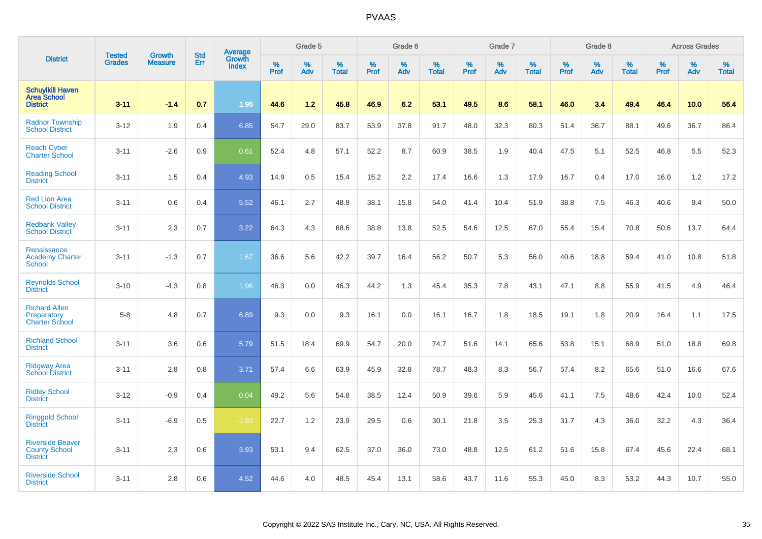# PVAAS

| District | Tested Grades | Growth Measure | Std Err | Average Growth Index | Grade 5 | | | Grade 6 | | | Grade 7 | | | Grade 8 | | | Across Grades | | |
|---|---|---|---|---|---|---|---|---|---|---|---|---|---|---|---|---|---|---|---|
| | | | | | % Prof | % Adv | % Total | % Prof | % Adv | % Total | % Prof | % Adv | % Total | % Prof | % Adv | % Total | % Prof | % Adv | % Total |
| **Schuylkill Haven Area School District** | **3-11** | **-1.4** | **0.7** | **1.96** | **44.6** | **1.2** | **45.8** | **46.9** | **6.2** | **53.1** | **49.5** | **8.6** | **58.1** | **46.0** | **3.4** | **49.4** | **46.4** | **10.0** | **56.4** |
| Radnor Township School District | 3-12 | 1.9 | 0.4 | 6.85 | 54.7 | 29.0 | 83.7 | 53.9 | 37.8 | 91.7 | 48.0 | 32.3 | 80.3 | 51.4 | 36.7 | 88.1 | 49.6 | 36.7 | 86.4 |
| Reach Cyber Charter School | 3-11 | -2.6 | 0.9 | 0.61 | 52.4 | 4.8 | 57.1 | 52.2 | 8.7 | 60.9 | 38.5 | 1.9 | 40.4 | 47.5 | 5.1 | 52.5 | 46.8 | 5.5 | 52.3 |
| Reading School District | 3-11 | 1.5 | 0.4 | 4.93 | 14.9 | 0.5 | 15.4 | 15.2 | 2.2 | 17.4 | 16.6 | 1.3 | 17.9 | 16.7 | 0.4 | 17.0 | 16.0 | 1.2 | 17.2 |
| Red Lion Area School District | 3-11 | 0.6 | 0.4 | 5.52 | 46.1 | 2.7 | 48.8 | 38.1 | 15.8 | 54.0 | 41.4 | 10.4 | 51.9 | 38.8 | 7.5 | 46.3 | 40.6 | 9.4 | 50.0 |
| Redbank Valley School District | 3-11 | 2.3 | 0.7 | 3.22 | 64.3 | 4.3 | 68.6 | 38.8 | 13.8 | 52.5 | 54.6 | 12.5 | 67.0 | 55.4 | 15.4 | 70.8 | 50.6 | 13.7 | 64.4 |
| Renaissance Academy Charter School | 3-11 | -1.3 | 0.7 | 1.67 | 36.6 | 5.6 | 42.2 | 39.7 | 16.4 | 56.2 | 50.7 | 5.3 | 56.0 | 40.6 | 18.8 | 59.4 | 41.0 | 10.8 | 51.8 |
| Reynolds School District | 3-10 | -4.3 | 0.8 | 1.96 | 46.3 | 0.0 | 46.3 | 44.2 | 1.3 | 45.4 | 35.3 | 7.8 | 43.1 | 47.1 | 8.8 | 55.9 | 41.5 | 4.9 | 46.4 |
| Richard Allen Preparatory Charter School | 5-8 | 4.8 | 0.7 | 6.89 | 9.3 | 0.0 | 9.3 | 16.1 | 0.0 | 16.1 | 16.7 | 1.8 | 18.5 | 19.1 | 1.8 | 20.9 | 16.4 | 1.1 | 17.5 |
| Richland School District | 3-11 | 3.6 | 0.6 | 5.79 | 51.5 | 18.4 | 69.9 | 54.7 | 20.0 | 74.7 | 51.6 | 14.1 | 65.6 | 53.8 | 15.1 | 68.9 | 51.0 | 18.8 | 69.8 |
| Ridgway Area School District | 3-11 | 2.8 | 0.8 | 3.71 | 57.4 | 6.6 | 63.9 | 45.9 | 32.8 | 78.7 | 48.3 | 8.3 | 56.7 | 57.4 | 8.2 | 65.6 | 51.0 | 16.6 | 67.6 |
| Ridley School District | 3-12 | -0.9 | 0.4 | 0.04 | 49.2 | 5.6 | 54.8 | 38.5 | 12.4 | 50.9 | 39.6 | 5.9 | 45.6 | 41.1 | 7.5 | 48.6 | 42.4 | 10.0 | 52.4 |
| Ringgold School District | 3-11 | -6.9 | 0.5 | -1.93 | 22.7 | 1.2 | 23.9 | 29.5 | 0.6 | 30.1 | 21.8 | 3.5 | 25.3 | 31.7 | 4.3 | 36.0 | 32.2 | 4.3 | 36.4 |
| Riverside Beaver County School District | 3-11 | 2.3 | 0.6 | 3.93 | 53.1 | 9.4 | 62.5 | 37.0 | 36.0 | 73.0 | 48.8 | 12.5 | 61.2 | 51.6 | 15.8 | 67.4 | 45.6 | 22.4 | 68.1 |
| Riverside School District | 3-11 | 2.8 | 0.6 | 4.52 | 44.6 | 4.0 | 48.5 | 45.4 | 13.1 | 58.6 | 43.7 | 11.6 | 55.3 | 45.0 | 8.3 | 53.2 | 44.3 | 10.7 | 55.0 |

Copyright © 2022 SAS Institute Inc., Cary, NC, USA. All Rights Reserved.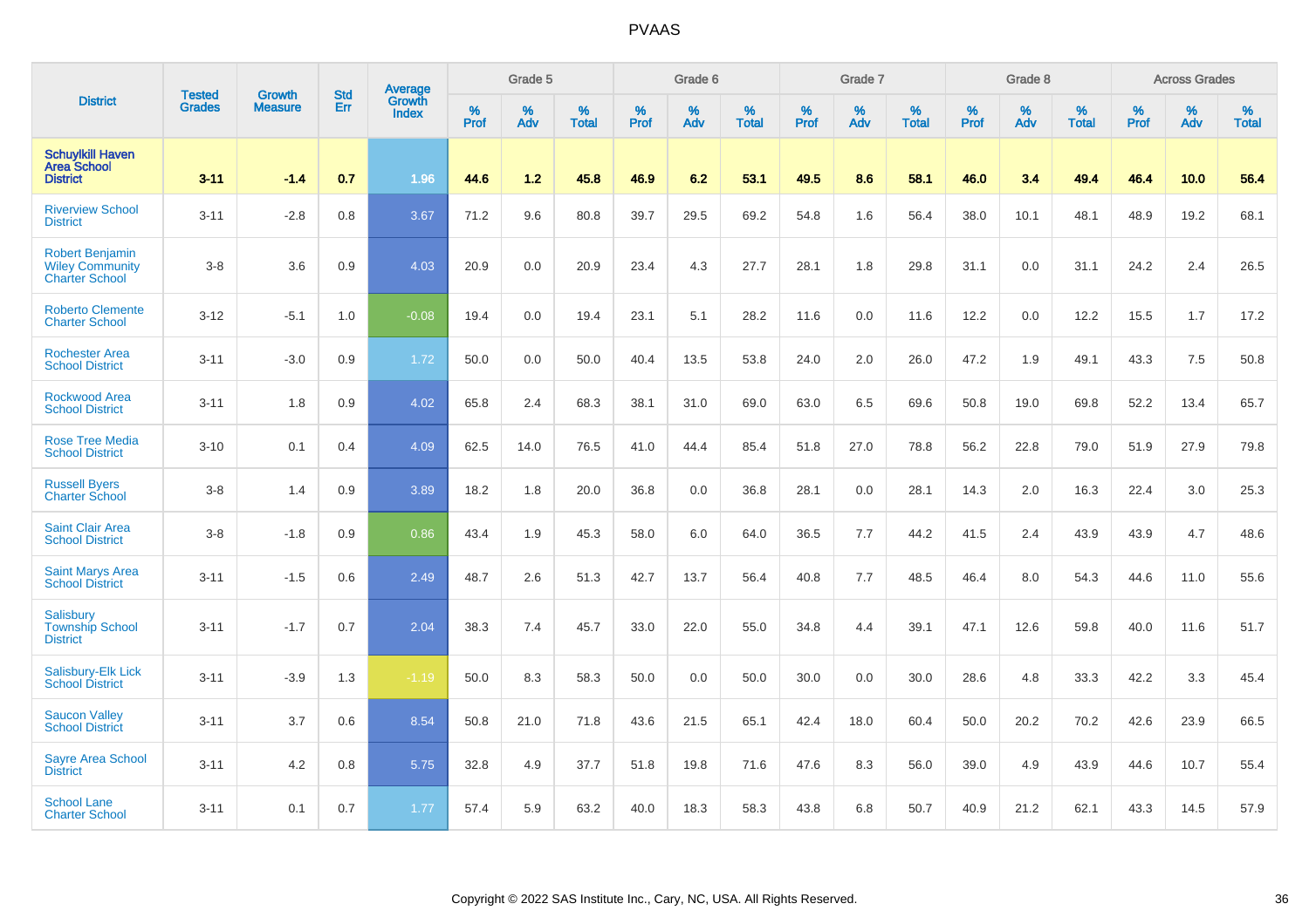# PVAAS

| District | Tested Grades | Growth Measure | Std Err | Average Growth Index | Grade 5 | | | Grade 6 | | | Grade 7 | | | Grade 8 | | | Across Grades | | |
|---|---|---|---|---|---|---|---|---|---|---|---|---|---|---|---|---|---|---|---|
| | | | | | % Prof | % Adv | % Total | % Prof | % Adv | % Total | % Prof | % Adv | % Total | % Prof | % Adv | % Total | % Prof | % Adv | % Total |
| **Schuylkill Haven Area School District** | **3-11** | **-1.4** | **0.7** | **1.96** | **44.6** | **1.2** | **45.8** | **46.9** | **6.2** | **53.1** | **49.5** | **8.6** | **58.1** | **46.0** | **3.4** | **49.4** | **46.4** | **10.0** | **56.4** |
| Riverview School District | 3-11 | -2.8 | 0.8 | 3.67 | 71.2 | 9.6 | 80.8 | 39.7 | 29.5 | 69.2 | 54.8 | 1.6 | 56.4 | 38.0 | 10.1 | 48.1 | 48.9 | 19.2 | 68.1 |
| Robert Benjamin Wiley Community Charter School | 3-8 | 3.6 | 0.9 | 4.03 | 20.9 | 0.0 | 20.9 | 23.4 | 4.3 | 27.7 | 28.1 | 1.8 | 29.8 | 31.1 | 0.0 | 31.1 | 24.2 | 2.4 | 26.5 |
| Roberto Clemente Charter School | 3-12 | -5.1 | 1.0 | -0.08 | 19.4 | 0.0 | 19.4 | 23.1 | 5.1 | 28.2 | 11.6 | 0.0 | 11.6 | 12.2 | 0.0 | 12.2 | 15.5 | 1.7 | 17.2 |
| Rochester Area School District | 3-11 | -3.0 | 0.9 | 1.72 | 50.0 | 0.0 | 50.0 | 40.4 | 13.5 | 53.8 | 24.0 | 2.0 | 26.0 | 47.2 | 1.9 | 49.1 | 43.3 | 7.5 | 50.8 |
| Rockwood Area School District | 3-11 | 1.8 | 0.9 | 4.02 | 65.8 | 2.4 | 68.3 | 38.1 | 31.0 | 69.0 | 63.0 | 6.5 | 69.6 | 50.8 | 19.0 | 69.8 | 52.2 | 13.4 | 65.7 |
| Rose Tree Media School District | 3-10 | 0.1 | 0.4 | 4.09 | 62.5 | 14.0 | 76.5 | 41.0 | 44.4 | 85.4 | 51.8 | 27.0 | 78.8 | 56.2 | 22.8 | 79.0 | 51.9 | 27.9 | 79.8 |
| Russell Byers Charter School | 3-8 | 1.4 | 0.9 | 3.89 | 18.2 | 1.8 | 20.0 | 36.8 | 0.0 | 36.8 | 28.1 | 0.0 | 28.1 | 14.3 | 2.0 | 16.3 | 22.4 | 3.0 | 25.3 |
| Saint Clair Area School District | 3-8 | -1.8 | 0.9 | 0.86 | 43.4 | 1.9 | 45.3 | 58.0 | 6.0 | 64.0 | 36.5 | 7.7 | 44.2 | 41.5 | 2.4 | 43.9 | 43.9 | 4.7 | 48.6 |
| Saint Marys Area School District | 3-11 | -1.5 | 0.6 | 2.49 | 48.7 | 2.6 | 51.3 | 42.7 | 13.7 | 56.4 | 40.8 | 7.7 | 48.5 | 46.4 | 8.0 | 54.3 | 44.6 | 11.0 | 55.6 |
| Salisbury Township School District | 3-11 | -1.7 | 0.7 | 2.04 | 38.3 | 7.4 | 45.7 | 33.0 | 22.0 | 55.0 | 34.8 | 4.4 | 39.1 | 47.1 | 12.6 | 59.8 | 40.0 | 11.6 | 51.7 |
| Salisbury-Elk Lick School District | 3-11 | -3.9 | 1.3 | -1.19 | 50.0 | 8.3 | 58.3 | 50.0 | 0.0 | 50.0 | 30.0 | 0.0 | 30.0 | 28.6 | 4.8 | 33.3 | 42.2 | 3.3 | 45.4 |
| Saucon Valley School District | 3-11 | 3.7 | 0.6 | 8.54 | 50.8 | 21.0 | 71.8 | 43.6 | 21.5 | 65.1 | 42.4 | 18.0 | 60.4 | 50.0 | 20.2 | 70.2 | 42.6 | 23.9 | 66.5 |
| Sayre Area School District | 3-11 | 4.2 | 0.8 | 5.75 | 32.8 | 4.9 | 37.7 | 51.8 | 19.8 | 71.6 | 47.6 | 8.3 | 56.0 | 39.0 | 4.9 | 43.9 | 44.6 | 10.7 | 55.4 |
| School Lane Charter School | 3-11 | 0.1 | 0.7 | 1.77 | 57.4 | 5.9 | 63.2 | 40.0 | 18.3 | 58.3 | 43.8 | 6.8 | 50.7 | 40.9 | 21.2 | 62.1 | 43.3 | 14.5 | 57.9 |

Copyright © 2022 SAS Institute Inc., Cary, NC, USA. All Rights Reserved.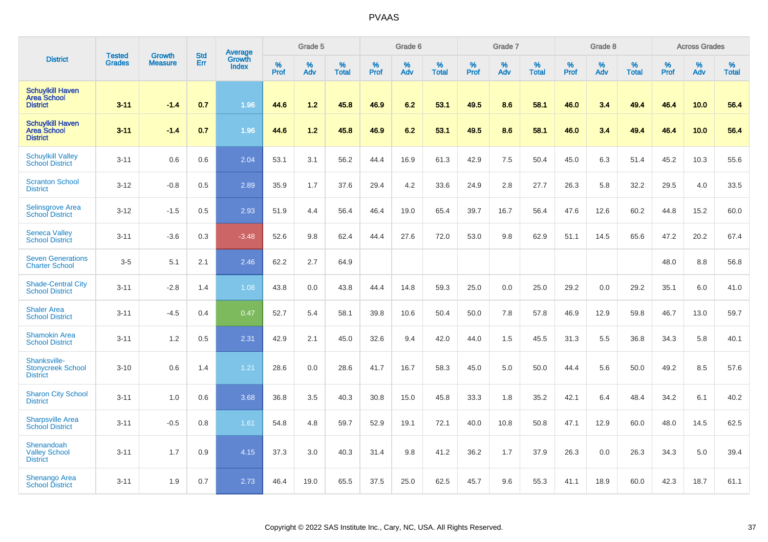# PVAAS

| District | Tested Grades | Growth Measure | Std Err | Average Growth Index | Grade 5 | | | Grade 6 | | | Grade 7 | | | Grade 8 | | | Across Grades | | |
|---|---|---|---|---|---|---|---|---|---|---|---|---|---|---|---|---|---|---|---|
| | | | | | % Prof | % Adv | % Total | % Prof | % Adv | % Total | % Prof | % Adv | % Total | % Prof | % Adv | % Total | % Prof | % Adv | % Total |
| **Schuylkill Haven Area School District** | **3-11** | **-1.4** | **0.7** | **1.96** | **44.6** | **1.2** | **45.8** | **46.9** | **6.2** | **53.1** | **49.5** | **8.6** | **58.1** | **46.0** | **3.4** | **49.4** | **46.4** | **10.0** | **56.4** |
| **Schuylkill Haven Area School District** | **3-11** | **-1.4** | **0.7** | **1.96** | **44.6** | **1.2** | **45.8** | **46.9** | **6.2** | **53.1** | **49.5** | **8.6** | **58.1** | **46.0** | **3.4** | **49.4** | **46.4** | **10.0** | **56.4** |
| Schuylkill Valley School District | 3-11 | 0.6 | 0.6 | 2.04 | 53.1 | 3.1 | 56.2 | 44.4 | 16.9 | 61.3 | 42.9 | 7.5 | 50.4 | 45.0 | 6.3 | 51.4 | 45.2 | 10.3 | 55.6 |
| Scranton School District | 3-12 | -0.8 | 0.5 | 2.89 | 35.9 | 1.7 | 37.6 | 29.4 | 4.2 | 33.6 | 24.9 | 2.8 | 27.7 | 26.3 | 5.8 | 32.2 | 29.5 | 4.0 | 33.5 |
| Selinsgrove Area School District | 3-12 | -1.5 | 0.5 | 2.93 | 51.9 | 4.4 | 56.4 | 46.4 | 19.0 | 65.4 | 39.7 | 16.7 | 56.4 | 47.6 | 12.6 | 60.2 | 44.8 | 15.2 | 60.0 |
| Seneca Valley School District | 3-11 | -3.6 | 0.3 | -3.48 | 52.6 | 9.8 | 62.4 | 44.4 | 27.6 | 72.0 | 53.0 | 9.8 | 62.9 | 51.1 | 14.5 | 65.6 | 47.2 | 20.2 | 67.4 |
| Seven Generations Charter School | 3-5 | 5.1 | 2.1 | 2.46 | 62.2 | 2.7 | 64.9 | | | | | | | | | | 48.0 | 8.8 | 56.8 |
| Shade-Central City School District | 3-11 | -2.8 | 1.4 | 1.08 | 43.8 | 0.0 | 43.8 | 44.4 | 14.8 | 59.3 | 25.0 | 0.0 | 25.0 | 29.2 | 0.0 | 29.2 | 35.1 | 6.0 | 41.0 |
| Shaler Area School District | 3-11 | -4.5 | 0.4 | 0.47 | 52.7 | 5.4 | 58.1 | 39.8 | 10.6 | 50.4 | 50.0 | 7.8 | 57.8 | 46.9 | 12.9 | 59.8 | 46.7 | 13.0 | 59.7 |
| Shamokin Area School District | 3-11 | 1.2 | 0.5 | 2.31 | 42.9 | 2.1 | 45.0 | 32.6 | 9.4 | 42.0 | 44.0 | 1.5 | 45.5 | 31.3 | 5.5 | 36.8 | 34.3 | 5.8 | 40.1 |
| Shanksville-Stonycreek School District | 3-10 | 0.6 | 1.4 | 1.21 | 28.6 | 0.0 | 28.6 | 41.7 | 16.7 | 58.3 | 45.0 | 5.0 | 50.0 | 44.4 | 5.6 | 50.0 | 49.2 | 8.5 | 57.6 |
| Sharon City School District | 3-11 | 1.0 | 0.6 | 3.68 | 36.8 | 3.5 | 40.3 | 30.8 | 15.0 | 45.8 | 33.3 | 1.8 | 35.2 | 42.1 | 6.4 | 48.4 | 34.2 | 6.1 | 40.2 |
| Sharpsville Area School District | 3-11 | -0.5 | 0.8 | 1.61 | 54.8 | 4.8 | 59.7 | 52.9 | 19.1 | 72.1 | 40.0 | 10.8 | 50.8 | 47.1 | 12.9 | 60.0 | 48.0 | 14.5 | 62.5 |
| Shenandoah Valley School District | 3-11 | 1.7 | 0.9 | 4.15 | 37.3 | 3.0 | 40.3 | 31.4 | 9.8 | 41.2 | 36.2 | 1.7 | 37.9 | 26.3 | 0.0 | 26.3 | 34.3 | 5.0 | 39.4 |
| Shenango Area School District | 3-11 | 1.9 | 0.7 | 2.73 | 46.4 | 19.0 | 65.5 | 37.5 | 25.0 | 62.5 | 45.7 | 9.6 | 55.3 | 41.1 | 18.9 | 60.0 | 42.3 | 18.7 | 61.1 |

Copyright © 2022 SAS Institute Inc., Cary, NC, USA. All Rights Reserved.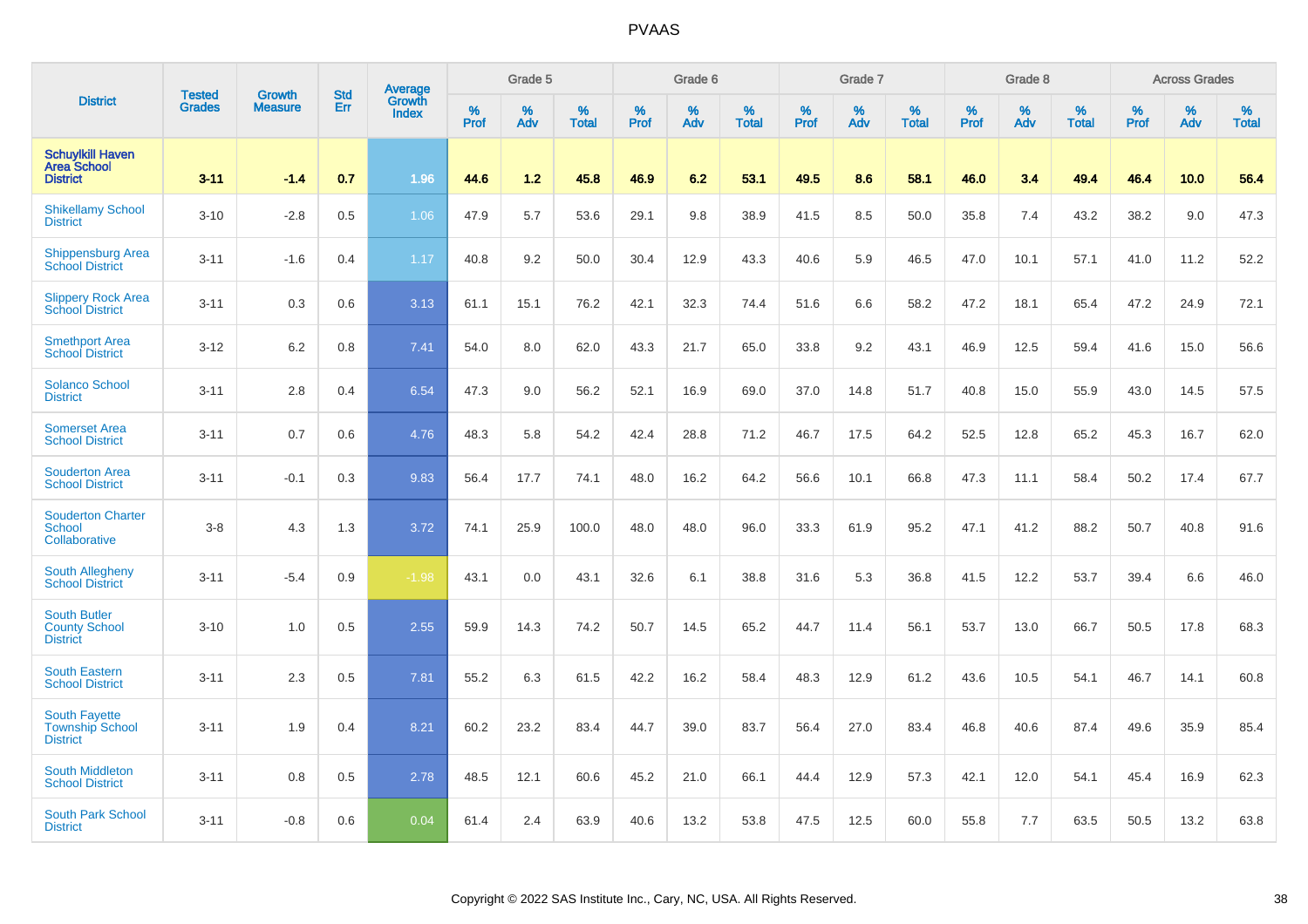# PVAAS

| District | Tested Grades | Growth Measure | Std Err | Average Growth Index | Grade 5 | | | Grade 6 | | | Grade 7 | | | Grade 8 | | | Across Grades | | |
|---|---|---|---|---|---|---|---|---|---|---|---|---|---|---|---|---|---|---|---|
| | | | | | % Prof | % Adv | % Total | % Prof | % Adv | % Total | % Prof | % Adv | % Total | % Prof | % Adv | % Total | % Prof | % Adv | % Total |
| **Schuylkill Haven Area School District** | **3-11** | **-1.4** | **0.7** | **1.96** | **44.6** | **1.2** | **45.8** | **46.9** | **6.2** | **53.1** | **49.5** | **8.6** | **58.1** | **46.0** | **3.4** | **49.4** | **46.4** | **10.0** | **56.4** |
| Shikellamy School District | 3-10 | -2.8 | 0.5 | 1.06 | 47.9 | 5.7 | 53.6 | 29.1 | 9.8 | 38.9 | 41.5 | 8.5 | 50.0 | 35.8 | 7.4 | 43.2 | 38.2 | 9.0 | 47.3 |
| Shippensburg Area School District | 3-11 | -1.6 | 0.4 | 1.17 | 40.8 | 9.2 | 50.0 | 30.4 | 12.9 | 43.3 | 40.6 | 5.9 | 46.5 | 47.0 | 10.1 | 57.1 | 41.0 | 11.2 | 52.2 |
| Slippery Rock Area School District | 3-11 | 0.3 | 0.6 | 3.13 | 61.1 | 15.1 | 76.2 | 42.1 | 32.3 | 74.4 | 51.6 | 6.6 | 58.2 | 47.2 | 18.1 | 65.4 | 47.2 | 24.9 | 72.1 |
| Smethport Area School District | 3-12 | 6.2 | 0.8 | 7.41 | 54.0 | 8.0 | 62.0 | 43.3 | 21.7 | 65.0 | 33.8 | 9.2 | 43.1 | 46.9 | 12.5 | 59.4 | 41.6 | 15.0 | 56.6 |
| Solanco School District | 3-11 | 2.8 | 0.4 | 6.54 | 47.3 | 9.0 | 56.2 | 52.1 | 16.9 | 69.0 | 37.0 | 14.8 | 51.7 | 40.8 | 15.0 | 55.9 | 43.0 | 14.5 | 57.5 |
| Somerset Area School District | 3-11 | 0.7 | 0.6 | 4.76 | 48.3 | 5.8 | 54.2 | 42.4 | 28.8 | 71.2 | 46.7 | 17.5 | 64.2 | 52.5 | 12.8 | 65.2 | 45.3 | 16.7 | 62.0 |
| Souderton Area School District | 3-11 | -0.1 | 0.3 | 9.83 | 56.4 | 17.7 | 74.1 | 48.0 | 16.2 | 64.2 | 56.6 | 10.1 | 66.8 | 47.3 | 11.1 | 58.4 | 50.2 | 17.4 | 67.7 |
| Souderton Charter School Collaborative | 3-8 | 4.3 | 1.3 | 3.72 | 74.1 | 25.9 | 100.0 | 48.0 | 48.0 | 96.0 | 33.3 | 61.9 | 95.2 | 47.1 | 41.2 | 88.2 | 50.7 | 40.8 | 91.6 |
| South Allegheny School District | 3-11 | -5.4 | 0.9 | -1.98 | 43.1 | 0.0 | 43.1 | 32.6 | 6.1 | 38.8 | 31.6 | 5.3 | 36.8 | 41.5 | 12.2 | 53.7 | 39.4 | 6.6 | 46.0 |
| South Butler County School District | 3-10 | 1.0 | 0.5 | 2.55 | 59.9 | 14.3 | 74.2 | 50.7 | 14.5 | 65.2 | 44.7 | 11.4 | 56.1 | 53.7 | 13.0 | 66.7 | 50.5 | 17.8 | 68.3 |
| South Eastern School District | 3-11 | 2.3 | 0.5 | 7.81 | 55.2 | 6.3 | 61.5 | 42.2 | 16.2 | 58.4 | 48.3 | 12.9 | 61.2 | 43.6 | 10.5 | 54.1 | 46.7 | 14.1 | 60.8 |
| South Fayette Township School District | 3-11 | 1.9 | 0.4 | 8.21 | 60.2 | 23.2 | 83.4 | 44.7 | 39.0 | 83.7 | 56.4 | 27.0 | 83.4 | 46.8 | 40.6 | 87.4 | 49.6 | 35.9 | 85.4 |
| South Middleton School District | 3-11 | 0.8 | 0.5 | 2.78 | 48.5 | 12.1 | 60.6 | 45.2 | 21.0 | 66.1 | 44.4 | 12.9 | 57.3 | 42.1 | 12.0 | 54.1 | 45.4 | 16.9 | 62.3 |
| South Park School District | 3-11 | -0.8 | 0.6 | 0.04 | 61.4 | 2.4 | 63.9 | 40.6 | 13.2 | 53.8 | 47.5 | 12.5 | 60.0 | 55.8 | 7.7 | 63.5 | 50.5 | 13.2 | 63.8 |

Copyright © 2022 SAS Institute Inc., Cary, NC, USA. All Rights Reserved.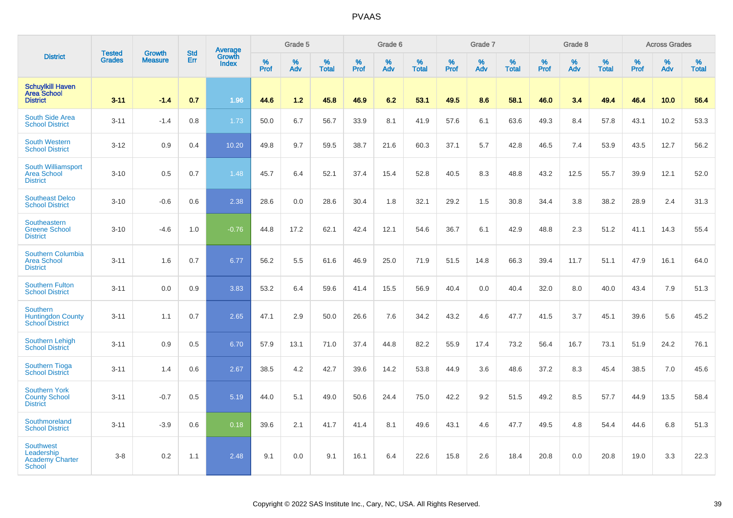# PVAAS

| District | Tested Grades | Growth Measure | Std Err | Average Growth Index | Grade 5 | | | Grade 6 | | | Grade 7 | | | Grade 8 | | | Across Grades | | |
|---|---|---|---|---|---|---|---|---|---|---|---|---|---|---|---|---|---|---|---|
| | | | | | % Prof | % Adv | % Total | % Prof | % Adv | % Total | % Prof | % Adv | % Total | % Prof | % Adv | % Total | % Prof | % Adv | % Total |
| **Schuylkill Haven Area School District** | **3-11** | **-1.4** | **0.7** | **1.96** | **44.6** | **1.2** | **45.8** | **46.9** | **6.2** | **53.1** | **49.5** | **8.6** | **58.1** | **46.0** | **3.4** | **49.4** | **46.4** | **10.0** | **56.4** |
| South Side Area School District | 3-11 | -1.4 | 0.8 | 1.73 | 50.0 | 6.7 | 56.7 | 33.9 | 8.1 | 41.9 | 57.6 | 6.1 | 63.6 | 49.3 | 8.4 | 57.8 | 43.1 | 10.2 | 53.3 |
| South Western School District | 3-12 | 0.9 | 0.4 | 10.20 | 49.8 | 9.7 | 59.5 | 38.7 | 21.6 | 60.3 | 37.1 | 5.7 | 42.8 | 46.5 | 7.4 | 53.9 | 43.5 | 12.7 | 56.2 |
| South Williamsport Area School District | 3-10 | 0.5 | 0.7 | 1.48 | 45.7 | 6.4 | 52.1 | 37.4 | 15.4 | 52.8 | 40.5 | 8.3 | 48.8 | 43.2 | 12.5 | 55.7 | 39.9 | 12.1 | 52.0 |
| Southeast Delco School District | 3-10 | -0.6 | 0.6 | 2.38 | 28.6 | 0.0 | 28.6 | 30.4 | 1.8 | 32.1 | 29.2 | 1.5 | 30.8 | 34.4 | 3.8 | 38.2 | 28.9 | 2.4 | 31.3 |
| Southeastern Greene School District | 3-10 | -4.6 | 1.0 | -0.76 | 44.8 | 17.2 | 62.1 | 42.4 | 12.1 | 54.6 | 36.7 | 6.1 | 42.9 | 48.8 | 2.3 | 51.2 | 41.1 | 14.3 | 55.4 |
| Southern Columbia Area School District | 3-11 | 1.6 | 0.7 | 6.77 | 56.2 | 5.5 | 61.6 | 46.9 | 25.0 | 71.9 | 51.5 | 14.8 | 66.3 | 39.4 | 11.7 | 51.1 | 47.9 | 16.1 | 64.0 |
| Southern Fulton School District | 3-11 | 0.0 | 0.9 | 3.83 | 53.2 | 6.4 | 59.6 | 41.4 | 15.5 | 56.9 | 40.4 | 0.0 | 40.4 | 32.0 | 8.0 | 40.0 | 43.4 | 7.9 | 51.3 |
| Southern Huntingdon County School District | 3-11 | 1.1 | 0.7 | 2.65 | 47.1 | 2.9 | 50.0 | 26.6 | 7.6 | 34.2 | 43.2 | 4.6 | 47.7 | 41.5 | 3.7 | 45.1 | 39.6 | 5.6 | 45.2 |
| Southern Lehigh School District | 3-11 | 0.9 | 0.5 | 6.70 | 57.9 | 13.1 | 71.0 | 37.4 | 44.8 | 82.2 | 55.9 | 17.4 | 73.2 | 56.4 | 16.7 | 73.1 | 51.9 | 24.2 | 76.1 |
| Southern Tioga School District | 3-11 | 1.4 | 0.6 | 2.67 | 38.5 | 4.2 | 42.7 | 39.6 | 14.2 | 53.8 | 44.9 | 3.6 | 48.6 | 37.2 | 8.3 | 45.4 | 38.5 | 7.0 | 45.6 |
| Southern York County School District | 3-11 | -0.7 | 0.5 | 5.19 | 44.0 | 5.1 | 49.0 | 50.6 | 24.4 | 75.0 | 42.2 | 9.2 | 51.5 | 49.2 | 8.5 | 57.7 | 44.9 | 13.5 | 58.4 |
| Southmoreland School District | 3-11 | -3.9 | 0.6 | 0.18 | 39.6 | 2.1 | 41.7 | 41.4 | 8.1 | 49.6 | 43.1 | 4.6 | 47.7 | 49.5 | 4.8 | 54.4 | 44.6 | 6.8 | 51.3 |
| Southwest Leadership Academy Charter School | 3-8 | 0.2 | 1.1 | 2.48 | 9.1 | 0.0 | 9.1 | 16.1 | 6.4 | 22.6 | 15.8 | 2.6 | 18.4 | 20.8 | 0.0 | 20.8 | 19.0 | 3.3 | 22.3 |

Copyright © 2022 SAS Institute Inc., Cary, NC, USA. All Rights Reserved.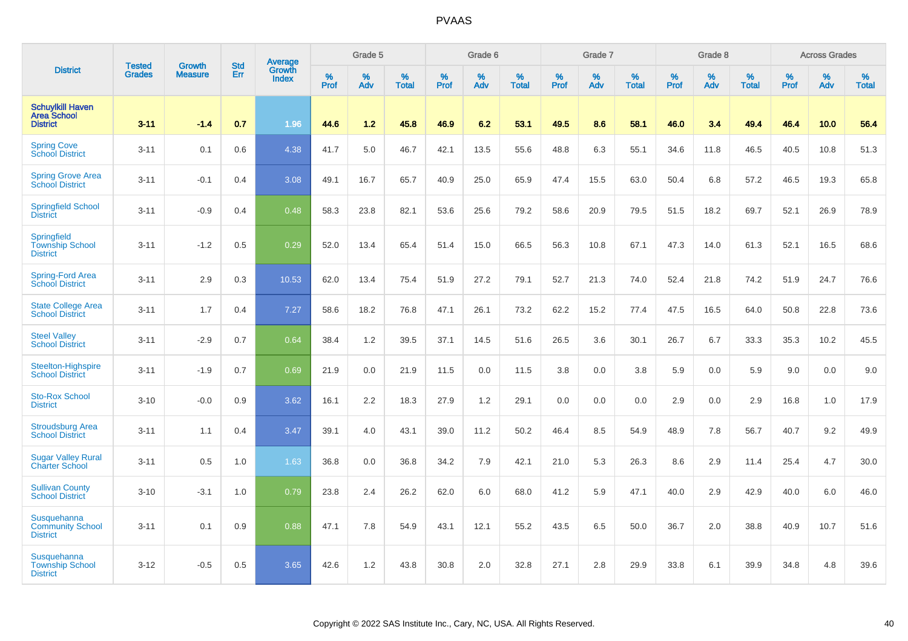# PVAAS

| District | Tested Grades | Growth Measure | Std Err | Average Growth Index | Grade 5 | | | Grade 6 | | | Grade 7 | | | Grade 8 | | | Across Grades | | |
|---|---|---|---|---|---|---|---|---|---|---|---|---|---|---|---|---|---|---|---|
| | | | | | % Prof | % Adv | % Total | % Prof | % Adv | % Total | % Prof | % Adv | % Total | % Prof | % Adv | % Total | % Prof | % Adv | % Total |
| **Schuylkill Haven Area School District** | **3-11** | **-1.4** | **0.7** | **1.96** | **44.6** | **1.2** | **45.8** | **46.9** | **6.2** | **53.1** | **49.5** | **8.6** | **58.1** | **46.0** | **3.4** | **49.4** | **46.4** | **10.0** | **56.4** |
| Spring Cove School District | 3-11 | 0.1 | 0.6 | 4.38 | 41.7 | 5.0 | 46.7 | 42.1 | 13.5 | 55.6 | 48.8 | 6.3 | 55.1 | 34.6 | 11.8 | 46.5 | 40.5 | 10.8 | 51.3 |
| Spring Grove Area School District | 3-11 | -0.1 | 0.4 | 3.08 | 49.1 | 16.7 | 65.7 | 40.9 | 25.0 | 65.9 | 47.4 | 15.5 | 63.0 | 50.4 | 6.8 | 57.2 | 46.5 | 19.3 | 65.8 |
| Springfield School District | 3-11 | -0.9 | 0.4 | 0.48 | 58.3 | 23.8 | 82.1 | 53.6 | 25.6 | 79.2 | 58.6 | 20.9 | 79.5 | 51.5 | 18.2 | 69.7 | 52.1 | 26.9 | 78.9 |
| Springfield Township School District | 3-11 | -1.2 | 0.5 | 0.29 | 52.0 | 13.4 | 65.4 | 51.4 | 15.0 | 66.5 | 56.3 | 10.8 | 67.1 | 47.3 | 14.0 | 61.3 | 52.1 | 16.5 | 68.6 |
| Spring-Ford Area School District | 3-11 | 2.9 | 0.3 | 10.53 | 62.0 | 13.4 | 75.4 | 51.9 | 27.2 | 79.1 | 52.7 | 21.3 | 74.0 | 52.4 | 21.8 | 74.2 | 51.9 | 24.7 | 76.6 |
| State College Area School District | 3-11 | 1.7 | 0.4 | 7.27 | 58.6 | 18.2 | 76.8 | 47.1 | 26.1 | 73.2 | 62.2 | 15.2 | 77.4 | 47.5 | 16.5 | 64.0 | 50.8 | 22.8 | 73.6 |
| Steel Valley School District | 3-11 | -2.9 | 0.7 | 0.64 | 38.4 | 1.2 | 39.5 | 37.1 | 14.5 | 51.6 | 26.5 | 3.6 | 30.1 | 26.7 | 6.7 | 33.3 | 35.3 | 10.2 | 45.5 |
| Steelton-Highspire School District | 3-11 | -1.9 | 0.7 | 0.69 | 21.9 | 0.0 | 21.9 | 11.5 | 0.0 | 11.5 | 3.8 | 0.0 | 3.8 | 5.9 | 0.0 | 5.9 | 9.0 | 0.0 | 9.0 |
| Sto-Rox School District | 3-10 | -0.0 | 0.9 | 3.62 | 16.1 | 2.2 | 18.3 | 27.9 | 1.2 | 29.1 | 0.0 | 0.0 | 0.0 | 2.9 | 0.0 | 2.9 | 16.8 | 1.0 | 17.9 |
| Stroudsburg Area School District | 3-11 | 1.1 | 0.4 | 3.47 | 39.1 | 4.0 | 43.1 | 39.0 | 11.2 | 50.2 | 46.4 | 8.5 | 54.9 | 48.9 | 7.8 | 56.7 | 40.7 | 9.2 | 49.9 |
| Sugar Valley Rural Charter School | 3-11 | 0.5 | 1.0 | 1.63 | 36.8 | 0.0 | 36.8 | 34.2 | 7.9 | 42.1 | 21.0 | 5.3 | 26.3 | 8.6 | 2.9 | 11.4 | 25.4 | 4.7 | 30.0 |
| Sullivan County School District | 3-10 | -3.1 | 1.0 | 0.79 | 23.8 | 2.4 | 26.2 | 62.0 | 6.0 | 68.0 | 41.2 | 5.9 | 47.1 | 40.0 | 2.9 | 42.9 | 40.0 | 6.0 | 46.0 |
| Susquehanna Community School District | 3-11 | 0.1 | 0.9 | 0.88 | 47.1 | 7.8 | 54.9 | 43.1 | 12.1 | 55.2 | 43.5 | 6.5 | 50.0 | 36.7 | 2.0 | 38.8 | 40.9 | 10.7 | 51.6 |
| Susquehanna Township School District | 3-12 | -0.5 | 0.5 | 3.65 | 42.6 | 1.2 | 43.8 | 30.8 | 2.0 | 32.8 | 27.1 | 2.8 | 29.9 | 33.8 | 6.1 | 39.9 | 34.8 | 4.8 | 39.6 |

Copyright © 2022 SAS Institute Inc., Cary, NC, USA. All Rights Reserved.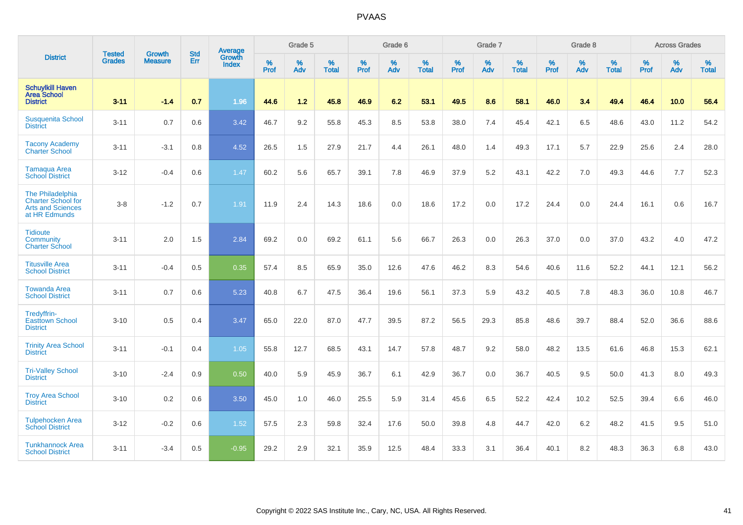# PVAAS

| District | Tested Grades | Growth Measure | Std Err | Average Growth Index | Grade 5 | | | Grade 6 | | | Grade 7 | | | Grade 8 | | | Across Grades | | |
|---|---|---|---|---|---|---|---|---|---|---|---|---|---|---|---|---|---|---|---|
| | | | | | % Prof | % Adv | % Total | % Prof | % Adv | % Total | % Prof | % Adv | % Total | % Prof | % Adv | % Total | % Prof | % Adv | % Total |
| **Schuylkill Haven Area School District** | **3-11** | **-1.4** | **0.7** | **1.96** | **44.6** | **1.2** | **45.8** | **46.9** | **6.2** | **53.1** | **49.5** | **8.6** | **58.1** | **46.0** | **3.4** | **49.4** | **46.4** | **10.0** | **56.4** |
| Susquenita School District | 3-11 | 0.7 | 0.6 | 3.42 | 46.7 | 9.2 | 55.8 | 45.3 | 8.5 | 53.8 | 38.0 | 7.4 | 45.4 | 42.1 | 6.5 | 48.6 | 43.0 | 11.2 | 54.2 |
| Tacony Academy Charter School | 3-11 | -3.1 | 0.8 | 4.52 | 26.5 | 1.5 | 27.9 | 21.7 | 4.4 | 26.1 | 48.0 | 1.4 | 49.3 | 17.1 | 5.7 | 22.9 | 25.6 | 2.4 | 28.0 |
| Tamaqua Area School District | 3-12 | -0.4 | 0.6 | 1.47 | 60.2 | 5.6 | 65.7 | 39.1 | 7.8 | 46.9 | 37.9 | 5.2 | 43.1 | 42.2 | 7.0 | 49.3 | 44.6 | 7.7 | 52.3 |
| The Philadelphia Charter School for Arts and Sciences at HR Edmunds | 3-8 | -1.2 | 0.7 | 1.91 | 11.9 | 2.4 | 14.3 | 18.6 | 0.0 | 18.6 | 17.2 | 0.0 | 17.2 | 24.4 | 0.0 | 24.4 | 16.1 | 0.6 | 16.7 |
| Tidioute Community Charter School | 3-11 | 2.0 | 1.5 | 2.84 | 69.2 | 0.0 | 69.2 | 61.1 | 5.6 | 66.7 | 26.3 | 0.0 | 26.3 | 37.0 | 0.0 | 37.0 | 43.2 | 4.0 | 47.2 |
| Titusville Area School District | 3-11 | -0.4 | 0.5 | 0.35 | 57.4 | 8.5 | 65.9 | 35.0 | 12.6 | 47.6 | 46.2 | 8.3 | 54.6 | 40.6 | 11.6 | 52.2 | 44.1 | 12.1 | 56.2 |
| Towanda Area School District | 3-11 | 0.7 | 0.6 | 5.23 | 40.8 | 6.7 | 47.5 | 36.4 | 19.6 | 56.1 | 37.3 | 5.9 | 43.2 | 40.5 | 7.8 | 48.3 | 36.0 | 10.8 | 46.7 |
| Tredyffrin-Easttown School District | 3-10 | 0.5 | 0.4 | 3.47 | 65.0 | 22.0 | 87.0 | 47.7 | 39.5 | 87.2 | 56.5 | 29.3 | 85.8 | 48.6 | 39.7 | 88.4 | 52.0 | 36.6 | 88.6 |
| Trinity Area School District | 3-11 | -0.1 | 0.4 | 1.05 | 55.8 | 12.7 | 68.5 | 43.1 | 14.7 | 57.8 | 48.7 | 9.2 | 58.0 | 48.2 | 13.5 | 61.6 | 46.8 | 15.3 | 62.1 |
| Tri-Valley School District | 3-10 | -2.4 | 0.9 | 0.50 | 40.0 | 5.9 | 45.9 | 36.7 | 6.1 | 42.9 | 36.7 | 0.0 | 36.7 | 40.5 | 9.5 | 50.0 | 41.3 | 8.0 | 49.3 |
| Troy Area School District | 3-10 | 0.2 | 0.6 | 3.50 | 45.0 | 1.0 | 46.0 | 25.5 | 5.9 | 31.4 | 45.6 | 6.5 | 52.2 | 42.4 | 10.2 | 52.5 | 39.4 | 6.6 | 46.0 |
| Tulpehocken Area School District | 3-12 | -0.2 | 0.6 | 1.52 | 57.5 | 2.3 | 59.8 | 32.4 | 17.6 | 50.0 | 39.8 | 4.8 | 44.7 | 42.0 | 6.2 | 48.2 | 41.5 | 9.5 | 51.0 |
| Tunkhannock Area School District | 3-11 | -3.4 | 0.5 | -0.95 | 29.2 | 2.9 | 32.1 | 35.9 | 12.5 | 48.4 | 33.3 | 3.1 | 36.4 | 40.1 | 8.2 | 48.3 | 36.3 | 6.8 | 43.0 |

Copyright © 2022 SAS Institute Inc., Cary, NC, USA. All Rights Reserved.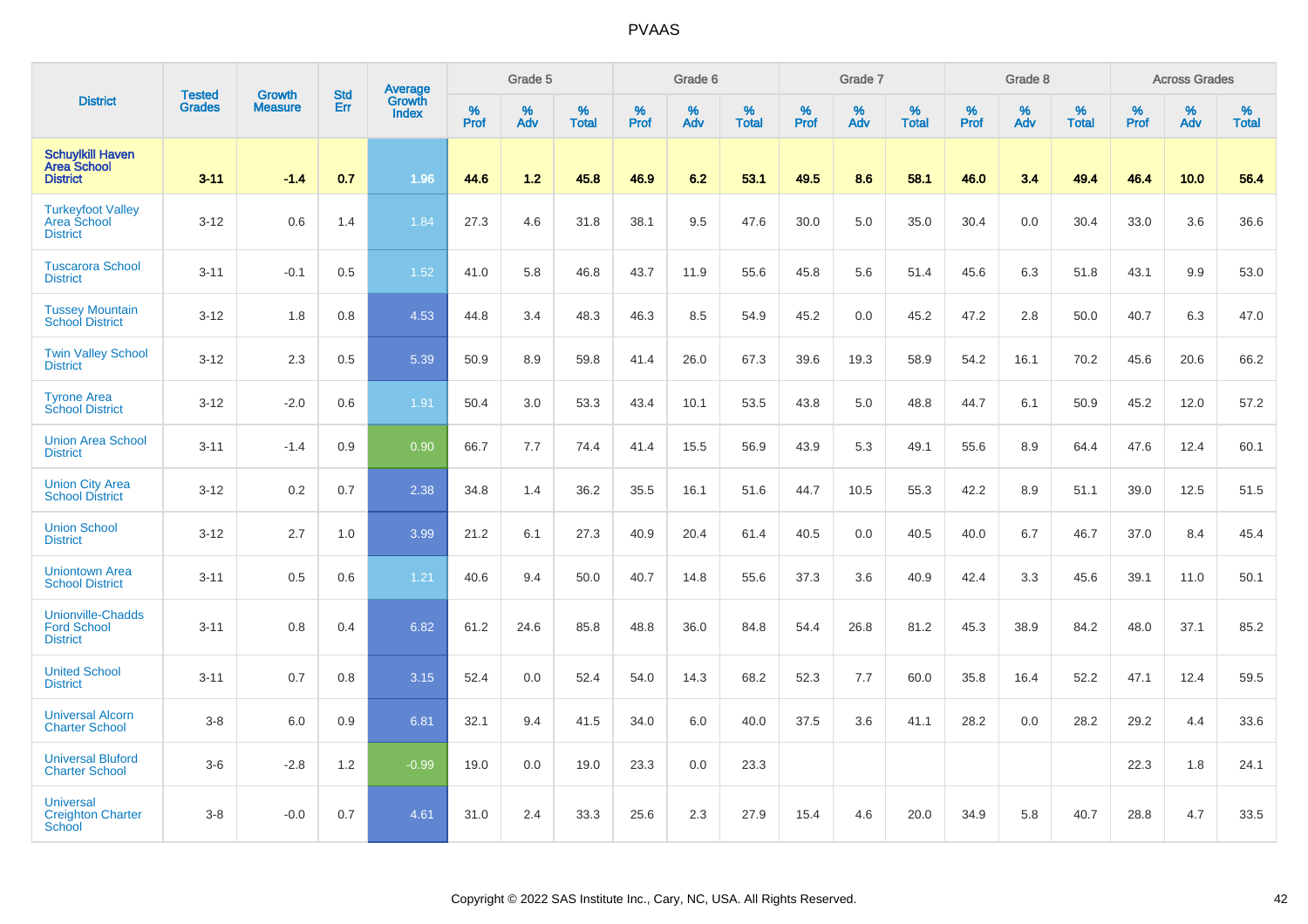# PVAAS

| District | Tested Grades | Growth Measure | Std Err | Average Growth Index | Grade 5 | | | Grade 6 | | | Grade 7 | | | Grade 8 | | | Across Grades | | |
|---|---|---|---|---|---|---|---|---|---|---|---|---|---|---|---|---|---|---|---|
| | | | | | % Prof | % Adv | % Total | % Prof | % Adv | % Total | % Prof | % Adv | % Total | % Prof | % Adv | % Total | % Prof | % Adv | % Total |
| **Schuylkill Haven Area School District** | **3-11** | **-1.4** | **0.7** | **1.96** | **44.6** | **1.2** | **45.8** | **46.9** | **6.2** | **53.1** | **49.5** | **8.6** | **58.1** | **46.0** | **3.4** | **49.4** | **46.4** | **10.0** | **56.4** |
| Turkeyfoot Valley Area School District | 3-12 | 0.6 | 1.4 | 1.84 | 27.3 | 4.6 | 31.8 | 38.1 | 9.5 | 47.6 | 30.0 | 5.0 | 35.0 | 30.4 | 0.0 | 30.4 | 33.0 | 3.6 | 36.6 |
| Tuscarora School District | 3-11 | -0.1 | 0.5 | 1.52 | 41.0 | 5.8 | 46.8 | 43.7 | 11.9 | 55.6 | 45.8 | 5.6 | 51.4 | 45.6 | 6.3 | 51.8 | 43.1 | 9.9 | 53.0 |
| Tussey Mountain School District | 3-12 | 1.8 | 0.8 | 4.53 | 44.8 | 3.4 | 48.3 | 46.3 | 8.5 | 54.9 | 45.2 | 0.0 | 45.2 | 47.2 | 2.8 | 50.0 | 40.7 | 6.3 | 47.0 |
| Twin Valley School District | 3-12 | 2.3 | 0.5 | 5.39 | 50.9 | 8.9 | 59.8 | 41.4 | 26.0 | 67.3 | 39.6 | 19.3 | 58.9 | 54.2 | 16.1 | 70.2 | 45.6 | 20.6 | 66.2 |
| Tyrone Area School District | 3-12 | -2.0 | 0.6 | 1.91 | 50.4 | 3.0 | 53.3 | 43.4 | 10.1 | 53.5 | 43.8 | 5.0 | 48.8 | 44.7 | 6.1 | 50.9 | 45.2 | 12.0 | 57.2 |
| Union Area School District | 3-11 | -1.4 | 0.9 | 0.90 | 66.7 | 7.7 | 74.4 | 41.4 | 15.5 | 56.9 | 43.9 | 5.3 | 49.1 | 55.6 | 8.9 | 64.4 | 47.6 | 12.4 | 60.1 |
| Union City Area School District | 3-12 | 0.2 | 0.7 | 2.38 | 34.8 | 1.4 | 36.2 | 35.5 | 16.1 | 51.6 | 44.7 | 10.5 | 55.3 | 42.2 | 8.9 | 51.1 | 39.0 | 12.5 | 51.5 |
| Union School District | 3-12 | 2.7 | 1.0 | 3.99 | 21.2 | 6.1 | 27.3 | 40.9 | 20.4 | 61.4 | 40.5 | 0.0 | 40.5 | 40.0 | 6.7 | 46.7 | 37.0 | 8.4 | 45.4 |
| Uniontown Area School District | 3-11 | 0.5 | 0.6 | 1.21 | 40.6 | 9.4 | 50.0 | 40.7 | 14.8 | 55.6 | 37.3 | 3.6 | 40.9 | 42.4 | 3.3 | 45.6 | 39.1 | 11.0 | 50.1 |
| Unionville-Chadds Ford School District | 3-11 | 0.8 | 0.4 | 6.82 | 61.2 | 24.6 | 85.8 | 48.8 | 36.0 | 84.8 | 54.4 | 26.8 | 81.2 | 45.3 | 38.9 | 84.2 | 48.0 | 37.1 | 85.2 |
| United School District | 3-11 | 0.7 | 0.8 | 3.15 | 52.4 | 0.0 | 52.4 | 54.0 | 14.3 | 68.2 | 52.3 | 7.7 | 60.0 | 35.8 | 16.4 | 52.2 | 47.1 | 12.4 | 59.5 |
| Universal Alcorn Charter School | 3-8 | 6.0 | 0.9 | 6.81 | 32.1 | 9.4 | 41.5 | 34.0 | 6.0 | 40.0 | 37.5 | 3.6 | 41.1 | 28.2 | 0.0 | 28.2 | 29.2 | 4.4 | 33.6 |
| Universal Bluford Charter School | 3-6 | -2.8 | 1.2 | -0.99 | 19.0 | 0.0 | 19.0 | 23.3 | 0.0 | 23.3 | | | | | | | 22.3 | 1.8 | 24.1 |
| Universal Creighton Charter School | 3-8 | -0.0 | 0.7 | 4.61 | 31.0 | 2.4 | 33.3 | 25.6 | 2.3 | 27.9 | 15.4 | 4.6 | 20.0 | 34.9 | 5.8 | 40.7 | 28.8 | 4.7 | 33.5 |

Copyright © 2022 SAS Institute Inc., Cary, NC, USA. All Rights Reserved.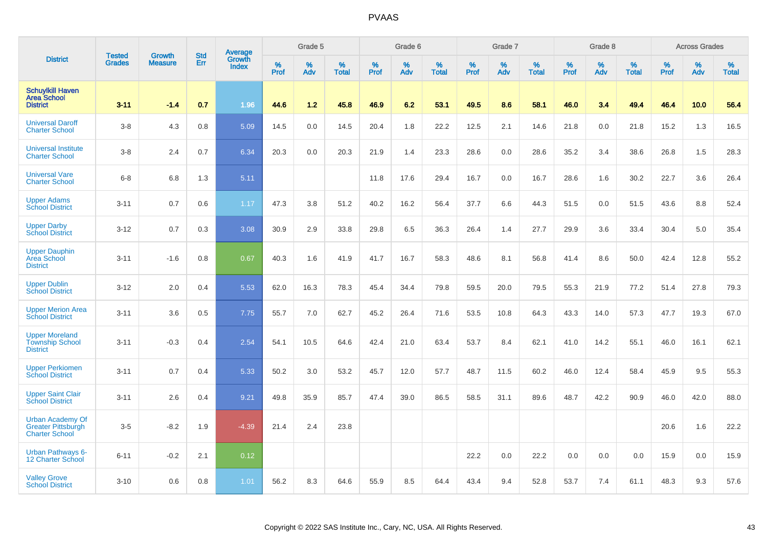| District | Tested Grades | Growth Measure | Std Err | Average Growth Index | Grade 5 | | | Grade 6 | | | Grade 7 | | | Grade 8 | | | Across Grades | | |
|---|---|---|---|---|---|---|---|---|---|---|---|---|---|---|---|---|---|---|---|
| | | | | | % Prof | % Adv | % Total | % Prof | % Adv | % Total | % Prof | % Adv | % Total | % Prof | % Adv | % Total | % Prof | % Adv | % Total |
| **Schuylkill Haven Area School District** | **3-11** | **-1.4** | **0.7** | **1.96** | **44.6** | **1.2** | **45.8** | **46.9** | **6.2** | **53.1** | **49.5** | **8.6** | **58.1** | **46.0** | **3.4** | **49.4** | **46.4** | **10.0** | **56.4** |
| Universal Daroff Charter School | 3-8 | 4.3 | 0.8 | 5.09 | 14.5 | 0.0 | 14.5 | 20.4 | 1.8 | 22.2 | 12.5 | 2.1 | 14.6 | 21.8 | 0.0 | 21.8 | 15.2 | 1.3 | 16.5 |
| Universal Institute Charter School | 3-8 | 2.4 | 0.7 | 6.34 | 20.3 | 0.0 | 20.3 | 21.9 | 1.4 | 23.3 | 28.6 | 0.0 | 28.6 | 35.2 | 3.4 | 38.6 | 26.8 | 1.5 | 28.3 |
| Universal Vare Charter School | 6-8 | 6.8 | 1.3 | 5.11 | | | | 11.8 | 17.6 | 29.4 | 16.7 | 0.0 | 16.7 | 28.6 | 1.6 | 30.2 | 22.7 | 3.6 | 26.4 |
| Upper Adams School District | 3-11 | 0.7 | 0.6 | 1.17 | 47.3 | 3.8 | 51.2 | 40.2 | 16.2 | 56.4 | 37.7 | 6.6 | 44.3 | 51.5 | 0.0 | 51.5 | 43.6 | 8.8 | 52.4 |
| Upper Darby School District | 3-12 | 0.7 | 0.3 | 3.08 | 30.9 | 2.9 | 33.8 | 29.8 | 6.5 | 36.3 | 26.4 | 1.4 | 27.7 | 29.9 | 3.6 | 33.4 | 30.4 | 5.0 | 35.4 |
| Upper Dauphin Area School District | 3-11 | -1.6 | 0.8 | 0.67 | 40.3 | 1.6 | 41.9 | 41.7 | 16.7 | 58.3 | 48.6 | 8.1 | 56.8 | 41.4 | 8.6 | 50.0 | 42.4 | 12.8 | 55.2 |
| Upper Dublin School District | 3-12 | 2.0 | 0.4 | 5.53 | 62.0 | 16.3 | 78.3 | 45.4 | 34.4 | 79.8 | 59.5 | 20.0 | 79.5 | 55.3 | 21.9 | 77.2 | 51.4 | 27.8 | 79.3 |
| Upper Merion Area School District | 3-11 | 3.6 | 0.5 | 7.75 | 55.7 | 7.0 | 62.7 | 45.2 | 26.4 | 71.6 | 53.5 | 10.8 | 64.3 | 43.3 | 14.0 | 57.3 | 47.7 | 19.3 | 67.0 |
| Upper Moreland Township School District | 3-11 | -0.3 | 0.4 | 2.54 | 54.1 | 10.5 | 64.6 | 42.4 | 21.0 | 63.4 | 53.7 | 8.4 | 62.1 | 41.0 | 14.2 | 55.1 | 46.0 | 16.1 | 62.1 |
| Upper Perkiomen School District | 3-11 | 0.7 | 0.4 | 5.33 | 50.2 | 3.0 | 53.2 | 45.7 | 12.0 | 57.7 | 48.7 | 11.5 | 60.2 | 46.0 | 12.4 | 58.4 | 45.9 | 9.5 | 55.3 |
| Upper Saint Clair School District | 3-11 | 2.6 | 0.4 | 9.21 | 49.8 | 35.9 | 85.7 | 47.4 | 39.0 | 86.5 | 58.5 | 31.1 | 89.6 | 48.7 | 42.2 | 90.9 | 46.0 | 42.0 | 88.0 |
| Urban Academy Of Greater Pittsburgh Charter School | 3-5 | -8.2 | 1.9 | -4.39 | 21.4 | 2.4 | 23.8 | | | | | | | | | | 20.6 | 1.6 | 22.2 |
| Urban Pathways 6-12 Charter School | 6-11 | -0.2 | 2.1 | 0.12 | | | | | | | 22.2 | 0.0 | 22.2 | 0.0 | 0.0 | 0.0 | 15.9 | 0.0 | 15.9 |
| Valley Grove School District | 3-10 | 0.6 | 0.8 | 1.01 | 56.2 | 8.3 | 64.6 | 55.9 | 8.5 | 64.4 | 43.4 | 9.4 | 52.8 | 53.7 | 7.4 | 61.1 | 48.3 | 9.3 | 57.6 |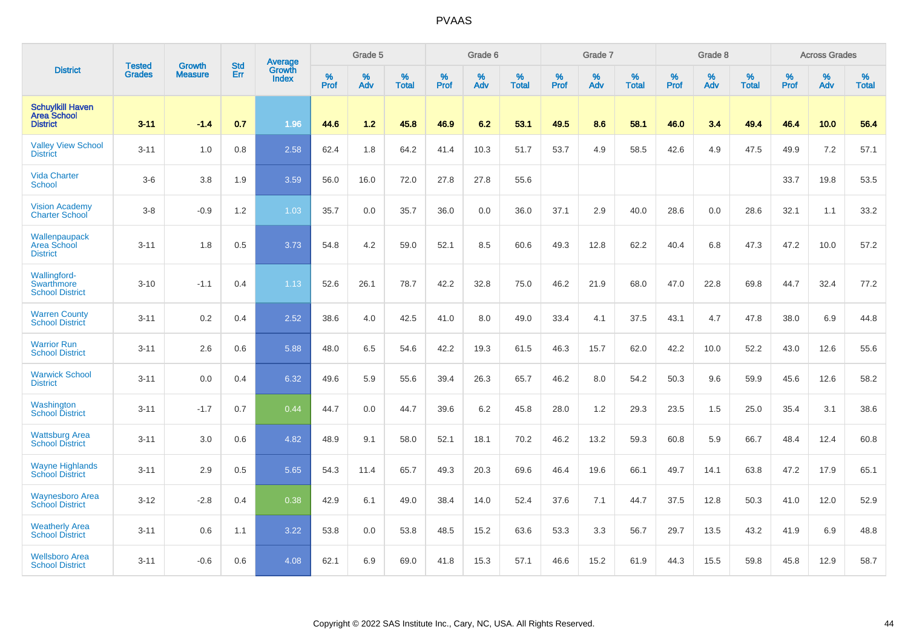# PVAAS

| District | Tested Grades | Growth Measure | Std Err | Average Growth Index | Grade 5 | | | Grade 6 | | | Grade 7 | | | Grade 8 | | | Across Grades | | |
|---|---|---|---|---|---|---|---|---|---|---|---|---|---|---|---|---|---|---|---|
| | | | | | % Prof | % Adv | % Total | % Prof | % Adv | % Total | % Prof | % Adv | % Total | % Prof | % Adv | % Total | % Prof | % Adv | % Total |
| **Schuylkill Haven Area School District** | **3-11** | **-1.4** | **0.7** | **1.96** | **44.6** | **1.2** | **45.8** | **46.9** | **6.2** | **53.1** | **49.5** | **8.6** | **58.1** | **46.0** | **3.4** | **49.4** | **46.4** | **10.0** | **56.4** |
| Valley View School District | 3-11 | 1.0 | 0.8 | 2.58 | 62.4 | 1.8 | 64.2 | 41.4 | 10.3 | 51.7 | 53.7 | 4.9 | 58.5 | 42.6 | 4.9 | 47.5 | 49.9 | 7.2 | 57.1 |
| Vida Charter School | 3-6 | 3.8 | 1.9 | 3.59 | 56.0 | 16.0 | 72.0 | 27.8 | 27.8 | 55.6 | | | | | | | 33.7 | 19.8 | 53.5 |
| Vision Academy Charter School | 3-8 | -0.9 | 1.2 | 1.03 | 35.7 | 0.0 | 35.7 | 36.0 | 0.0 | 36.0 | 37.1 | 2.9 | 40.0 | 28.6 | 0.0 | 28.6 | 32.1 | 1.1 | 33.2 |
| Wallenpaupack Area School District | 3-11 | 1.8 | 0.5 | 3.73 | 54.8 | 4.2 | 59.0 | 52.1 | 8.5 | 60.6 | 49.3 | 12.8 | 62.2 | 40.4 | 6.8 | 47.3 | 47.2 | 10.0 | 57.2 |
| Wallingford-Swarthmore School District | 3-10 | -1.1 | 0.4 | 1.13 | 52.6 | 26.1 | 78.7 | 42.2 | 32.8 | 75.0 | 46.2 | 21.9 | 68.0 | 47.0 | 22.8 | 69.8 | 44.7 | 32.4 | 77.2 |
| Warren County School District | 3-11 | 0.2 | 0.4 | 2.52 | 38.6 | 4.0 | 42.5 | 41.0 | 8.0 | 49.0 | 33.4 | 4.1 | 37.5 | 43.1 | 4.7 | 47.8 | 38.0 | 6.9 | 44.8 |
| Warrior Run School District | 3-11 | 2.6 | 0.6 | 5.88 | 48.0 | 6.5 | 54.6 | 42.2 | 19.3 | 61.5 | 46.3 | 15.7 | 62.0 | 42.2 | 10.0 | 52.2 | 43.0 | 12.6 | 55.6 |
| Warwick School District | 3-11 | 0.0 | 0.4 | 6.32 | 49.6 | 5.9 | 55.6 | 39.4 | 26.3 | 65.7 | 46.2 | 8.0 | 54.2 | 50.3 | 9.6 | 59.9 | 45.6 | 12.6 | 58.2 |
| Washington School District | 3-11 | -1.7 | 0.7 | 0.44 | 44.7 | 0.0 | 44.7 | 39.6 | 6.2 | 45.8 | 28.0 | 1.2 | 29.3 | 23.5 | 1.5 | 25.0 | 35.4 | 3.1 | 38.6 |
| Wattsburg Area School District | 3-11 | 3.0 | 0.6 | 4.82 | 48.9 | 9.1 | 58.0 | 52.1 | 18.1 | 70.2 | 46.2 | 13.2 | 59.3 | 60.8 | 5.9 | 66.7 | 48.4 | 12.4 | 60.8 |
| Wayne Highlands School District | 3-11 | 2.9 | 0.5 | 5.65 | 54.3 | 11.4 | 65.7 | 49.3 | 20.3 | 69.6 | 46.4 | 19.6 | 66.1 | 49.7 | 14.1 | 63.8 | 47.2 | 17.9 | 65.1 |
| Waynesboro Area School District | 3-12 | -2.8 | 0.4 | 0.38 | 42.9 | 6.1 | 49.0 | 38.4 | 14.0 | 52.4 | 37.6 | 7.1 | 44.7 | 37.5 | 12.8 | 50.3 | 41.0 | 12.0 | 52.9 |
| Weatherly Area School District | 3-11 | 0.6 | 1.1 | 3.22 | 53.8 | 0.0 | 53.8 | 48.5 | 15.2 | 63.6 | 53.3 | 3.3 | 56.7 | 29.7 | 13.5 | 43.2 | 41.9 | 6.9 | 48.8 |
| Wellsboro Area School District | 3-11 | -0.6 | 0.6 | 4.08 | 62.1 | 6.9 | 69.0 | 41.8 | 15.3 | 57.1 | 46.6 | 15.2 | 61.9 | 44.3 | 15.5 | 59.8 | 45.8 | 12.9 | 58.7 |

Copyright © 2022 SAS Institute Inc., Cary, NC, USA. All Rights Reserved.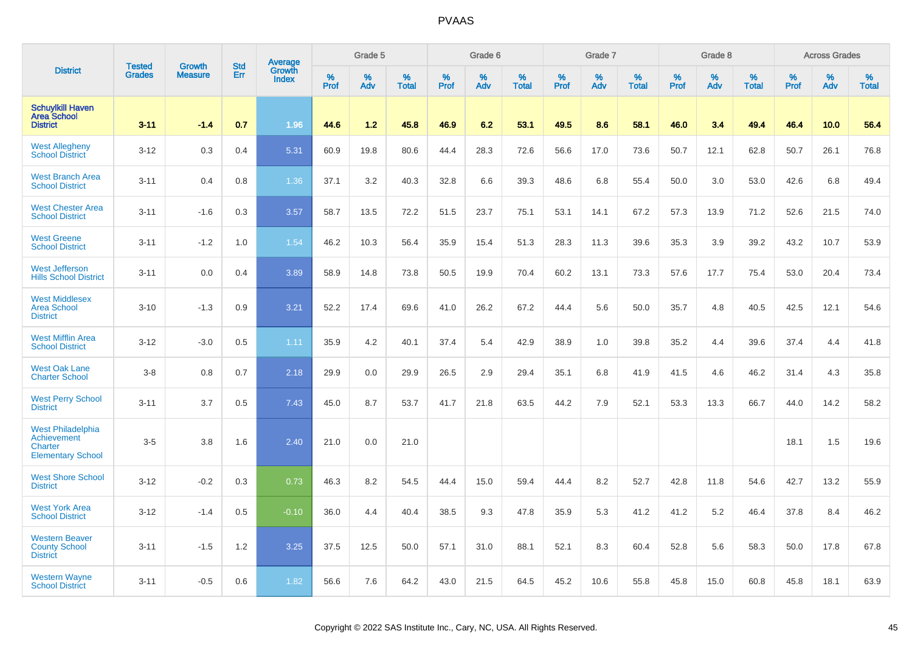# PVAAS

| District | Tested Grades | Growth Measure | Std Err | Average Growth Index | Grade 5 | | | Grade 6 | | | Grade 7 | | | Grade 8 | | | Across Grades | | |
|---|---|---|---|---|---|---|---|---|---|---|---|---|---|---|---|---|---|---|---|
| | | | | | % Prof | % Adv | % Total | % Prof | % Adv | % Total | % Prof | % Adv | % Total | % Prof | % Adv | % Total | % Prof | % Adv | % Total |
| **Schuylkill Haven Area School District** | **3-11** | **-1.4** | **0.7** | **1.96** | **44.6** | **1.2** | **45.8** | **46.9** | **6.2** | **53.1** | **49.5** | **8.6** | **58.1** | **46.0** | **3.4** | **49.4** | **46.4** | **10.0** | **56.4** |
| West Allegheny School District | 3-12 | 0.3 | 0.4 | 5.31 | 60.9 | 19.8 | 80.6 | 44.4 | 28.3 | 72.6 | 56.6 | 17.0 | 73.6 | 50.7 | 12.1 | 62.8 | 50.7 | 26.1 | 76.8 |
| West Branch Area School District | 3-11 | 0.4 | 0.8 | 1.36 | 37.1 | 3.2 | 40.3 | 32.8 | 6.6 | 39.3 | 48.6 | 6.8 | 55.4 | 50.0 | 3.0 | 53.0 | 42.6 | 6.8 | 49.4 |
| West Chester Area School District | 3-11 | -1.6 | 0.3 | 3.57 | 58.7 | 13.5 | 72.2 | 51.5 | 23.7 | 75.1 | 53.1 | 14.1 | 67.2 | 57.3 | 13.9 | 71.2 | 52.6 | 21.5 | 74.0 |
| West Greene School District | 3-11 | -1.2 | 1.0 | 1.54 | 46.2 | 10.3 | 56.4 | 35.9 | 15.4 | 51.3 | 28.3 | 11.3 | 39.6 | 35.3 | 3.9 | 39.2 | 43.2 | 10.7 | 53.9 |
| West Jefferson Hills School District | 3-11 | 0.0 | 0.4 | 3.89 | 58.9 | 14.8 | 73.8 | 50.5 | 19.9 | 70.4 | 60.2 | 13.1 | 73.3 | 57.6 | 17.7 | 75.4 | 53.0 | 20.4 | 73.4 |
| West Middlesex Area School District | 3-10 | -1.3 | 0.9 | 3.21 | 52.2 | 17.4 | 69.6 | 41.0 | 26.2 | 67.2 | 44.4 | 5.6 | 50.0 | 35.7 | 4.8 | 40.5 | 42.5 | 12.1 | 54.6 |
| West Mifflin Area School District | 3-12 | -3.0 | 0.5 | 1.11 | 35.9 | 4.2 | 40.1 | 37.4 | 5.4 | 42.9 | 38.9 | 1.0 | 39.8 | 35.2 | 4.4 | 39.6 | 37.4 | 4.4 | 41.8 |
| West Oak Lane Charter School | 3-8 | 0.8 | 0.7 | 2.18 | 29.9 | 0.0 | 29.9 | 26.5 | 2.9 | 29.4 | 35.1 | 6.8 | 41.9 | 41.5 | 4.6 | 46.2 | 31.4 | 4.3 | 35.8 |
| West Perry School District | 3-11 | 3.7 | 0.5 | 7.43 | 45.0 | 8.7 | 53.7 | 41.7 | 21.8 | 63.5 | 44.2 | 7.9 | 52.1 | 53.3 | 13.3 | 66.7 | 44.0 | 14.2 | 58.2 |
| West Philadelphia Achievement Charter Elementary School | 3-5 | 3.8 | 1.6 | 2.40 | 21.0 | 0.0 | 21.0 | | | | | | | | | | 18.1 | 1.5 | 19.6 |
| West Shore School District | 3-12 | -0.2 | 0.3 | 0.73 | 46.3 | 8.2 | 54.5 | 44.4 | 15.0 | 59.4 | 44.4 | 8.2 | 52.7 | 42.8 | 11.8 | 54.6 | 42.7 | 13.2 | 55.9 |
| West York Area School District | 3-12 | -1.4 | 0.5 | -0.10 | 36.0 | 4.4 | 40.4 | 38.5 | 9.3 | 47.8 | 35.9 | 5.3 | 41.2 | 41.2 | 5.2 | 46.4 | 37.8 | 8.4 | 46.2 |
| Western Beaver County School District | 3-11 | -1.5 | 1.2 | 3.25 | 37.5 | 12.5 | 50.0 | 57.1 | 31.0 | 88.1 | 52.1 | 8.3 | 60.4 | 52.8 | 5.6 | 58.3 | 50.0 | 17.8 | 67.8 |
| Western Wayne School District | 3-11 | -0.5 | 0.6 | 1.82 | 56.6 | 7.6 | 64.2 | 43.0 | 21.5 | 64.5 | 45.2 | 10.6 | 55.8 | 45.8 | 15.0 | 60.8 | 45.8 | 18.1 | 63.9 |

Copyright © 2022 SAS Institute Inc., Cary, NC, USA. All Rights Reserved.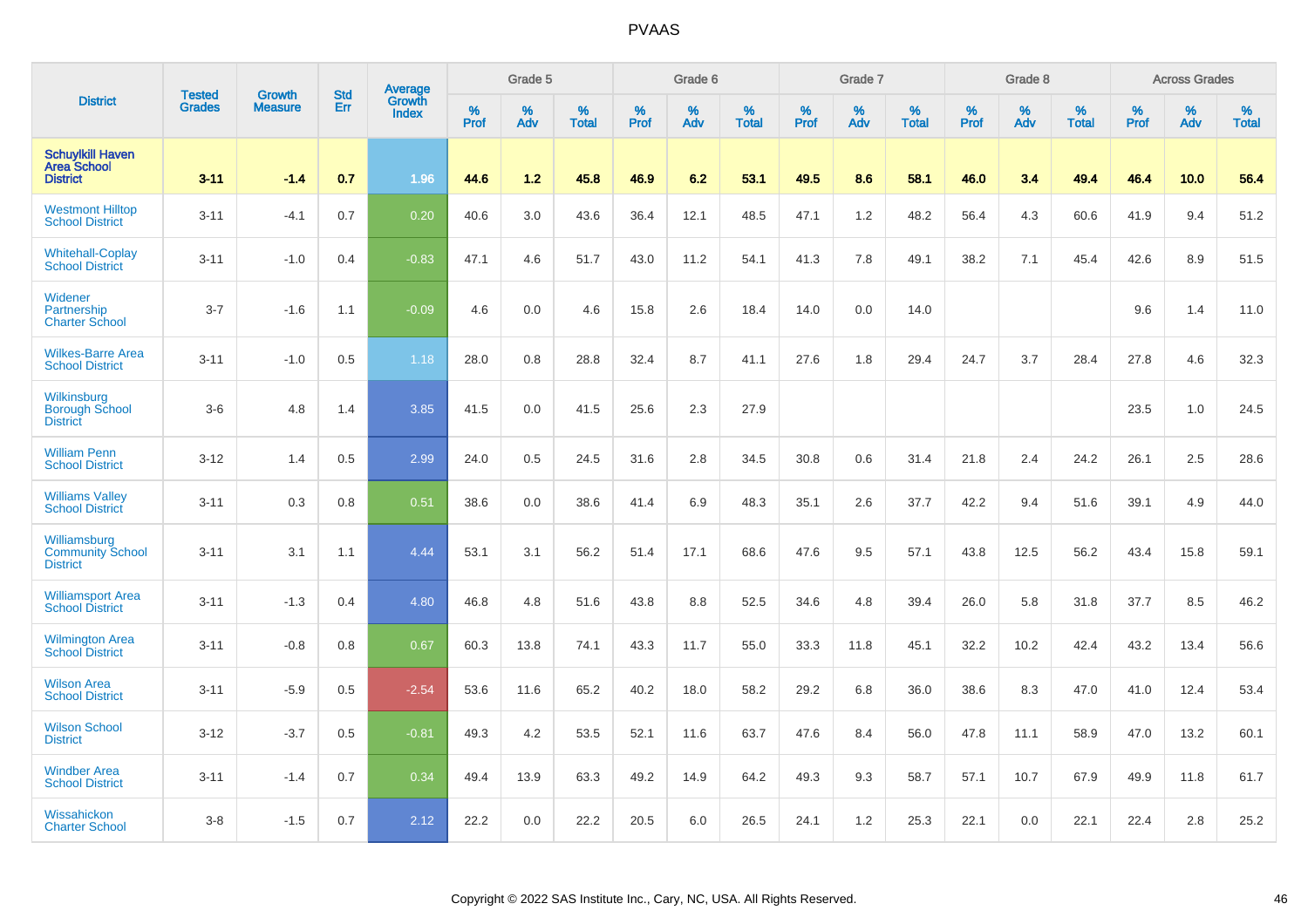# PVAAS

| District | Tested Grades | Growth Measure | Std Err | Average Growth Index | Grade 5 | | | Grade 6 | | | Grade 7 | | | Grade 8 | | | Across Grades | | |
|---|---|---|---|---|---|---|---|---|---|---|---|---|---|---|---|---|---|---|---|
| | | | | | % Prof | % Adv | % Total | % Prof | % Adv | % Total | % Prof | % Adv | % Total | % Prof | % Adv | % Total | % Prof | % Adv | % Total |
| **Schuylkill Haven Area School District** | **3-11** | **-1.4** | **0.7** | **1.96** | **44.6** | **1.2** | **45.8** | **46.9** | **6.2** | **53.1** | **49.5** | **8.6** | **58.1** | **46.0** | **3.4** | **49.4** | **46.4** | **10.0** | **56.4** |
| Westmont Hilltop School District | 3-11 | -4.1 | 0.7 | 0.20 | 40.6 | 3.0 | 43.6 | 36.4 | 12.1 | 48.5 | 47.1 | 1.2 | 48.2 | 56.4 | 4.3 | 60.6 | 41.9 | 9.4 | 51.2 |
| Whitehall-Coplay School District | 3-11 | -1.0 | 0.4 | -0.83 | 47.1 | 4.6 | 51.7 | 43.0 | 11.2 | 54.1 | 41.3 | 7.8 | 49.1 | 38.2 | 7.1 | 45.4 | 42.6 | 8.9 | 51.5 |
| Widener Partnership Charter School | 3-7 | -1.6 | 1.1 | -0.09 | 4.6 | 0.0 | 4.6 | 15.8 | 2.6 | 18.4 | 14.0 | 0.0 | 14.0 | | | | 9.6 | 1.4 | 11.0 |
| Wilkes-Barre Area School District | 3-11 | -1.0 | 0.5 | 1.18 | 28.0 | 0.8 | 28.8 | 32.4 | 8.7 | 41.1 | 27.6 | 1.8 | 29.4 | 24.7 | 3.7 | 28.4 | 27.8 | 4.6 | 32.3 |
| Wilkinsburg Borough School District | 3-6 | 4.8 | 1.4 | 3.85 | 41.5 | 0.0 | 41.5 | 25.6 | 2.3 | 27.9 | | | | | | | 23.5 | 1.0 | 24.5 |
| William Penn School District | 3-12 | 1.4 | 0.5 | 2.99 | 24.0 | 0.5 | 24.5 | 31.6 | 2.8 | 34.5 | 30.8 | 0.6 | 31.4 | 21.8 | 2.4 | 24.2 | 26.1 | 2.5 | 28.6 |
| Williams Valley School District | 3-11 | 0.3 | 0.8 | 0.51 | 38.6 | 0.0 | 38.6 | 41.4 | 6.9 | 48.3 | 35.1 | 2.6 | 37.7 | 42.2 | 9.4 | 51.6 | 39.1 | 4.9 | 44.0 |
| Williamsburg Community School District | 3-11 | 3.1 | 1.1 | 4.44 | 53.1 | 3.1 | 56.2 | 51.4 | 17.1 | 68.6 | 47.6 | 9.5 | 57.1 | 43.8 | 12.5 | 56.2 | 43.4 | 15.8 | 59.1 |
| Williamsport Area School District | 3-11 | -1.3 | 0.4 | 4.80 | 46.8 | 4.8 | 51.6 | 43.8 | 8.8 | 52.5 | 34.6 | 4.8 | 39.4 | 26.0 | 5.8 | 31.8 | 37.7 | 8.5 | 46.2 |
| Wilmington Area School District | 3-11 | -0.8 | 0.8 | 0.67 | 60.3 | 13.8 | 74.1 | 43.3 | 11.7 | 55.0 | 33.3 | 11.8 | 45.1 | 32.2 | 10.2 | 42.4 | 43.2 | 13.4 | 56.6 |
| Wilson Area School District | 3-11 | -5.9 | 0.5 | -2.54 | 53.6 | 11.6 | 65.2 | 40.2 | 18.0 | 58.2 | 29.2 | 6.8 | 36.0 | 38.6 | 8.3 | 47.0 | 41.0 | 12.4 | 53.4 |
| Wilson School District | 3-12 | -3.7 | 0.5 | -0.81 | 49.3 | 4.2 | 53.5 | 52.1 | 11.6 | 63.7 | 47.6 | 8.4 | 56.0 | 47.8 | 11.1 | 58.9 | 47.0 | 13.2 | 60.1 |
| Windber Area School District | 3-11 | -1.4 | 0.7 | 0.34 | 49.4 | 13.9 | 63.3 | 49.2 | 14.9 | 64.2 | 49.3 | 9.3 | 58.7 | 57.1 | 10.7 | 67.9 | 49.9 | 11.8 | 61.7 |
| Wissahickon Charter School | 3-8 | -1.5 | 0.7 | 2.12 | 22.2 | 0.0 | 22.2 | 20.5 | 6.0 | 26.5 | 24.1 | 1.2 | 25.3 | 22.1 | 0.0 | 22.1 | 22.4 | 2.8 | 25.2 |

Copyright © 2022 SAS Institute Inc., Cary, NC, USA. All Rights Reserved.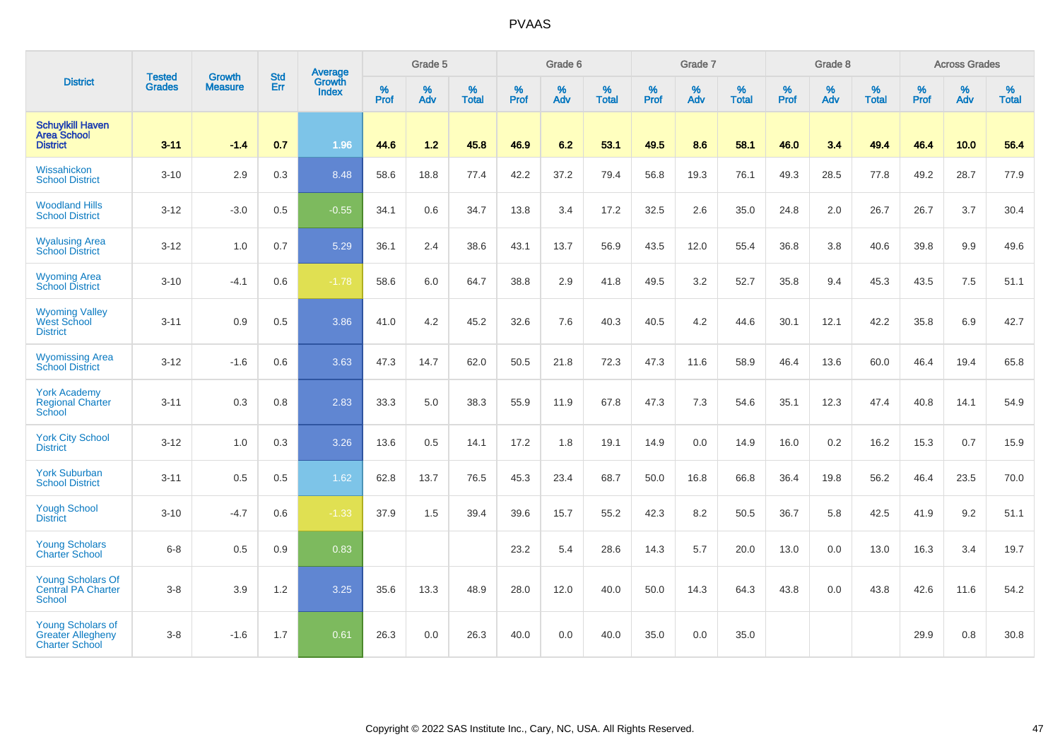# PVAAS

| District | Tested Grades | Growth Measure | Std Err | Average Growth Index | Grade 5 | | | Grade 6 | | | Grade 7 | | | Grade 8 | | | Across Grades | | |
|---|---|---|---|---|---|---|---|---|---|---|---|---|---|---|---|---|---|---|---|
| | | | | | % Prof | % Adv | % Total | % Prof | % Adv | % Total | % Prof | % Adv | % Total | % Prof | % Adv | % Total | % Prof | % Adv | % Total |
| **Schuylkill Haven Area School District** | **3-11** | **-1.4** | **0.7** | **1.96** | **44.6** | **1.2** | **45.8** | **46.9** | **6.2** | **53.1** | **49.5** | **8.6** | **58.1** | **46.0** | **3.4** | **49.4** | **46.4** | **10.0** | **56.4** |
| Wissahickon School District | 3-10 | 2.9 | 0.3 | 8.48 | 58.6 | 18.8 | 77.4 | 42.2 | 37.2 | 79.4 | 56.8 | 19.3 | 76.1 | 49.3 | 28.5 | 77.8 | 49.2 | 28.7 | 77.9 |
| Woodland Hills School District | 3-12 | -3.0 | 0.5 | -0.55 | 34.1 | 0.6 | 34.7 | 13.8 | 3.4 | 17.2 | 32.5 | 2.6 | 35.0 | 24.8 | 2.0 | 26.7 | 26.7 | 3.7 | 30.4 |
| Wyalusing Area School District | 3-12 | 1.0 | 0.7 | 5.29 | 36.1 | 2.4 | 38.6 | 43.1 | 13.7 | 56.9 | 43.5 | 12.0 | 55.4 | 36.8 | 3.8 | 40.6 | 39.8 | 9.9 | 49.6 |
| Wyoming Area School District | 3-10 | -4.1 | 0.6 | -1.78 | 58.6 | 6.0 | 64.7 | 38.8 | 2.9 | 41.8 | 49.5 | 3.2 | 52.7 | 35.8 | 9.4 | 45.3 | 43.5 | 7.5 | 51.1 |
| Wyoming Valley West School District | 3-11 | 0.9 | 0.5 | 3.86 | 41.0 | 4.2 | 45.2 | 32.6 | 7.6 | 40.3 | 40.5 | 4.2 | 44.6 | 30.1 | 12.1 | 42.2 | 35.8 | 6.9 | 42.7 |
| Wyomissing Area School District | 3-12 | -1.6 | 0.6 | 3.63 | 47.3 | 14.7 | 62.0 | 50.5 | 21.8 | 72.3 | 47.3 | 11.6 | 58.9 | 46.4 | 13.6 | 60.0 | 46.4 | 19.4 | 65.8 |
| York Academy Regional Charter School | 3-11 | 0.3 | 0.8 | 2.83 | 33.3 | 5.0 | 38.3 | 55.9 | 11.9 | 67.8 | 47.3 | 7.3 | 54.6 | 35.1 | 12.3 | 47.4 | 40.8 | 14.1 | 54.9 |
| York City School District | 3-12 | 1.0 | 0.3 | 3.26 | 13.6 | 0.5 | 14.1 | 17.2 | 1.8 | 19.1 | 14.9 | 0.0 | 14.9 | 16.0 | 0.2 | 16.2 | 15.3 | 0.7 | 15.9 |
| York Suburban School District | 3-11 | 0.5 | 0.5 | 1.62 | 62.8 | 13.7 | 76.5 | 45.3 | 23.4 | 68.7 | 50.0 | 16.8 | 66.8 | 36.4 | 19.8 | 56.2 | 46.4 | 23.5 | 70.0 |
| Yough School District | 3-10 | -4.7 | 0.6 | -1.33 | 37.9 | 1.5 | 39.4 | 39.6 | 15.7 | 55.2 | 42.3 | 8.2 | 50.5 | 36.7 | 5.8 | 42.5 | 41.9 | 9.2 | 51.1 |
| Young Scholars Charter School | 6-8 | 0.5 | 0.9 | 0.83 | | | | 23.2 | 5.4 | 28.6 | 14.3 | 5.7 | 20.0 | 13.0 | 0.0 | 13.0 | 16.3 | 3.4 | 19.7 |
| Young Scholars Of Central PA Charter School | 3-8 | 3.9 | 1.2 | 3.25 | 35.6 | 13.3 | 48.9 | 28.0 | 12.0 | 40.0 | 50.0 | 14.3 | 64.3 | 43.8 | 0.0 | 43.8 | 42.6 | 11.6 | 54.2 |
| Young Scholars of Greater Allegheny Charter School | 3-8 | -1.6 | 1.7 | 0.61 | 26.3 | 0.0 | 26.3 | 40.0 | 0.0 | 40.0 | 35.0 | 0.0 | 35.0 | | | | 29.9 | 0.8 | 30.8 |

Copyright © 2022 SAS Institute Inc., Cary, NC, USA. All Rights Reserved.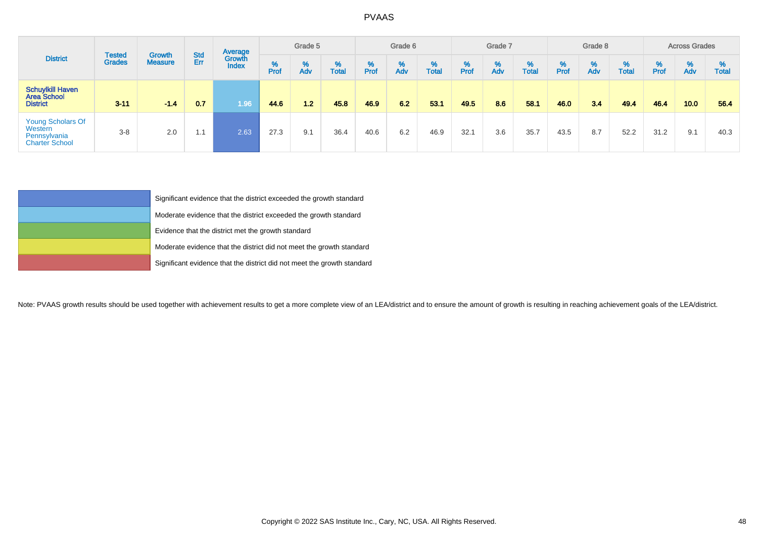# PVAAS

| District | Tested Grades | Growth Measure | Std Err | Average Growth Index | Grade 5 | | | Grade 6 | | | Grade 7 | | | Grade 8 | | | Across Grades | | |
|---|---|---|---|---|---|---|---|---|---|---|---|---|---|---|---|---|---|---|---|
| | | | | | % Prof | % Adv | % Total | % Prof | % Adv | % Total | % Prof | % Adv | % Total | % Prof | % Adv | % Total | % Prof | % Adv | % Total |
| **Schuylkill Haven Area School District** | **3-11** | **-1.4** | **0.7** | **1.96** | **44.6** | **1.2** | **45.8** | **46.9** | **6.2** | **53.1** | **49.5** | **8.6** | **58.1** | **46.0** | **3.4** | **49.4** | **46.4** | **10.0** | **56.4** |
| Young Scholars Of Western Pennsylvania Charter School | 3-8 | 2.0 | 1.1 | 2.63 | 27.3 | 9.1 | 36.4 | 40.6 | 6.2 | 46.9 | 32.1 | 3.6 | 35.7 | 43.5 | 8.7 | 52.2 | 31.2 | 9.1 | 40.3 |

Significant evidence that the district exceeded the growth standard

Moderate evidence that the district exceeded the growth standard

Evidence that the district met the growth standard

Moderate evidence that the district did not meet the growth standard

Significant evidence that the district did not meet the growth standard

Note: PVAAS growth results should be used together with achievement results to get a more complete view of an LEA/district and to ensure the amount of growth is resulting in reaching achievement goals of the LEA/district.

Copyright © 2022 SAS Institute Inc., Cary, NC, USA. All Rights Reserved.